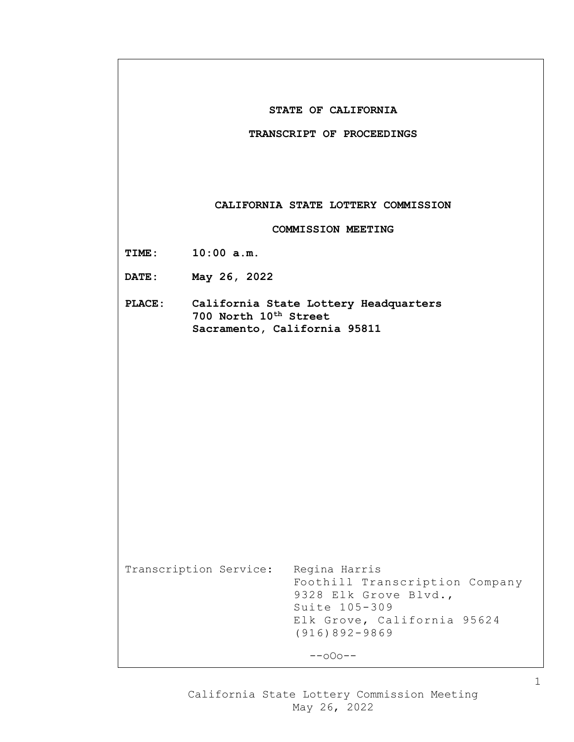**STATE OF CALIFORNIA**

**TRANSCRIPT OF PROCEEDINGS**

**CALIFORNIA STATE LOTTERY COMMISSION**

**COMMISSION MEETING**

**TIME:** **10:00 a.m.**

**DATE:** **May 26, 2022**

**PLACE:** **California State Lottery Headquarters**
**700 North 10th Street**
**Sacramento, California 95811**

Transcription Service: Regina Harris
Foothill Transcription Company
9328 Elk Grove Blvd.,
Suite 105-309
Elk Grove, California 95624
(916)892-9869

--oOo--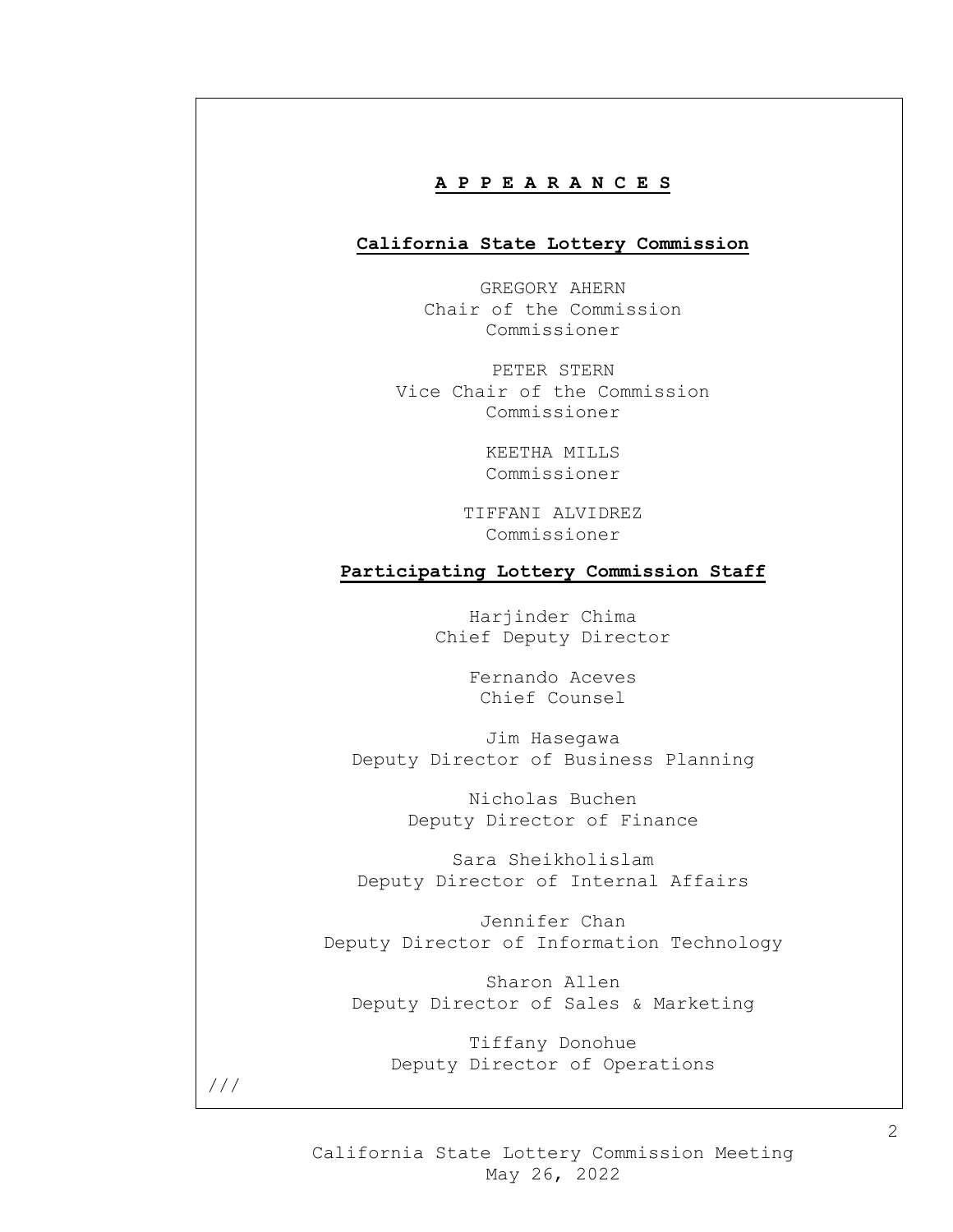# A P P E A R A N C E S

## California State Lottery Commission

GREGORY AHERN
Chair of the Commission
Commissioner

PETER STERN
Vice Chair of the Commission
Commissioner

KEETHA MILLS
Commissioner

TIFFANI ALVIDREZ
Commissioner

## Participating Lottery Commission Staff

Harjinder Chima
Chief Deputy Director

Fernando Aceves
Chief Counsel

Jim Hasegawa
Deputy Director of Business Planning

Nicholas Buchen
Deputy Director of Finance

Sara Sheikholislam
Deputy Director of Internal Affairs

Jennifer Chan
Deputy Director of Information Technology

Sharon Allen
Deputy Director of Sales & Marketing

Tiffany Donohue
Deputy Director of Operations

///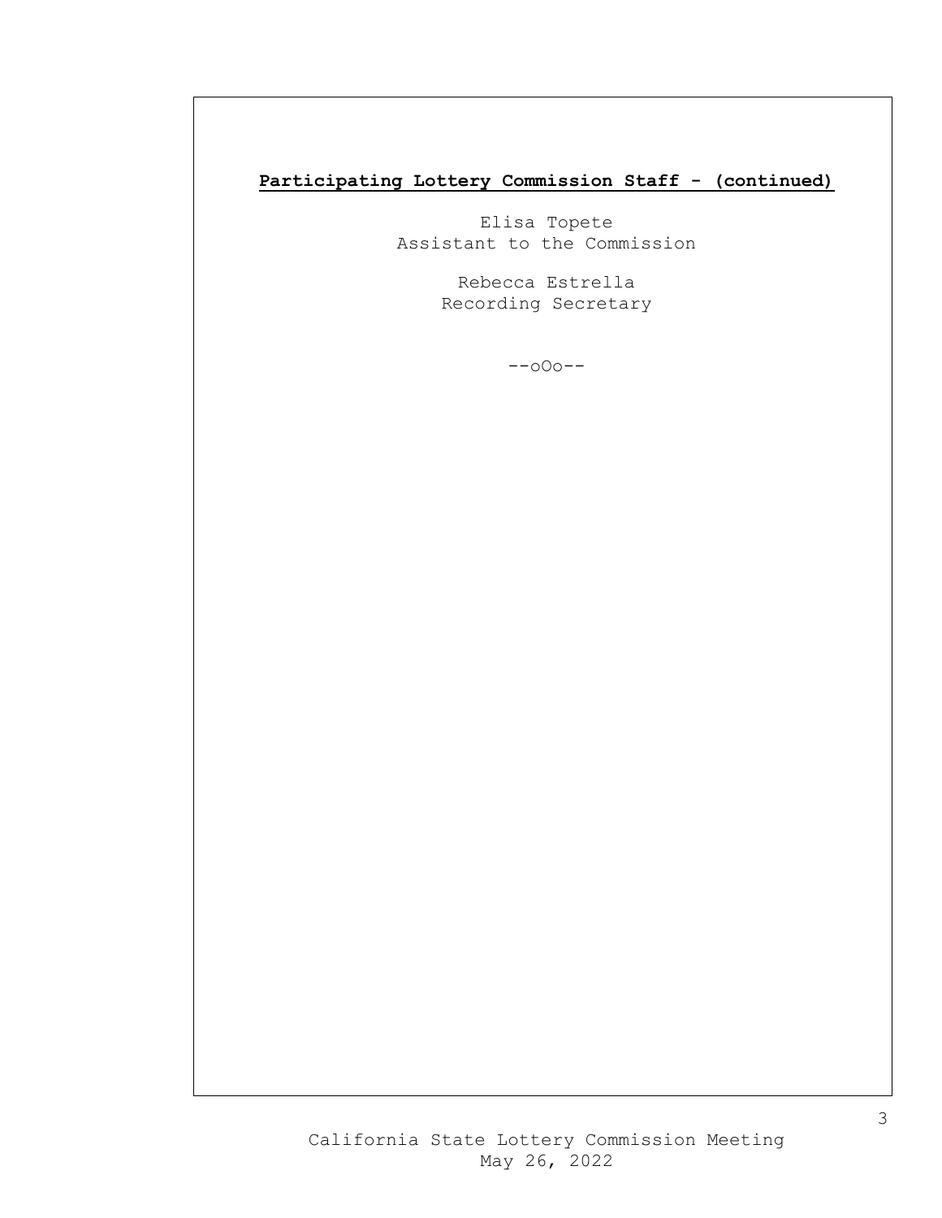**Participating Lottery Commission Staff - (continued)**

Elisa Topete
Assistant to the Commission

Rebecca Estrella
Recording Secretary

--oOo--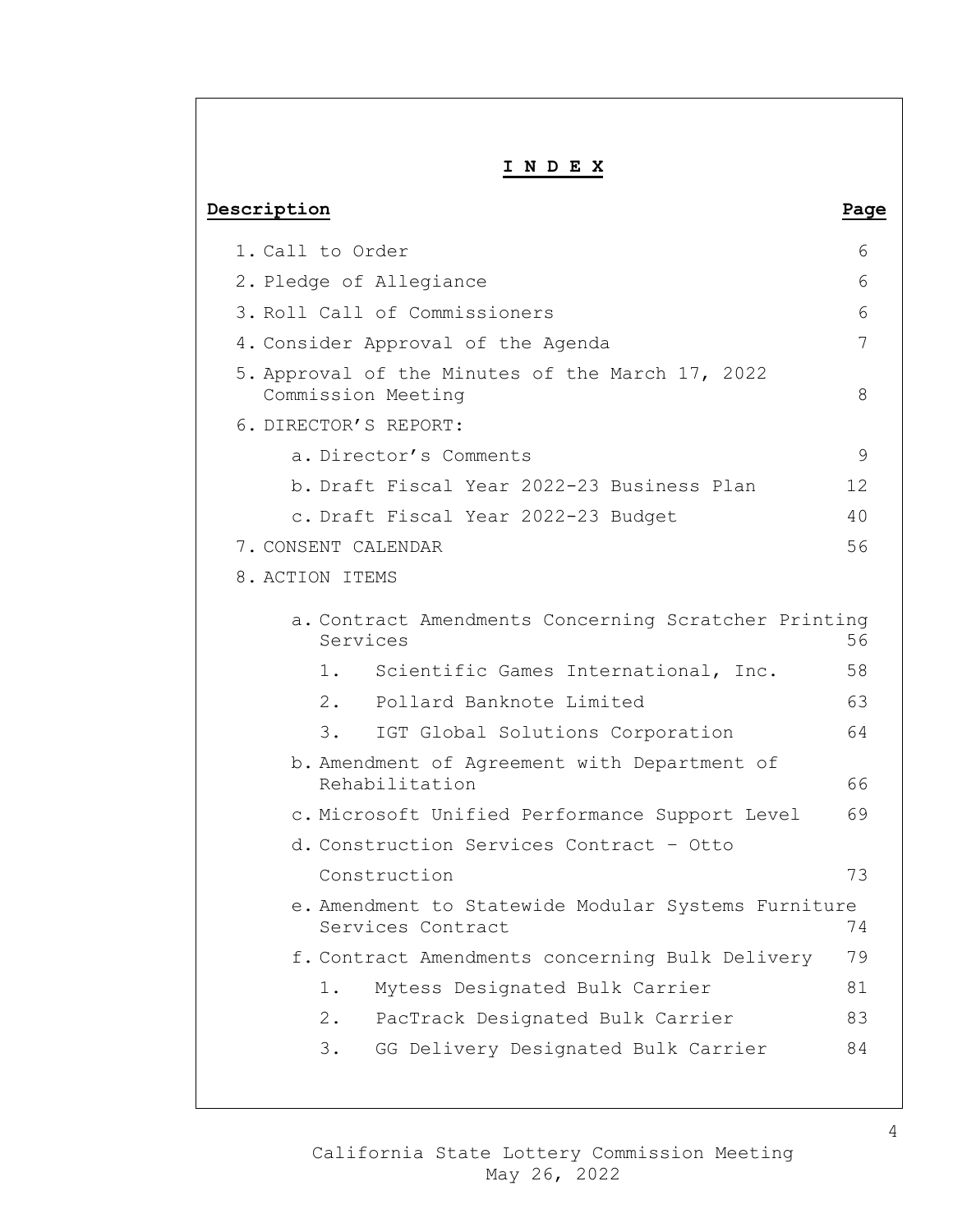# I N D E X

| Description | Page |
| --- | --- |
| 1. Call to Order | 6 |
| 2. Pledge of Allegiance | 6 |
| 3. Roll Call of Commissioners | 6 |
| 4. Consider Approval of the Agenda | 7 |
| 5. Approval of the Minutes of the March 17, 2022 Commission Meeting | 8 |
| 6. DIRECTOR'S REPORT: | |
| a. Director's Comments | 9 |
| b. Draft Fiscal Year 2022-23 Business Plan | 12 |
| c. Draft Fiscal Year 2022-23 Budget | 40 |
| 7. CONSENT CALENDAR | 56 |
| 8. ACTION ITEMS | |
| a. Contract Amendments Concerning Scratcher Printing Services | 56 |
| 1. Scientific Games International, Inc. | 58 |
| 2. Pollard Banknote Limited | 63 |
| 3. IGT Global Solutions Corporation | 64 |
| b. Amendment of Agreement with Department of Rehabilitation | 66 |
| c. Microsoft Unified Performance Support Level | 69 |
| d. Construction Services Contract – Otto Construction | 73 |
| e. Amendment to Statewide Modular Systems Furniture Services Contract | 74 |
| f. Contract Amendments concerning Bulk Delivery | 79 |
| 1. Mytess Designated Bulk Carrier | 81 |
| 2. PacTrack Designated Bulk Carrier | 83 |
| 3. GG Delivery Designated Bulk Carrier | 84 |

California State Lottery Commission Meeting
May 26, 2022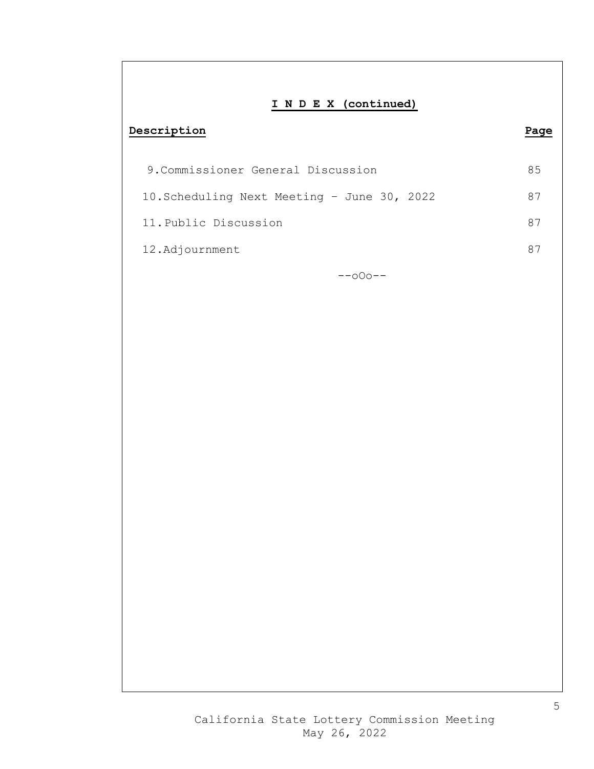## I N D E X (continued)

| Description | Page |
| --- | --- |
| 9.Commissioner General Discussion | 85 |
| 10.Scheduling Next Meeting - June 30, 2022 | 87 |
| 11.Public Discussion | 87 |
| 12.Adjournment | 87 |

--oOo--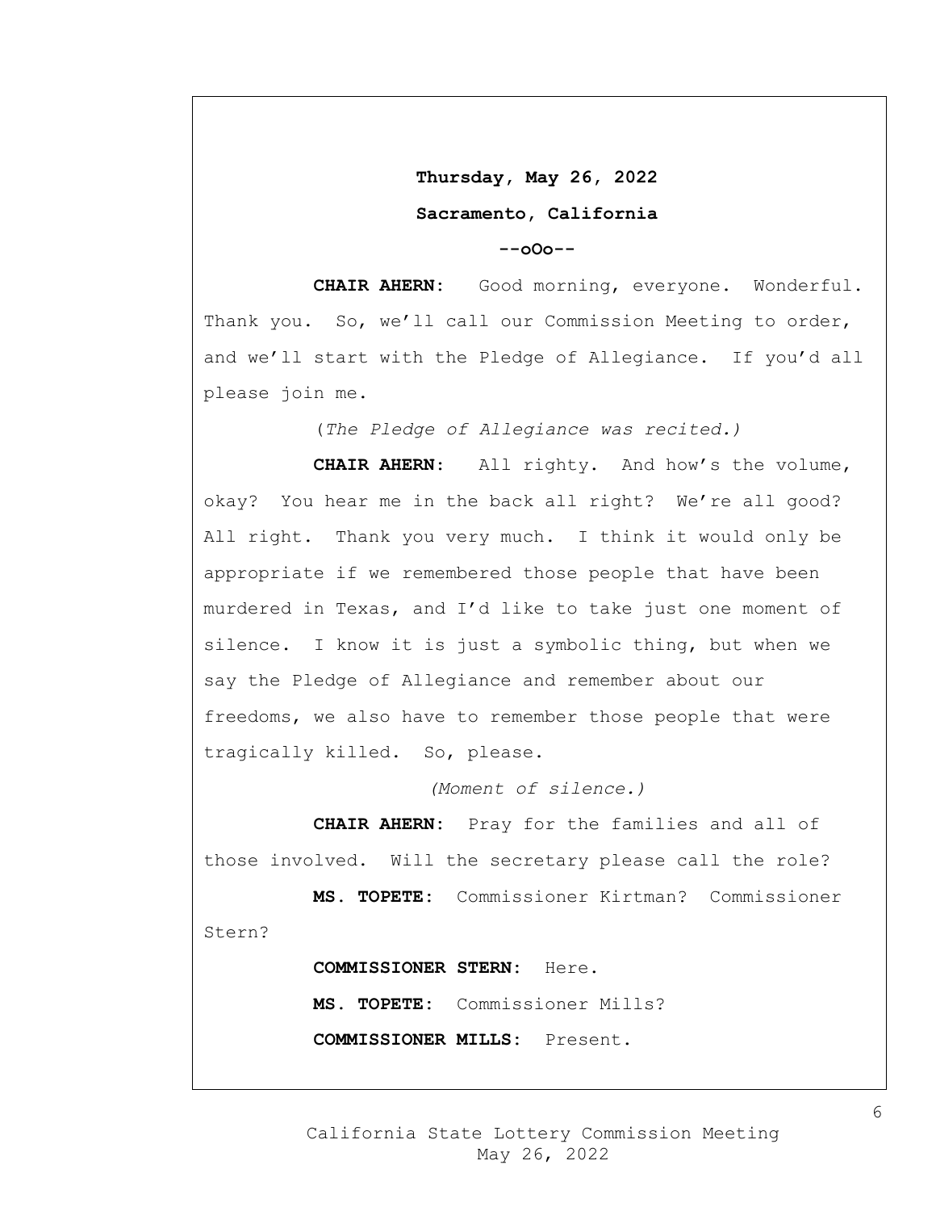**Thursday, May 26, 2022**

**Sacramento, California**

**--oOo--**

**CHAIR AHERN:** Good morning, everyone. Wonderful. Thank you. So, we'll call our Commission Meeting to order, and we'll start with the Pledge of Allegiance. If you'd all please join me.

*(The Pledge of Allegiance was recited.)*

**CHAIR AHERN:** All righty. And how's the volume, okay? You hear me in the back all right? We're all good? All right. Thank you very much. I think it would only be appropriate if we remembered those people that have been murdered in Texas, and I'd like to take just one moment of silence. I know it is just a symbolic thing, but when we say the Pledge of Allegiance and remember about our freedoms, we also have to remember those people that were tragically killed. So, please.

*(Moment of silence.)*

**CHAIR AHERN:** Pray for the families and all of those involved. Will the secretary please call the role?

**MS. TOPETE:** Commissioner Kirtman? Commissioner Stern?

**COMMISSIONER STERN:** Here.

**MS. TOPETE:** Commissioner Mills?

**COMMISSIONER MILLS:** Present.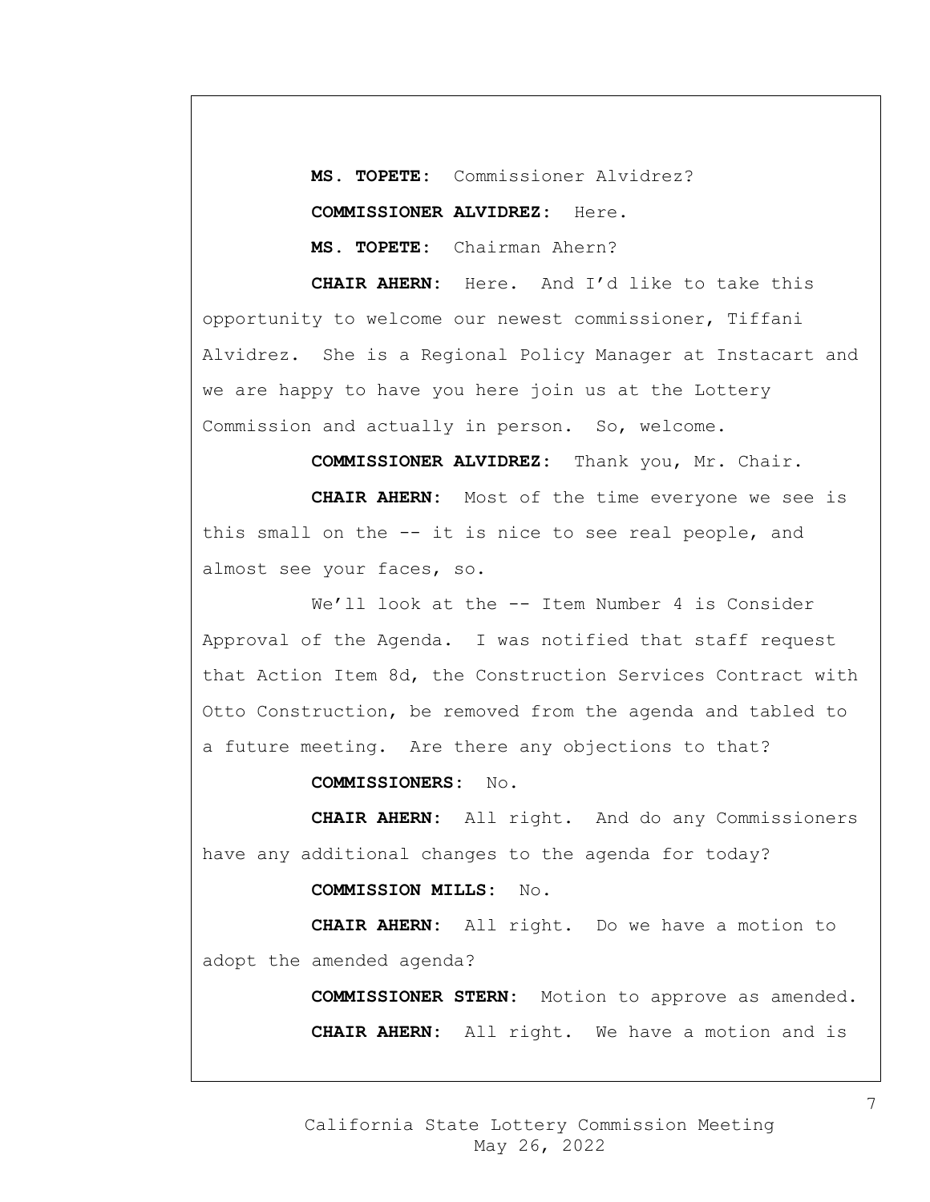**MS. TOPETE:** Commissioner Alvidrez?

**COMMISSIONER ALVIDREZ:** Here.

**MS. TOPETE:** Chairman Ahern?

**CHAIR AHERN:** Here. And I'd like to take this opportunity to welcome our newest commissioner, Tiffani Alvidrez. She is a Regional Policy Manager at Instacart and we are happy to have you here join us at the Lottery Commission and actually in person. So, welcome.

**COMMISSIONER ALVIDREZ:** Thank you, Mr. Chair.

**CHAIR AHERN:** Most of the time everyone we see is this small on the -- it is nice to see real people, and almost see your faces, so.

We'll look at the -- Item Number 4 is Consider Approval of the Agenda. I was notified that staff request that Action Item 8d, the Construction Services Contract with Otto Construction, be removed from the agenda and tabled to a future meeting. Are there any objections to that?

**COMMISSIONERS:** No.

**CHAIR AHERN:** All right. And do any Commissioners have any additional changes to the agenda for today?

**COMMISSION MILLS:** No.

**CHAIR AHERN:** All right. Do we have a motion to adopt the amended agenda?

**COMMISSIONER STERN:** Motion to approve as amended.

**CHAIR AHERN:** All right. We have a motion and is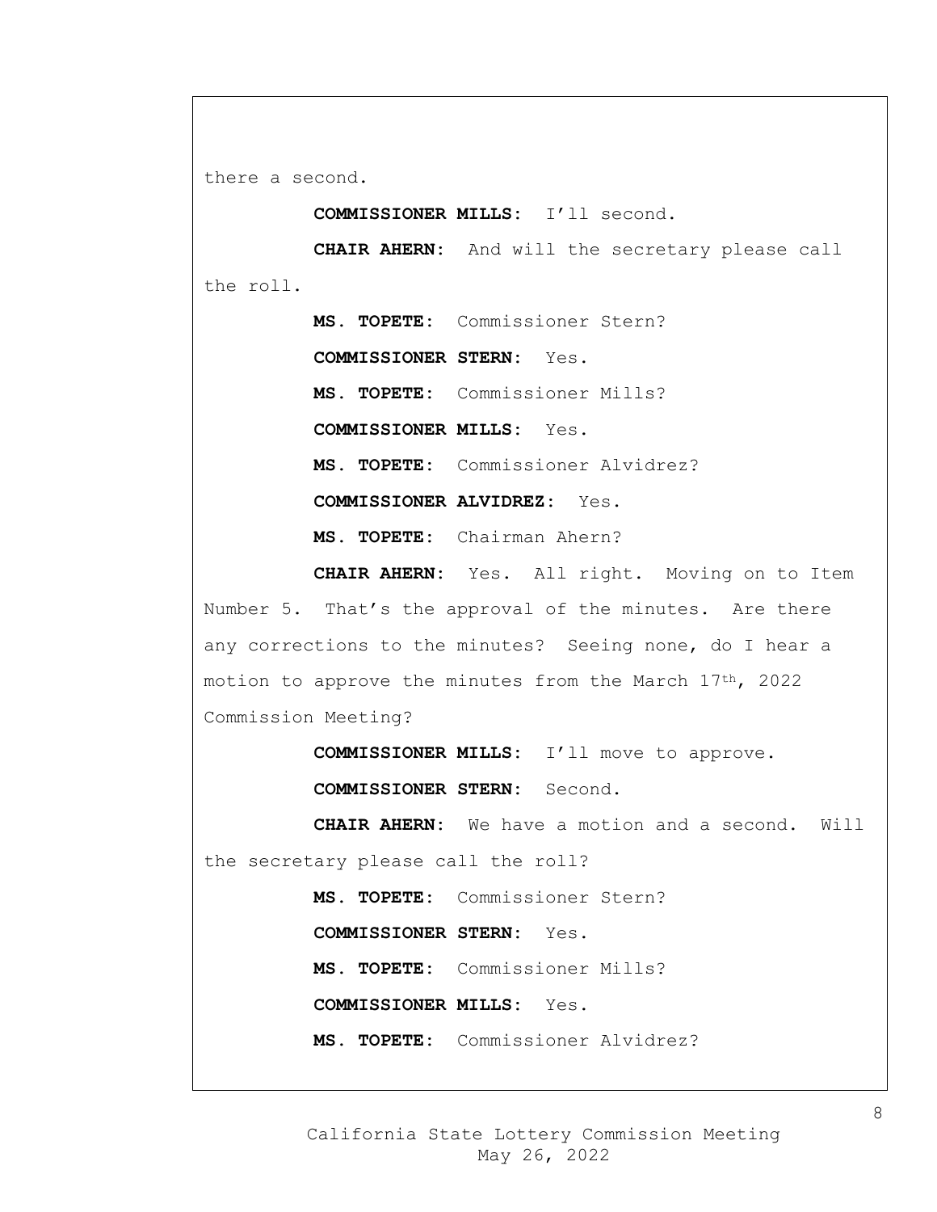there a second.

**COMMISSIONER MILLS:** I'll second.

**CHAIR AHERN:** And will the secretary please call the roll.

**MS. TOPETE:** Commissioner Stern?

**COMMISSIONER STERN:** Yes.

**MS. TOPETE:** Commissioner Mills?

**COMMISSIONER MILLS:** Yes.

**MS. TOPETE:** Commissioner Alvidrez?

**COMMISSIONER ALVIDREZ:** Yes.

**MS. TOPETE:** Chairman Ahern?

**CHAIR AHERN:** Yes. All right. Moving on to Item Number 5. That's the approval of the minutes. Are there any corrections to the minutes? Seeing none, do I hear a motion to approve the minutes from the March 17th, 2022 Commission Meeting?

**COMMISSIONER MILLS:** I'll move to approve.

**COMMISSIONER STERN:** Second.

**CHAIR AHERN:** We have a motion and a second. Will the secretary please call the roll?

**MS. TOPETE:** Commissioner Stern?

**COMMISSIONER STERN:** Yes.

**MS. TOPETE:** Commissioner Mills?

**COMMISSIONER MILLS:** Yes.

**MS. TOPETE:** Commissioner Alvidrez?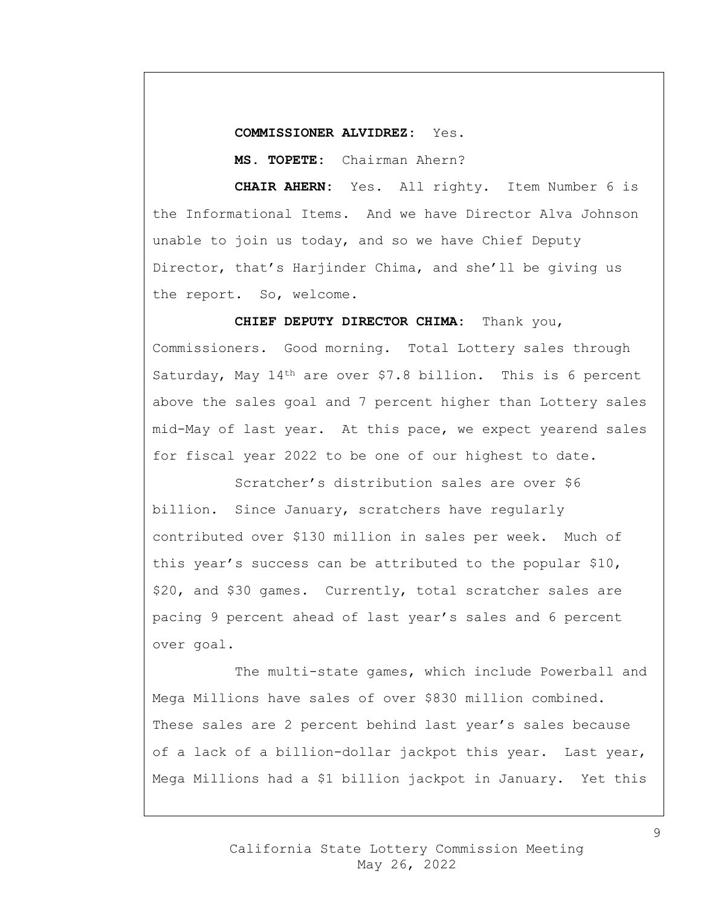**COMMISSIONER ALVIDREZ:** Yes.

**MS. TOPETE:** Chairman Ahern?

**CHAIR AHERN:** Yes. All righty. Item Number 6 is the Informational Items. And we have Director Alva Johnson unable to join us today, and so we have Chief Deputy Director, that's Harjinder Chima, and she'll be giving us the report. So, welcome.

**CHIEF DEPUTY DIRECTOR CHIMA:** Thank you, Commissioners. Good morning. Total Lottery sales through Saturday, May 14th are over $7.8 billion. This is 6 percent above the sales goal and 7 percent higher than Lottery sales mid-May of last year. At this pace, we expect yearend sales for fiscal year 2022 to be one of our highest to date.

Scratcher's distribution sales are over $6 billion. Since January, scratchers have regularly contributed over $130 million in sales per week. Much of this year's success can be attributed to the popular $10, $20, and $30 games. Currently, total scratcher sales are pacing 9 percent ahead of last year's sales and 6 percent over goal.

The multi-state games, which include Powerball and Mega Millions have sales of over $830 million combined. These sales are 2 percent behind last year's sales because of a lack of a billion-dollar jackpot this year. Last year, Mega Millions had a $1 billion jackpot in January. Yet this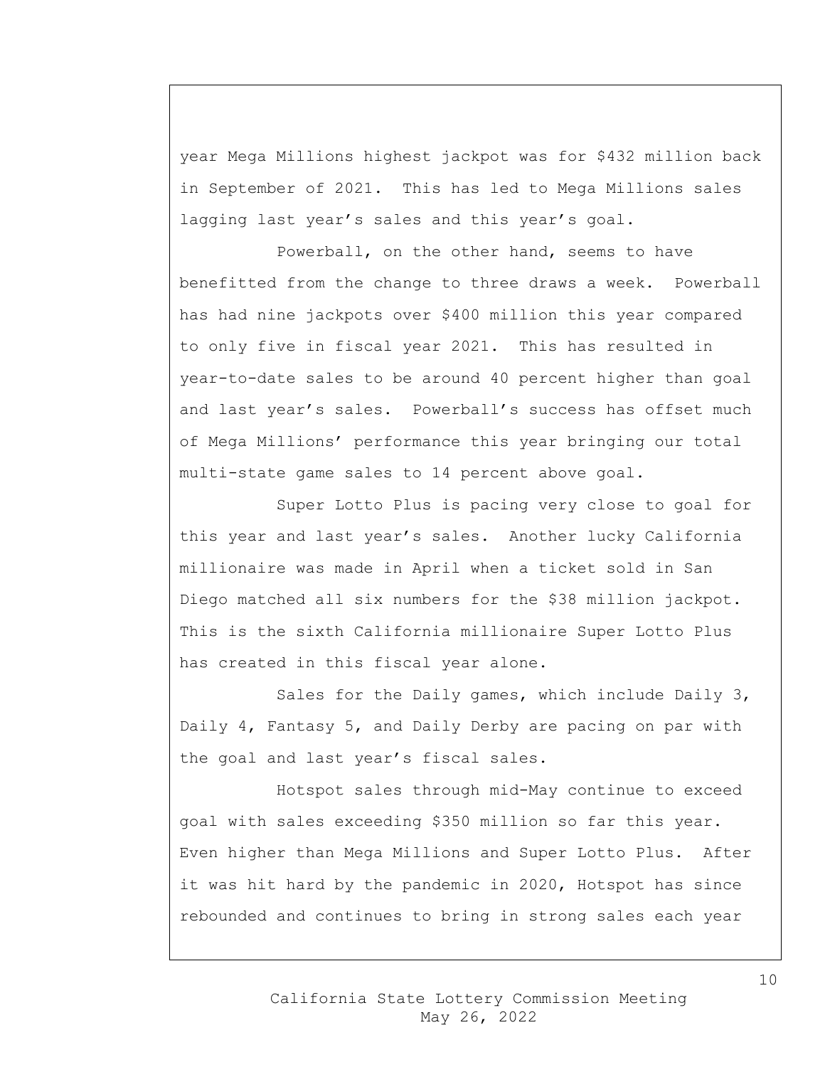year Mega Millions highest jackpot was for $432 million back in September of 2021. This has led to Mega Millions sales lagging last year's sales and this year's goal.

Powerball, on the other hand, seems to have benefitted from the change to three draws a week. Powerball has had nine jackpots over $400 million this year compared to only five in fiscal year 2021. This has resulted in year-to-date sales to be around 40 percent higher than goal and last year's sales. Powerball's success has offset much of Mega Millions' performance this year bringing our total multi-state game sales to 14 percent above goal.

Super Lotto Plus is pacing very close to goal for this year and last year's sales. Another lucky California millionaire was made in April when a ticket sold in San Diego matched all six numbers for the $38 million jackpot. This is the sixth California millionaire Super Lotto Plus has created in this fiscal year alone.

Sales for the Daily games, which include Daily 3, Daily 4, Fantasy 5, and Daily Derby are pacing on par with the goal and last year's fiscal sales.

Hotspot sales through mid-May continue to exceed goal with sales exceeding $350 million so far this year. Even higher than Mega Millions and Super Lotto Plus. After it was hit hard by the pandemic in 2020, Hotspot has since rebounded and continues to bring in strong sales each year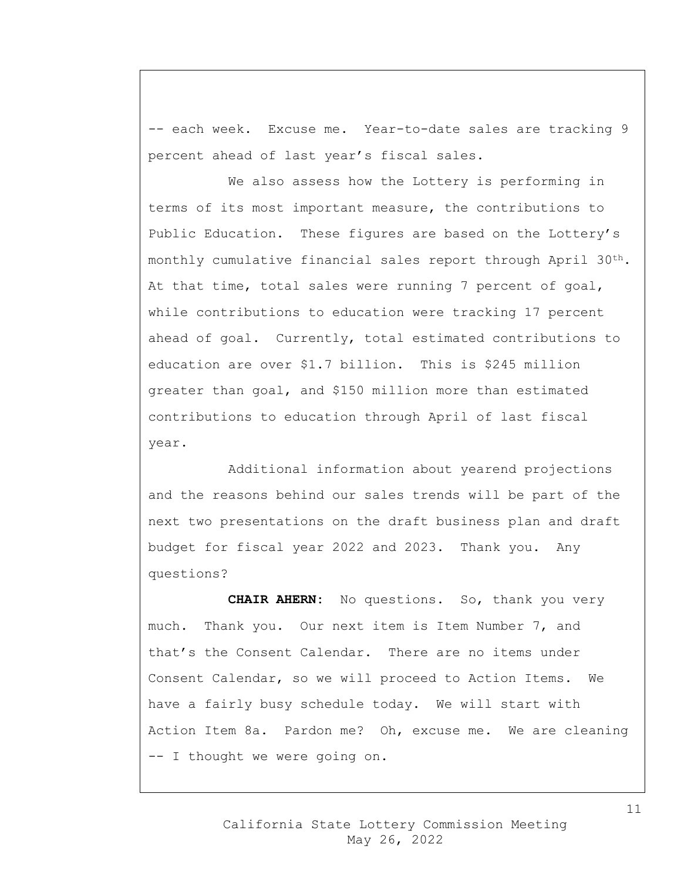-- each week. Excuse me. Year-to-date sales are tracking 9 percent ahead of last year's fiscal sales.

We also assess how the Lottery is performing in terms of its most important measure, the contributions to Public Education. These figures are based on the Lottery's monthly cumulative financial sales report through April 30th. At that time, total sales were running 7 percent of goal, while contributions to education were tracking 17 percent ahead of goal. Currently, total estimated contributions to education are over $1.7 billion. This is $245 million greater than goal, and $150 million more than estimated contributions to education through April of last fiscal year.

Additional information about yearend projections and the reasons behind our sales trends will be part of the next two presentations on the draft business plan and draft budget for fiscal year 2022 and 2023. Thank you. Any questions?

**CHAIR AHERN**: No questions. So, thank you very much. Thank you. Our next item is Item Number 7, and that's the Consent Calendar. There are no items under Consent Calendar, so we will proceed to Action Items. We have a fairly busy schedule today. We will start with Action Item 8a. Pardon me? Oh, excuse me. We are cleaning -- I thought we were going on.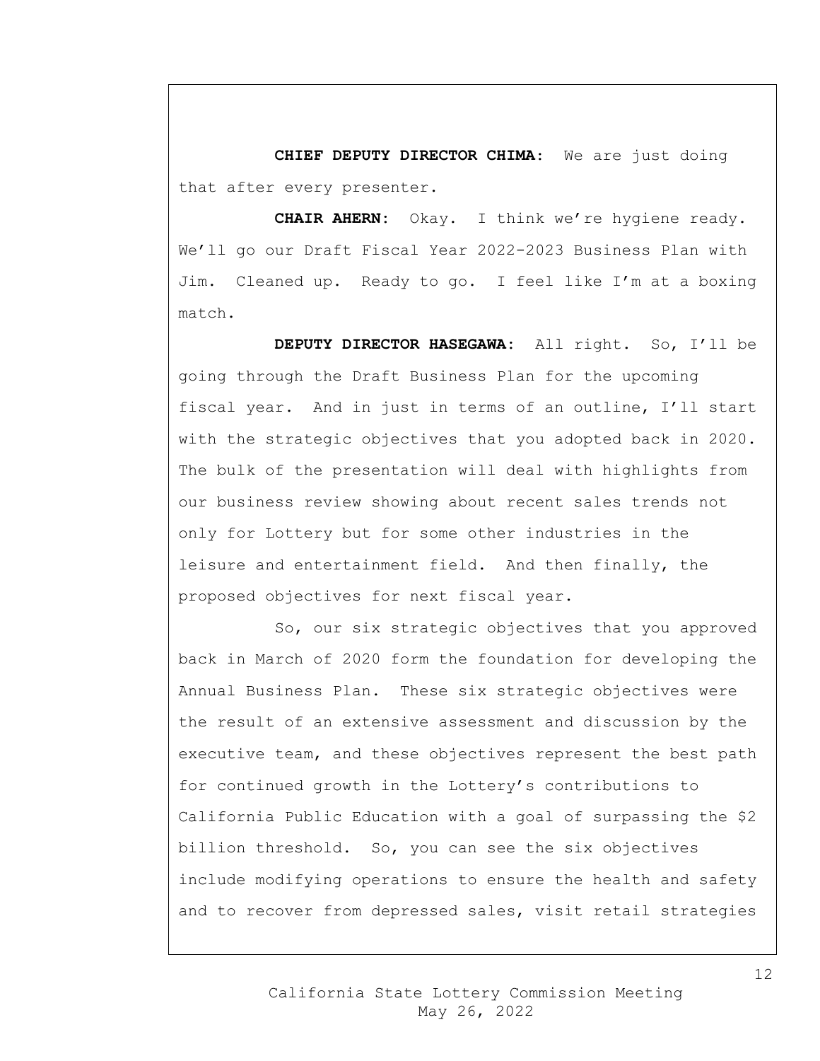**CHIEF DEPUTY DIRECTOR CHIMA:** We are just doing that after every presenter.

**CHAIR AHERN:** Okay. I think we're hygiene ready. We'll go our Draft Fiscal Year 2022-2023 Business Plan with Jim. Cleaned up. Ready to go. I feel like I'm at a boxing match.

**DEPUTY DIRECTOR HASEGAWA:** All right. So, I'll be going through the Draft Business Plan for the upcoming fiscal year. And in just in terms of an outline, I'll start with the strategic objectives that you adopted back in 2020. The bulk of the presentation will deal with highlights from our business review showing about recent sales trends not only for Lottery but for some other industries in the leisure and entertainment field. And then finally, the proposed objectives for next fiscal year.

So, our six strategic objectives that you approved back in March of 2020 form the foundation for developing the Annual Business Plan. These six strategic objectives were the result of an extensive assessment and discussion by the executive team, and these objectives represent the best path for continued growth in the Lottery's contributions to California Public Education with a goal of surpassing the $2 billion threshold. So, you can see the six objectives include modifying operations to ensure the health and safety and to recover from depressed sales, visit retail strategies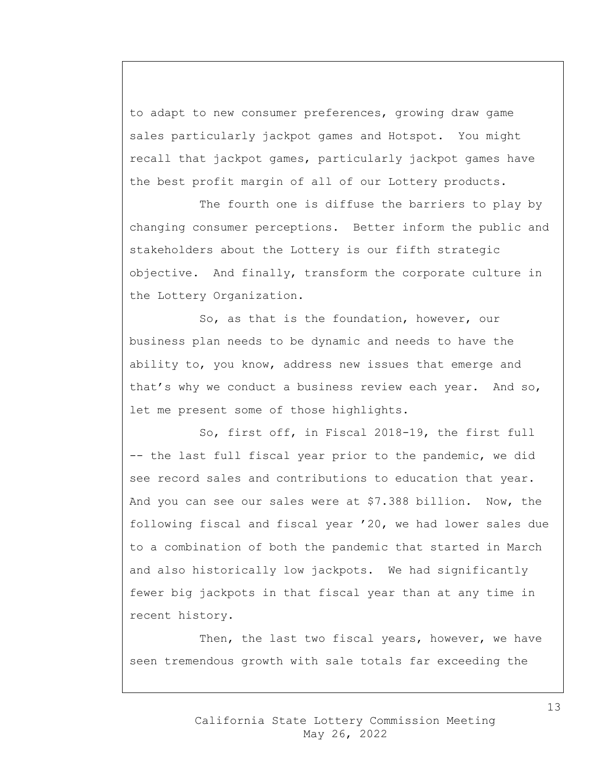to adapt to new consumer preferences, growing draw game sales particularly jackpot games and Hotspot. You might recall that jackpot games, particularly jackpot games have the best profit margin of all of our Lottery products.

The fourth one is diffuse the barriers to play by changing consumer perceptions. Better inform the public and stakeholders about the Lottery is our fifth strategic objective. And finally, transform the corporate culture in the Lottery Organization.

So, as that is the foundation, however, our business plan needs to be dynamic and needs to have the ability to, you know, address new issues that emerge and that's why we conduct a business review each year. And so, let me present some of those highlights.

So, first off, in Fiscal 2018-19, the first full -- the last full fiscal year prior to the pandemic, we did see record sales and contributions to education that year. And you can see our sales were at $7.388 billion. Now, the following fiscal and fiscal year '20, we had lower sales due to a combination of both the pandemic that started in March and also historically low jackpots. We had significantly fewer big jackpots in that fiscal year than at any time in recent history.

Then, the last two fiscal years, however, we have seen tremendous growth with sale totals far exceeding the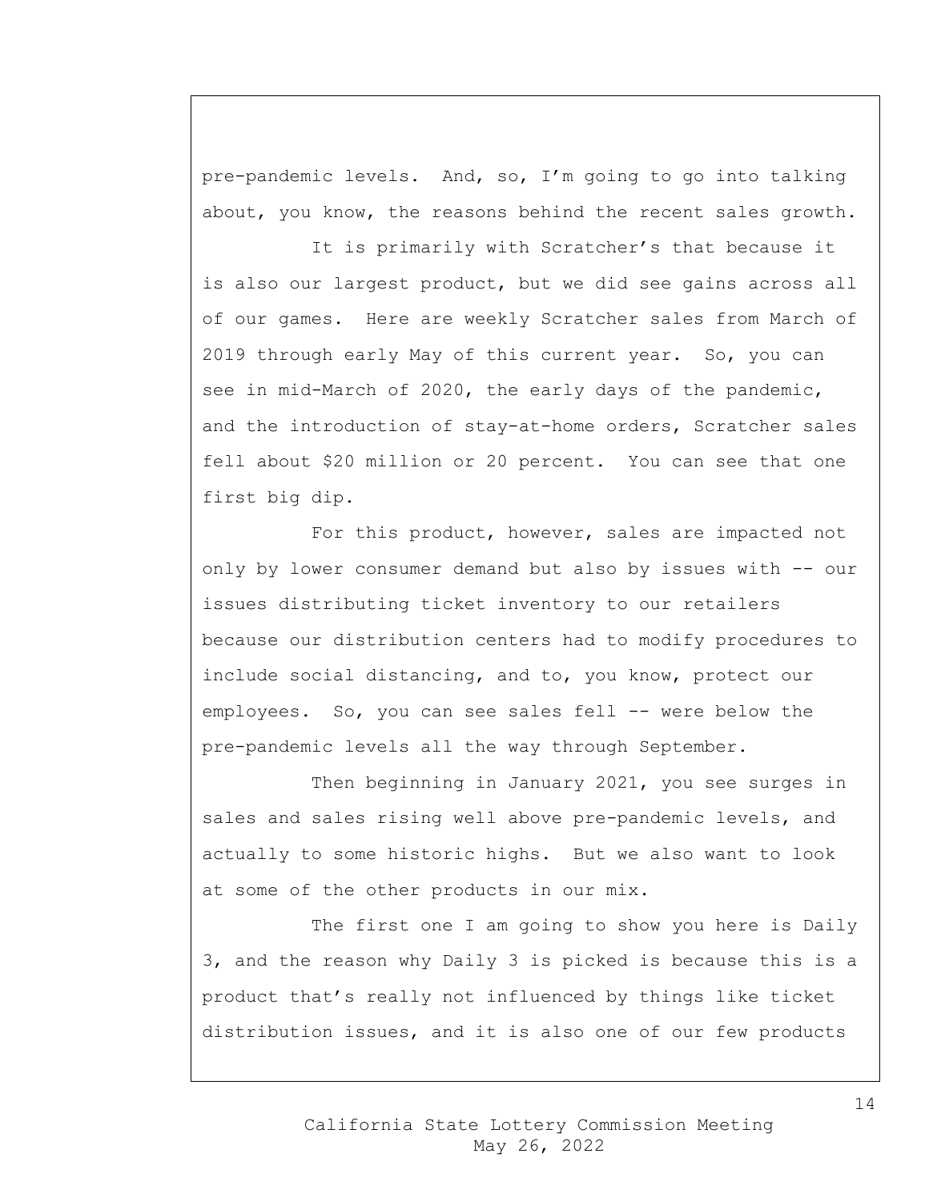pre-pandemic levels. And, so, I'm going to go into talking about, you know, the reasons behind the recent sales growth.

It is primarily with Scratcher's that because it is also our largest product, but we did see gains across all of our games. Here are weekly Scratcher sales from March of 2019 through early May of this current year. So, you can see in mid-March of 2020, the early days of the pandemic, and the introduction of stay-at-home orders, Scratcher sales fell about $20 million or 20 percent. You can see that one first big dip.

For this product, however, sales are impacted not only by lower consumer demand but also by issues with -- our issues distributing ticket inventory to our retailers because our distribution centers had to modify procedures to include social distancing, and to, you know, protect our employees. So, you can see sales fell -- were below the pre-pandemic levels all the way through September.

Then beginning in January 2021, you see surges in sales and sales rising well above pre-pandemic levels, and actually to some historic highs. But we also want to look at some of the other products in our mix.

The first one I am going to show you here is Daily 3, and the reason why Daily 3 is picked is because this is a product that's really not influenced by things like ticket distribution issues, and it is also one of our few products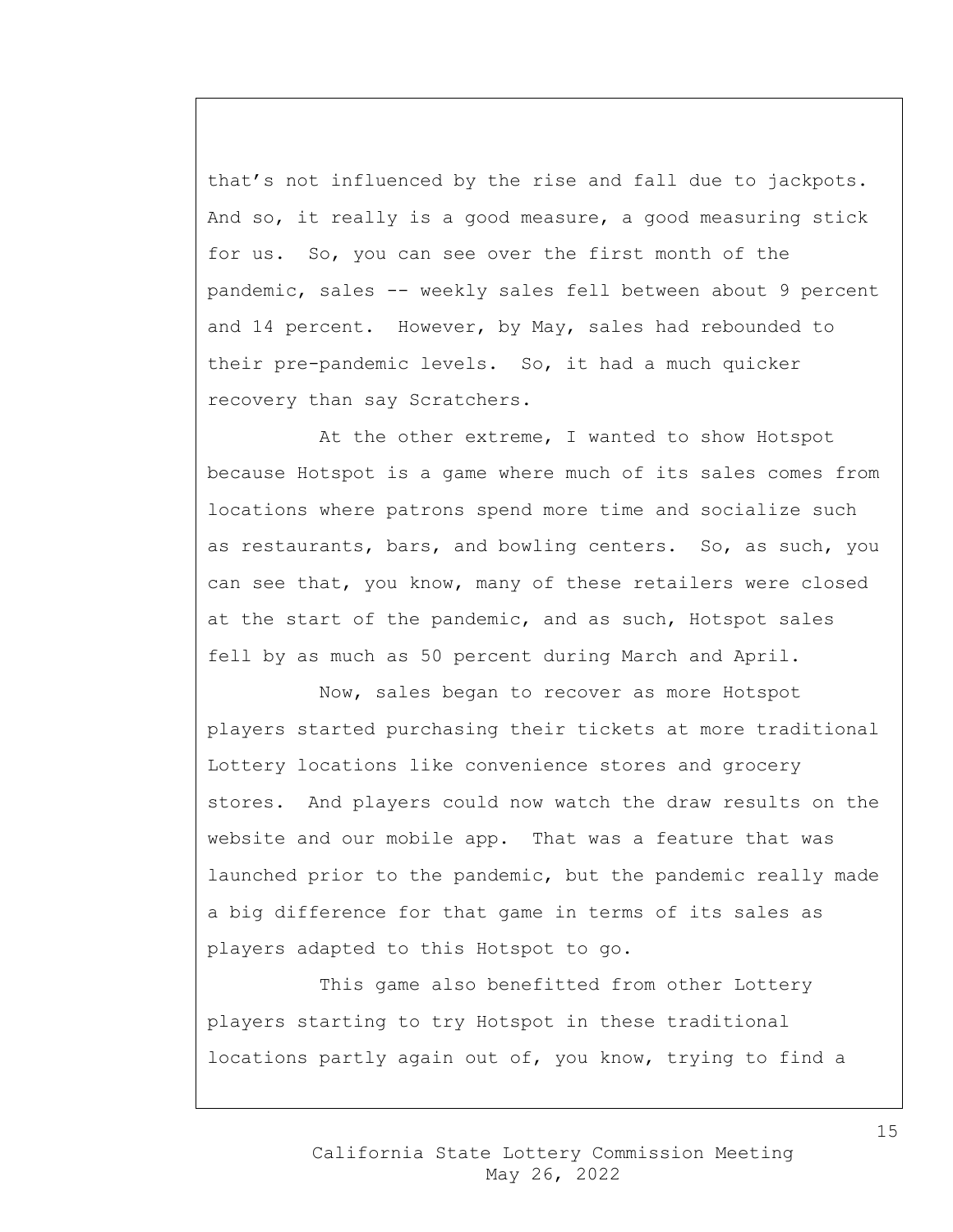that's not influenced by the rise and fall due to jackpots. And so, it really is a good measure, a good measuring stick for us. So, you can see over the first month of the pandemic, sales -- weekly sales fell between about 9 percent and 14 percent. However, by May, sales had rebounded to their pre-pandemic levels. So, it had a much quicker recovery than say Scratchers.

At the other extreme, I wanted to show Hotspot because Hotspot is a game where much of its sales comes from locations where patrons spend more time and socialize such as restaurants, bars, and bowling centers. So, as such, you can see that, you know, many of these retailers were closed at the start of the pandemic, and as such, Hotspot sales fell by as much as 50 percent during March and April.

Now, sales began to recover as more Hotspot players started purchasing their tickets at more traditional Lottery locations like convenience stores and grocery stores. And players could now watch the draw results on the website and our mobile app. That was a feature that was launched prior to the pandemic, but the pandemic really made a big difference for that game in terms of its sales as players adapted to this Hotspot to go.

This game also benefitted from other Lottery players starting to try Hotspot in these traditional locations partly again out of, you know, trying to find a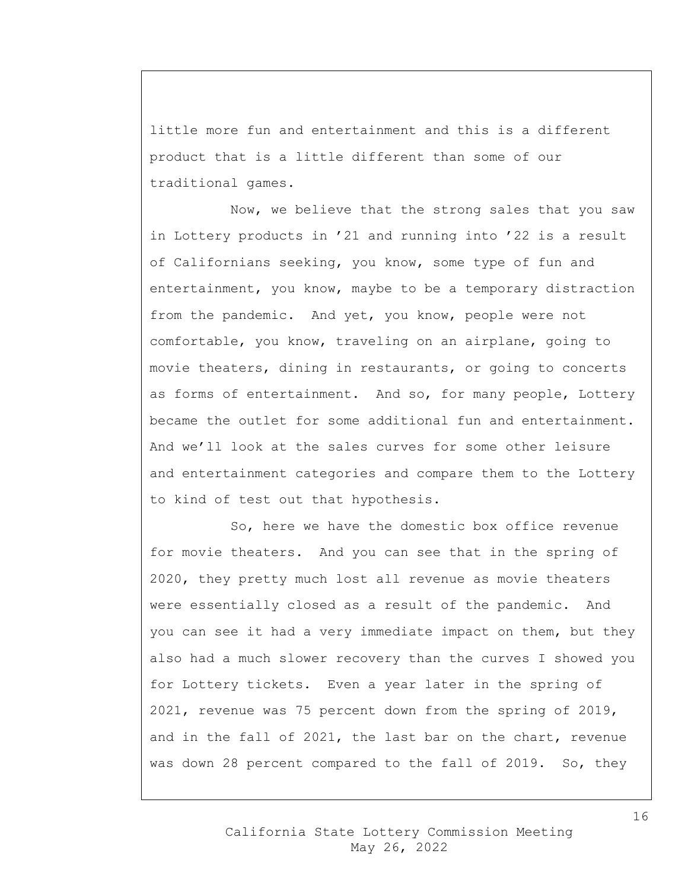little more fun and entertainment and this is a different product that is a little different than some of our traditional games.

Now, we believe that the strong sales that you saw in Lottery products in ’21 and running into ’22 is a result of Californians seeking, you know, some type of fun and entertainment, you know, maybe to be a temporary distraction from the pandemic. And yet, you know, people were not comfortable, you know, traveling on an airplane, going to movie theaters, dining in restaurants, or going to concerts as forms of entertainment. And so, for many people, Lottery became the outlet for some additional fun and entertainment. And we’ll look at the sales curves for some other leisure and entertainment categories and compare them to the Lottery to kind of test out that hypothesis.

So, here we have the domestic box office revenue for movie theaters. And you can see that in the spring of 2020, they pretty much lost all revenue as movie theaters were essentially closed as a result of the pandemic. And you can see it had a very immediate impact on them, but they also had a much slower recovery than the curves I showed you for Lottery tickets. Even a year later in the spring of 2021, revenue was 75 percent down from the spring of 2019, and in the fall of 2021, the last bar on the chart, revenue was down 28 percent compared to the fall of 2019. So, they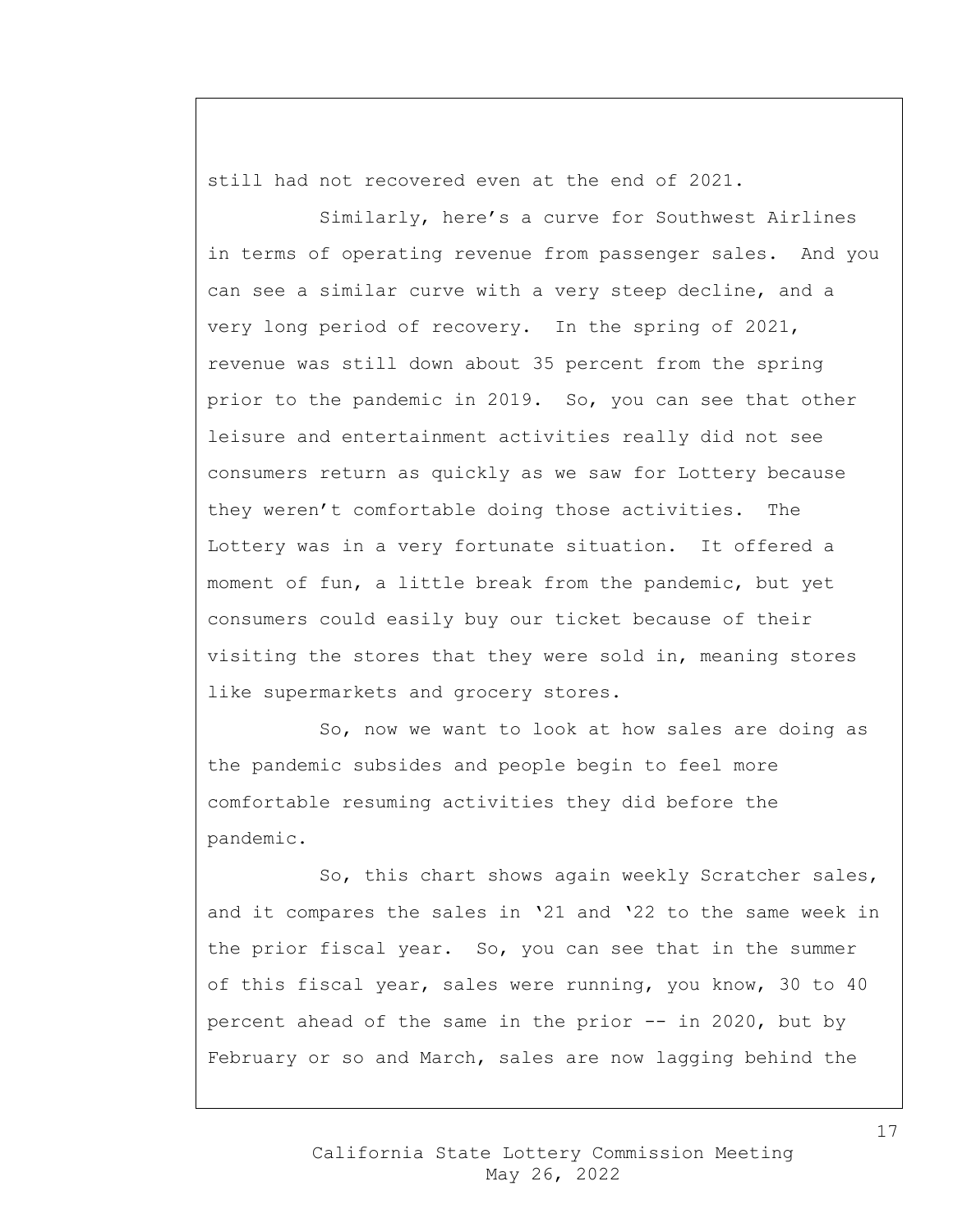still had not recovered even at the end of 2021.

Similarly, here's a curve for Southwest Airlines in terms of operating revenue from passenger sales. And you can see a similar curve with a very steep decline, and a very long period of recovery. In the spring of 2021, revenue was still down about 35 percent from the spring prior to the pandemic in 2019. So, you can see that other leisure and entertainment activities really did not see consumers return as quickly as we saw for Lottery because they weren't comfortable doing those activities. The Lottery was in a very fortunate situation. It offered a moment of fun, a little break from the pandemic, but yet consumers could easily buy our ticket because of their visiting the stores that they were sold in, meaning stores like supermarkets and grocery stores.

So, now we want to look at how sales are doing as the pandemic subsides and people begin to feel more comfortable resuming activities they did before the pandemic.

So, this chart shows again weekly Scratcher sales, and it compares the sales in '21 and '22 to the same week in the prior fiscal year. So, you can see that in the summer of this fiscal year, sales were running, you know, 30 to 40 percent ahead of the same in the prior -- in 2020, but by February or so and March, sales are now lagging behind the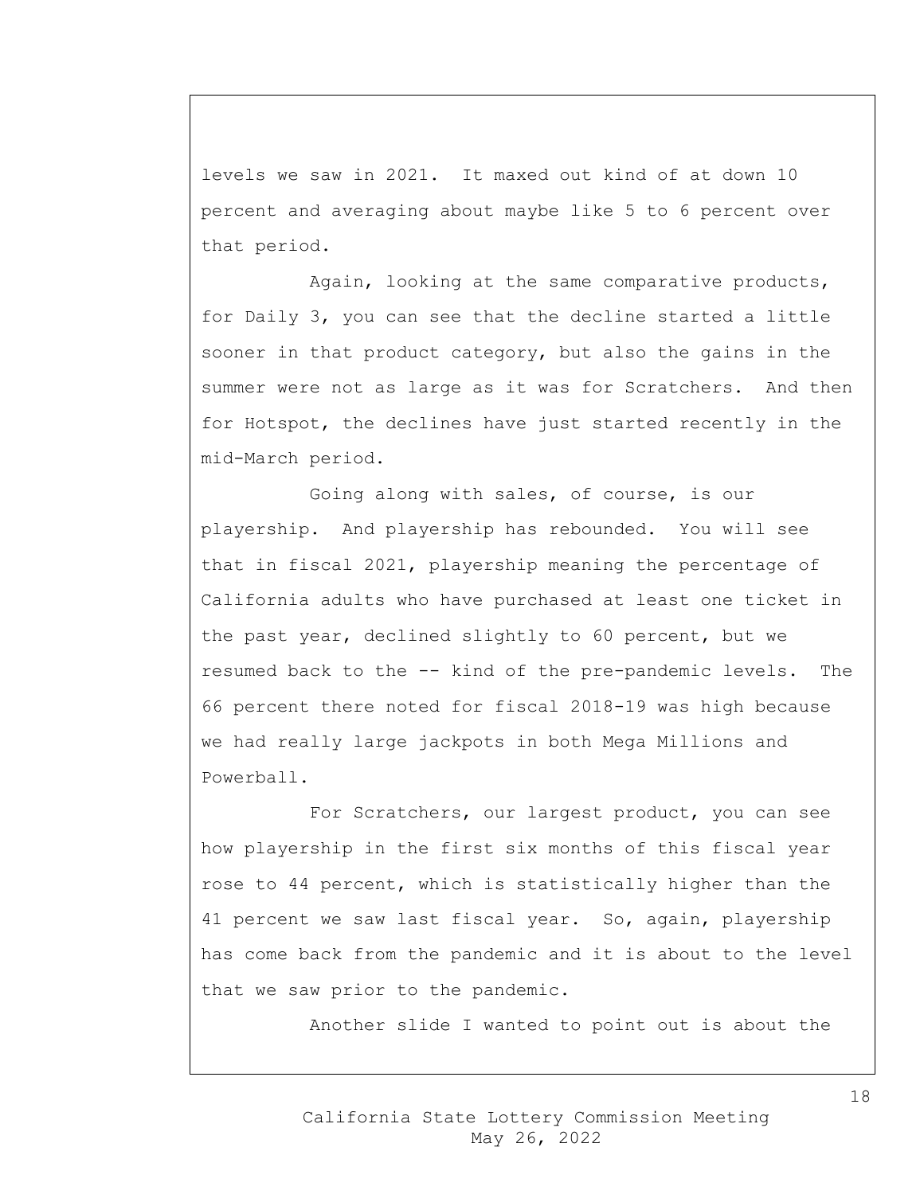levels we saw in 2021. It maxed out kind of at down 10 percent and averaging about maybe like 5 to 6 percent over that period.

Again, looking at the same comparative products, for Daily 3, you can see that the decline started a little sooner in that product category, but also the gains in the summer were not as large as it was for Scratchers. And then for Hotspot, the declines have just started recently in the mid-March period.

Going along with sales, of course, is our playership. And playership has rebounded. You will see that in fiscal 2021, playership meaning the percentage of California adults who have purchased at least one ticket in the past year, declined slightly to 60 percent, but we resumed back to the -- kind of the pre-pandemic levels. The 66 percent there noted for fiscal 2018-19 was high because we had really large jackpots in both Mega Millions and Powerball.

For Scratchers, our largest product, you can see how playership in the first six months of this fiscal year rose to 44 percent, which is statistically higher than the 41 percent we saw last fiscal year. So, again, playership has come back from the pandemic and it is about to the level that we saw prior to the pandemic.

Another slide I wanted to point out is about the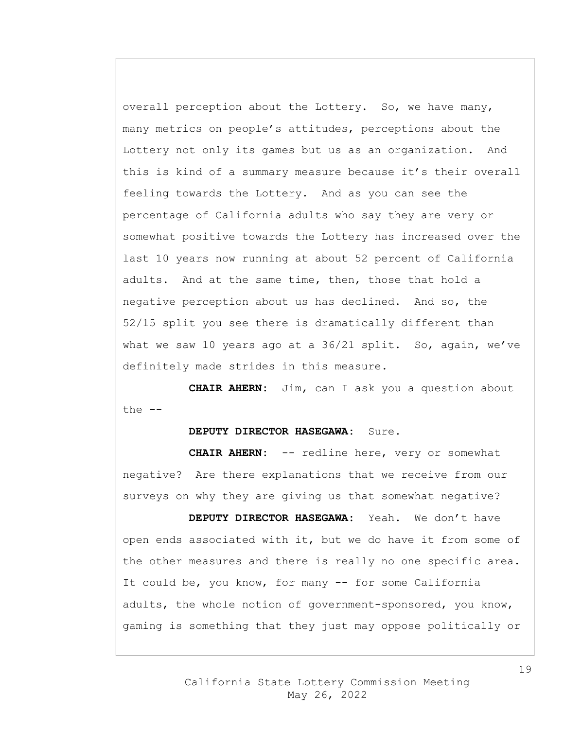overall perception about the Lottery. So, we have many, many metrics on people's attitudes, perceptions about the Lottery not only its games but us as an organization. And this is kind of a summary measure because it's their overall feeling towards the Lottery. And as you can see the percentage of California adults who say they are very or somewhat positive towards the Lottery has increased over the last 10 years now running at about 52 percent of California adults. And at the same time, then, those that hold a negative perception about us has declined. And so, the 52/15 split you see there is dramatically different than what we saw 10 years ago at a 36/21 split. So, again, we've definitely made strides in this measure.

**CHAIR AHERN:** Jim, can I ask you a question about the --

**DEPUTY DIRECTOR HASEGAWA:** Sure.

**CHAIR AHERN:** -- redline here, very or somewhat negative? Are there explanations that we receive from our surveys on why they are giving us that somewhat negative?

**DEPUTY DIRECTOR HASEGAWA:** Yeah. We don't have open ends associated with it, but we do have it from some of the other measures and there is really no one specific area. It could be, you know, for many -- for some California adults, the whole notion of government-sponsored, you know, gaming is something that they just may oppose politically or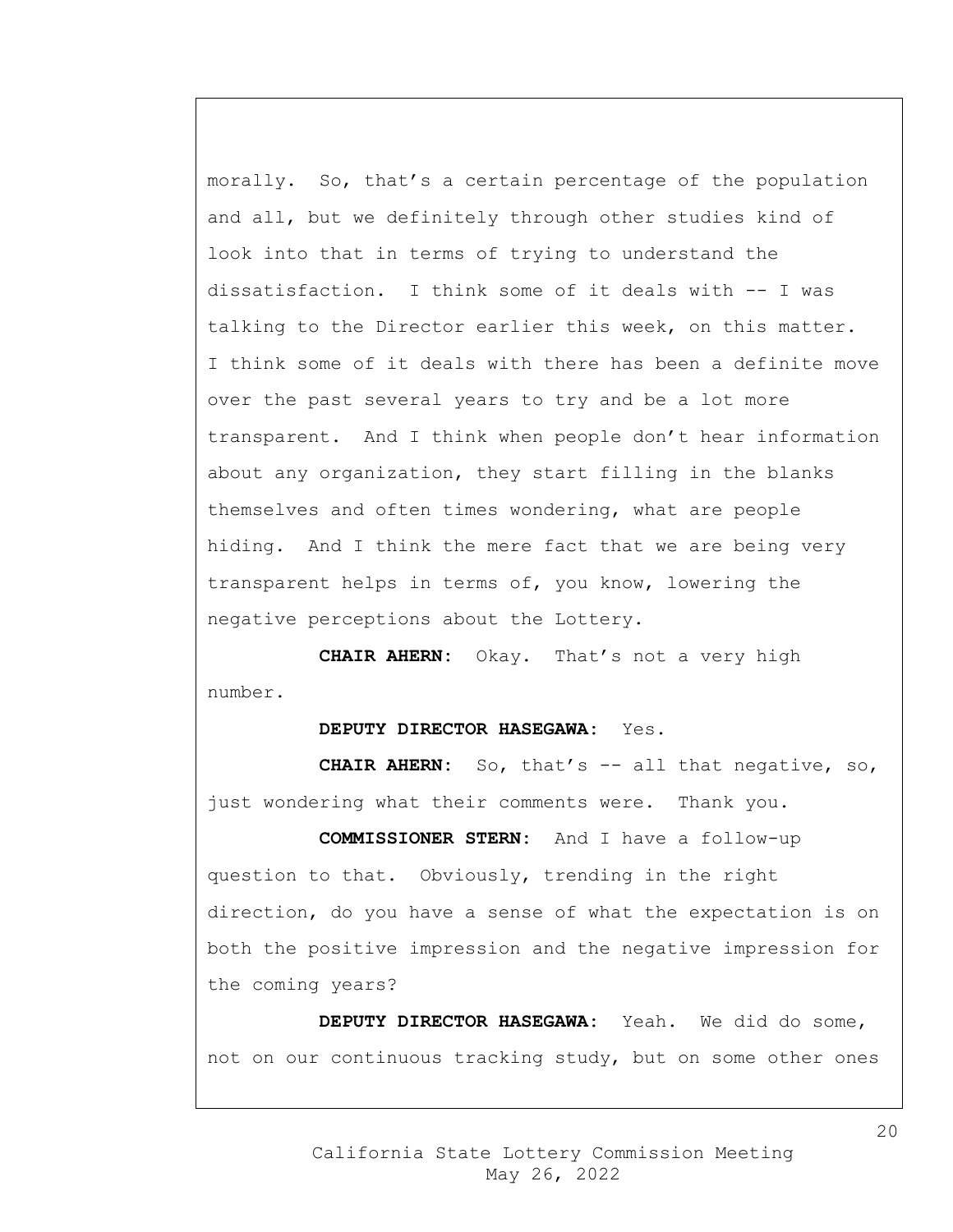morally. So, that's a certain percentage of the population and all, but we definitely through other studies kind of look into that in terms of trying to understand the dissatisfaction. I think some of it deals with -- I was talking to the Director earlier this week, on this matter. I think some of it deals with there has been a definite move over the past several years to try and be a lot more transparent. And I think when people don't hear information about any organization, they start filling in the blanks themselves and often times wondering, what are people hiding. And I think the mere fact that we are being very transparent helps in terms of, you know, lowering the negative perceptions about the Lottery.

**CHAIR AHERN:** Okay. That's not a very high number.

**DEPUTY DIRECTOR HASEGAWA:** Yes.

**CHAIR AHERN:** So, that's -- all that negative, so, just wondering what their comments were. Thank you.

**COMMISSIONER STERN:** And I have a follow-up question to that. Obviously, trending in the right direction, do you have a sense of what the expectation is on both the positive impression and the negative impression for the coming years?

**DEPUTY DIRECTOR HASEGAWA:** Yeah. We did do some, not on our continuous tracking study, but on some other ones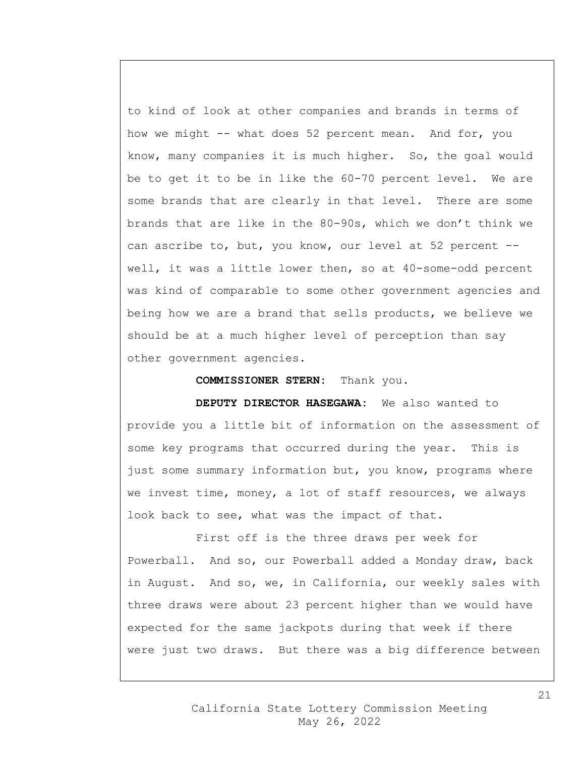to kind of look at other companies and brands in terms of how we might -- what does 52 percent mean. And for, you know, many companies it is much higher. So, the goal would be to get it to be in like the 60-70 percent level. We are some brands that are clearly in that level. There are some brands that are like in the 80-90s, which we don't think we can ascribe to, but, you know, our level at 52 percent -- well, it was a little lower then, so at 40-some-odd percent was kind of comparable to some other government agencies and being how we are a brand that sells products, we believe we should be at a much higher level of perception than say other government agencies.

**COMMISSIONER STERN:** Thank you.

**DEPUTY DIRECTOR HASEGAWA:** We also wanted to provide you a little bit of information on the assessment of some key programs that occurred during the year. This is just some summary information but, you know, programs where we invest time, money, a lot of staff resources, we always look back to see, what was the impact of that.

First off is the three draws per week for Powerball. And so, our Powerball added a Monday draw, back in August. And so, we, in California, our weekly sales with three draws were about 23 percent higher than we would have expected for the same jackpots during that week if there were just two draws. But there was a big difference between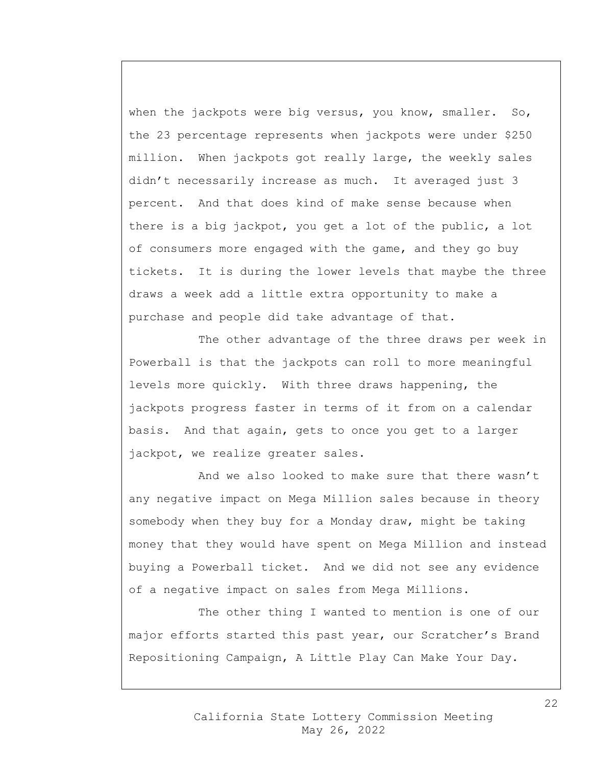when the jackpots were big versus, you know, smaller. So, the 23 percentage represents when jackpots were under $250 million. When jackpots got really large, the weekly sales didn't necessarily increase as much. It averaged just 3 percent. And that does kind of make sense because when there is a big jackpot, you get a lot of the public, a lot of consumers more engaged with the game, and they go buy tickets. It is during the lower levels that maybe the three draws a week add a little extra opportunity to make a purchase and people did take advantage of that.

The other advantage of the three draws per week in Powerball is that the jackpots can roll to more meaningful levels more quickly. With three draws happening, the jackpots progress faster in terms of it from on a calendar basis. And that again, gets to once you get to a larger jackpot, we realize greater sales.

And we also looked to make sure that there wasn't any negative impact on Mega Million sales because in theory somebody when they buy for a Monday draw, might be taking money that they would have spent on Mega Million and instead buying a Powerball ticket. And we did not see any evidence of a negative impact on sales from Mega Millions.

The other thing I wanted to mention is one of our major efforts started this past year, our Scratcher's Brand Repositioning Campaign, A Little Play Can Make Your Day.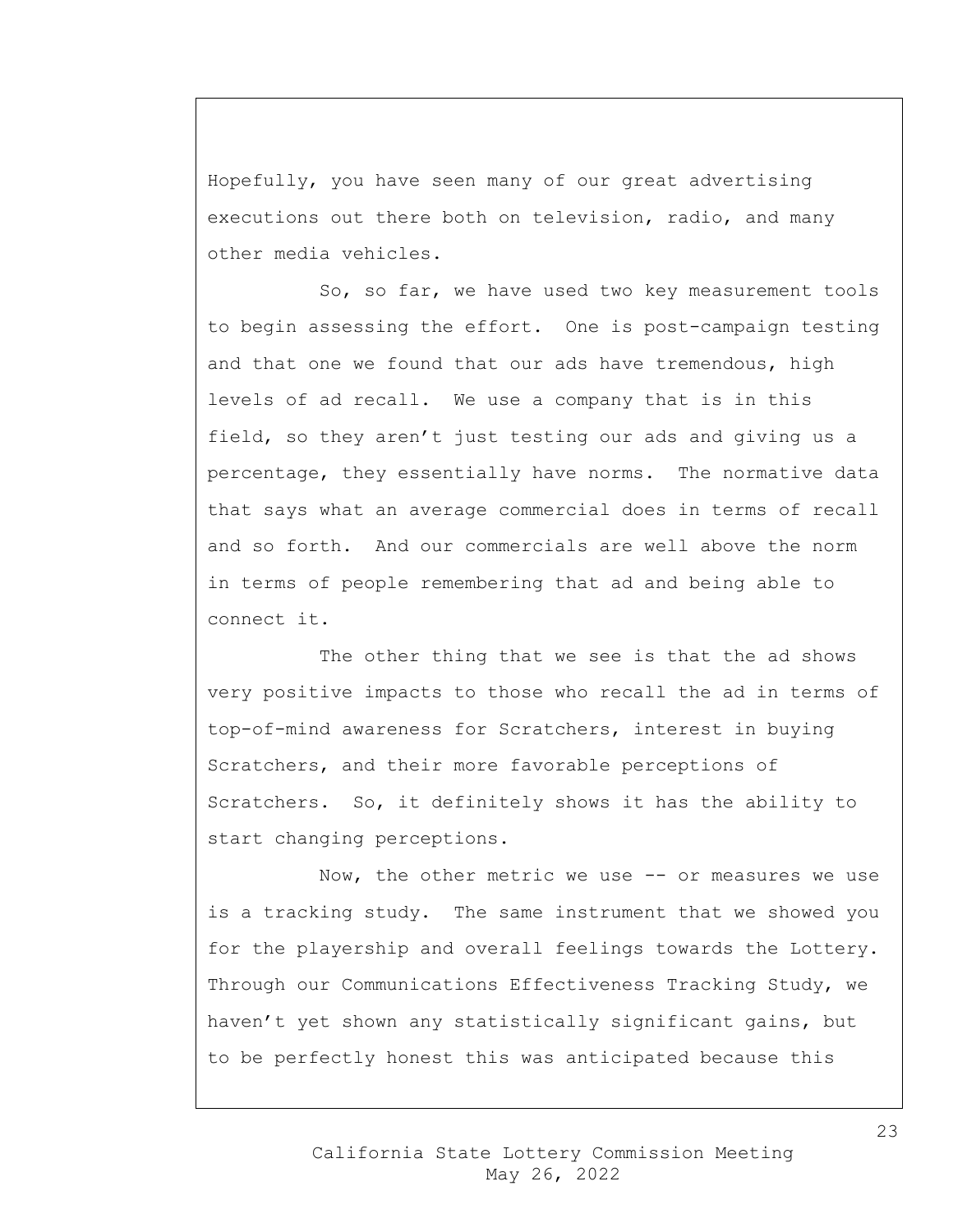Hopefully, you have seen many of our great advertising executions out there both on television, radio, and many other media vehicles.

So, so far, we have used two key measurement tools to begin assessing the effort. One is post-campaign testing and that one we found that our ads have tremendous, high levels of ad recall. We use a company that is in this field, so they aren't just testing our ads and giving us a percentage, they essentially have norms. The normative data that says what an average commercial does in terms of recall and so forth. And our commercials are well above the norm in terms of people remembering that ad and being able to connect it.

The other thing that we see is that the ad shows very positive impacts to those who recall the ad in terms of top-of-mind awareness for Scratchers, interest in buying Scratchers, and their more favorable perceptions of Scratchers. So, it definitely shows it has the ability to start changing perceptions.

Now, the other metric we use -- or measures we use is a tracking study. The same instrument that we showed you for the playership and overall feelings towards the Lottery. Through our Communications Effectiveness Tracking Study, we haven't yet shown any statistically significant gains, but to be perfectly honest this was anticipated because this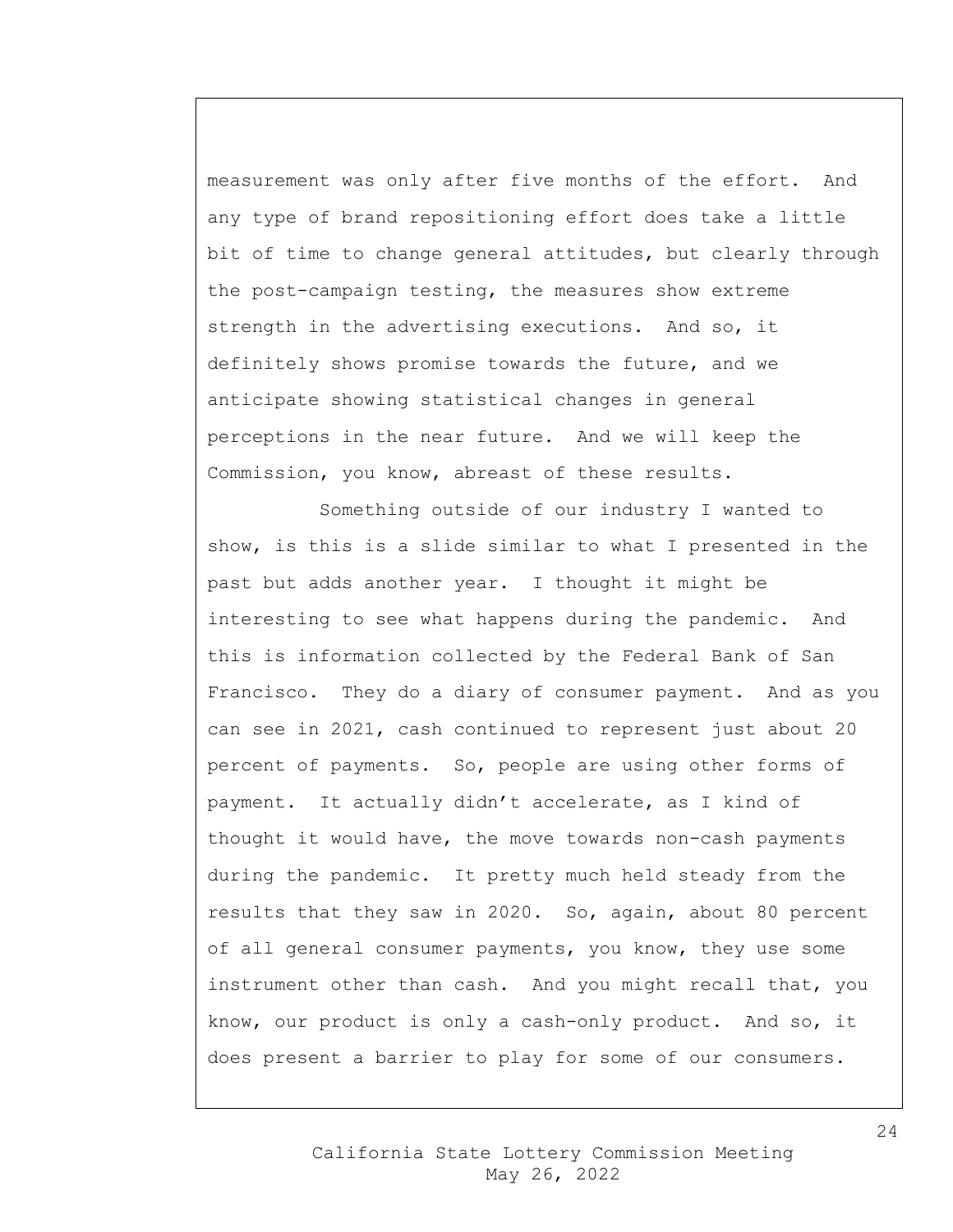measurement was only after five months of the effort. And any type of brand repositioning effort does take a little bit of time to change general attitudes, but clearly through the post-campaign testing, the measures show extreme strength in the advertising executions. And so, it definitely shows promise towards the future, and we anticipate showing statistical changes in general perceptions in the near future. And we will keep the Commission, you know, abreast of these results.

Something outside of our industry I wanted to show, is this is a slide similar to what I presented in the past but adds another year. I thought it might be interesting to see what happens during the pandemic. And this is information collected by the Federal Bank of San Francisco. They do a diary of consumer payment. And as you can see in 2021, cash continued to represent just about 20 percent of payments. So, people are using other forms of payment. It actually didn't accelerate, as I kind of thought it would have, the move towards non-cash payments during the pandemic. It pretty much held steady from the results that they saw in 2020. So, again, about 80 percent of all general consumer payments, you know, they use some instrument other than cash. And you might recall that, you know, our product is only a cash-only product. And so, it does present a barrier to play for some of our consumers.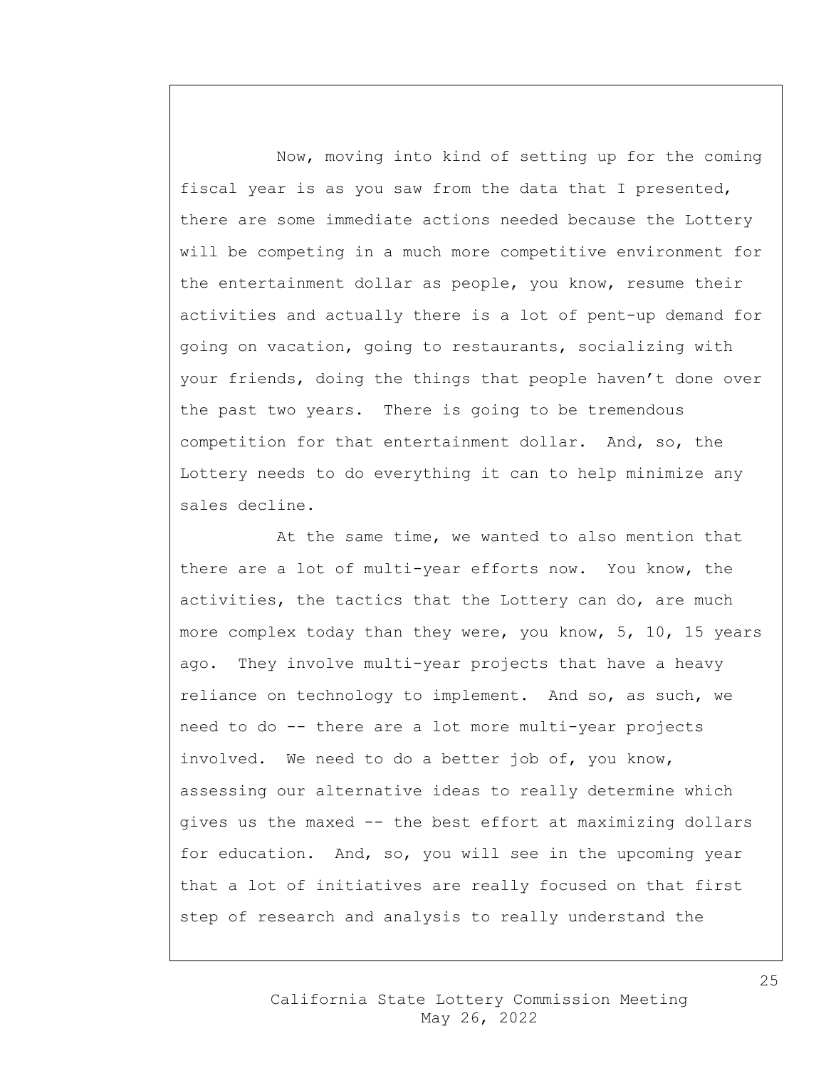Now, moving into kind of setting up for the coming fiscal year is as you saw from the data that I presented, there are some immediate actions needed because the Lottery will be competing in a much more competitive environment for the entertainment dollar as people, you know, resume their activities and actually there is a lot of pent-up demand for going on vacation, going to restaurants, socializing with your friends, doing the things that people haven't done over the past two years. There is going to be tremendous competition for that entertainment dollar. And, so, the Lottery needs to do everything it can to help minimize any sales decline.

At the same time, we wanted to also mention that there are a lot of multi-year efforts now. You know, the activities, the tactics that the Lottery can do, are much more complex today than they were, you know, 5, 10, 15 years ago. They involve multi-year projects that have a heavy reliance on technology to implement. And so, as such, we need to do -- there are a lot more multi-year projects involved. We need to do a better job of, you know, assessing our alternative ideas to really determine which gives us the maxed -- the best effort at maximizing dollars for education. And, so, you will see in the upcoming year that a lot of initiatives are really focused on that first step of research and analysis to really understand the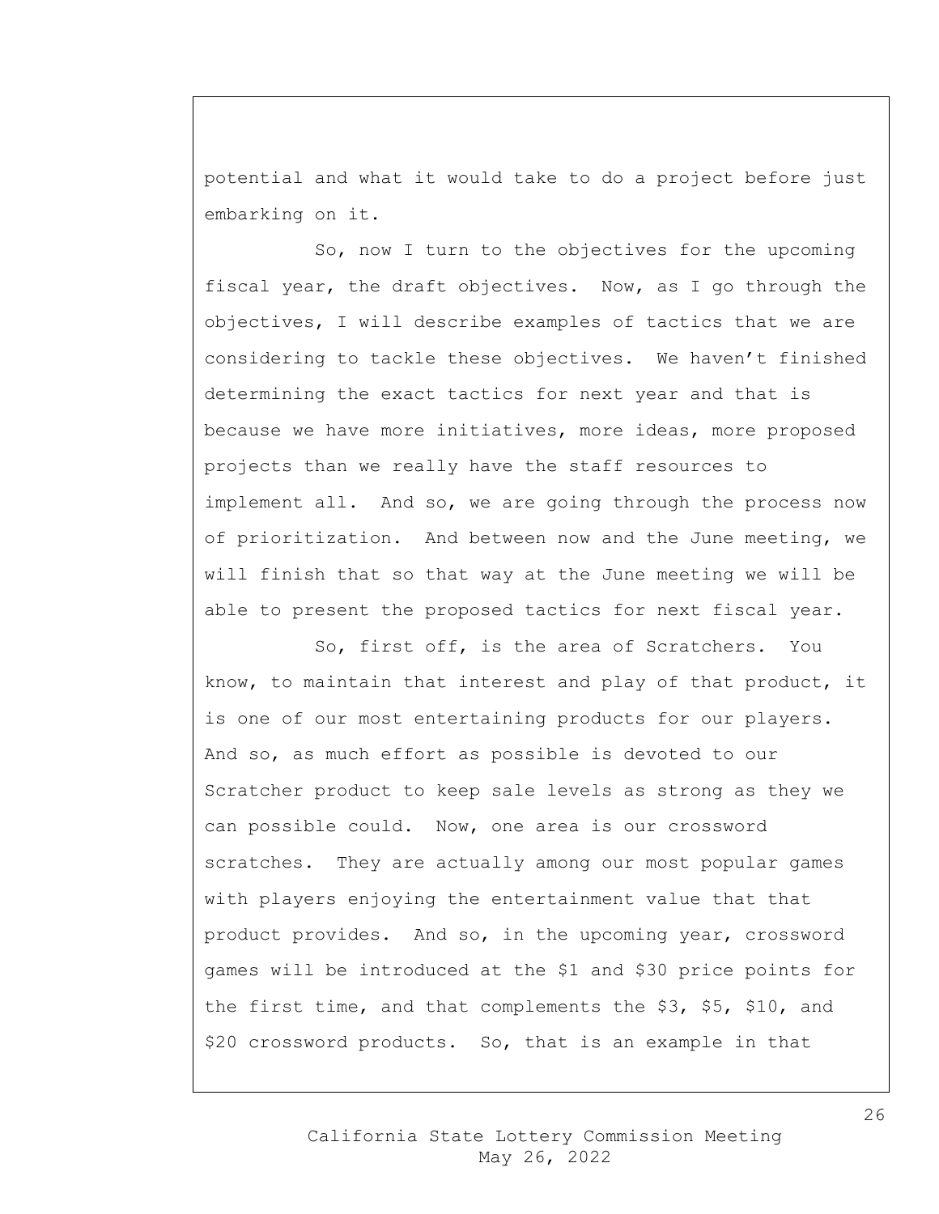potential and what it would take to do a project before just embarking on it.

So, now I turn to the objectives for the upcoming fiscal year, the draft objectives. Now, as I go through the objectives, I will describe examples of tactics that we are considering to tackle these objectives. We haven't finished determining the exact tactics for next year and that is because we have more initiatives, more ideas, more proposed projects than we really have the staff resources to implement all. And so, we are going through the process now of prioritization. And between now and the June meeting, we will finish that so that way at the June meeting we will be able to present the proposed tactics for next fiscal year.

So, first off, is the area of Scratchers. You know, to maintain that interest and play of that product, it is one of our most entertaining products for our players. And so, as much effort as possible is devoted to our Scratcher product to keep sale levels as strong as they we can possible could. Now, one area is our crossword scratches. They are actually among our most popular games with players enjoying the entertainment value that that product provides. And so, in the upcoming year, crossword games will be introduced at the $1 and $30 price points for the first time, and that complements the $3, $5, $10, and $20 crossword products. So, that is an example in that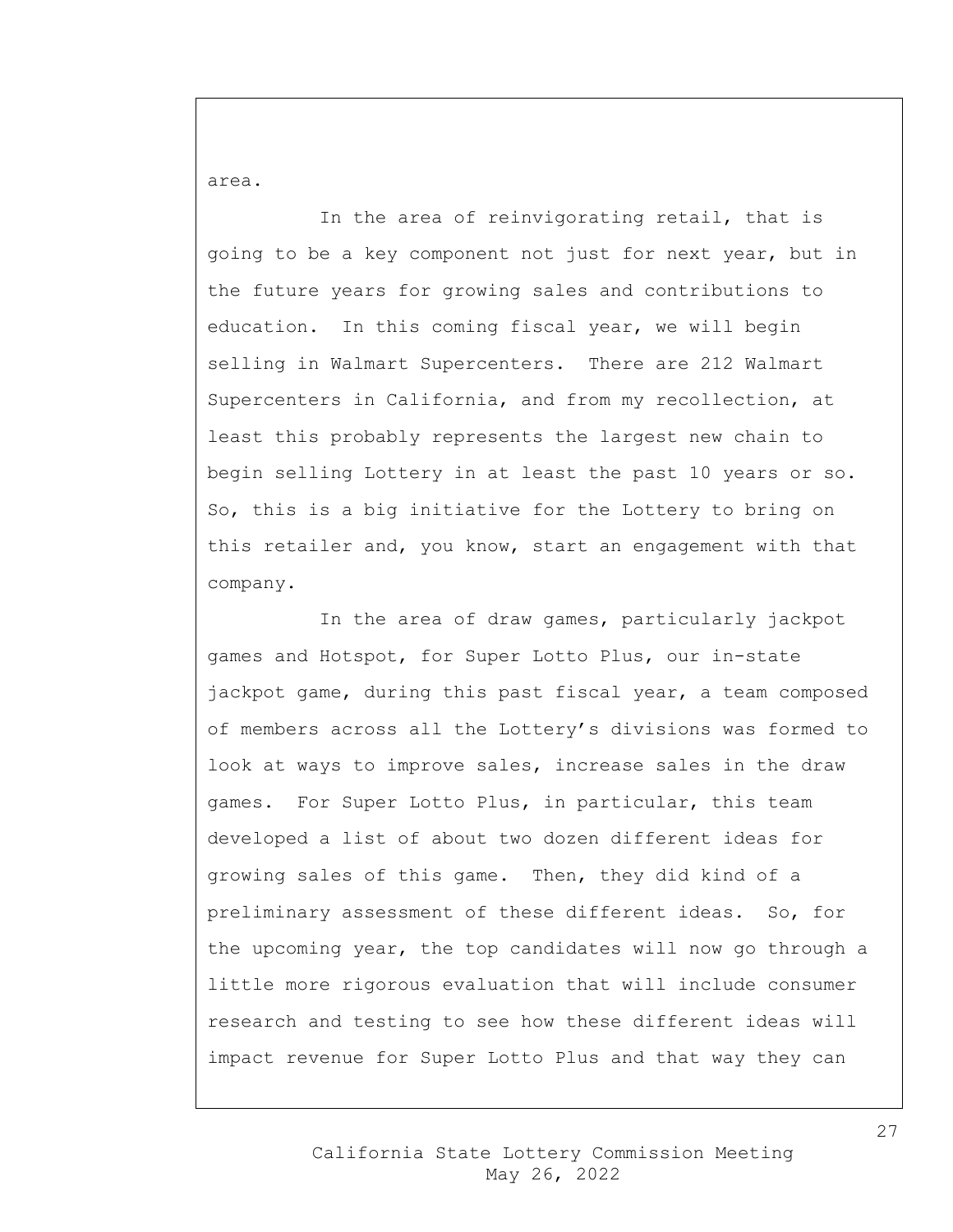area.

In the area of reinvigorating retail, that is going to be a key component not just for next year, but in the future years for growing sales and contributions to education. In this coming fiscal year, we will begin selling in Walmart Supercenters. There are 212 Walmart Supercenters in California, and from my recollection, at least this probably represents the largest new chain to begin selling Lottery in at least the past 10 years or so. So, this is a big initiative for the Lottery to bring on this retailer and, you know, start an engagement with that company.

In the area of draw games, particularly jackpot games and Hotspot, for Super Lotto Plus, our in-state jackpot game, during this past fiscal year, a team composed of members across all the Lottery's divisions was formed to look at ways to improve sales, increase sales in the draw games. For Super Lotto Plus, in particular, this team developed a list of about two dozen different ideas for growing sales of this game. Then, they did kind of a preliminary assessment of these different ideas. So, for the upcoming year, the top candidates will now go through a little more rigorous evaluation that will include consumer research and testing to see how these different ideas will impact revenue for Super Lotto Plus and that way they can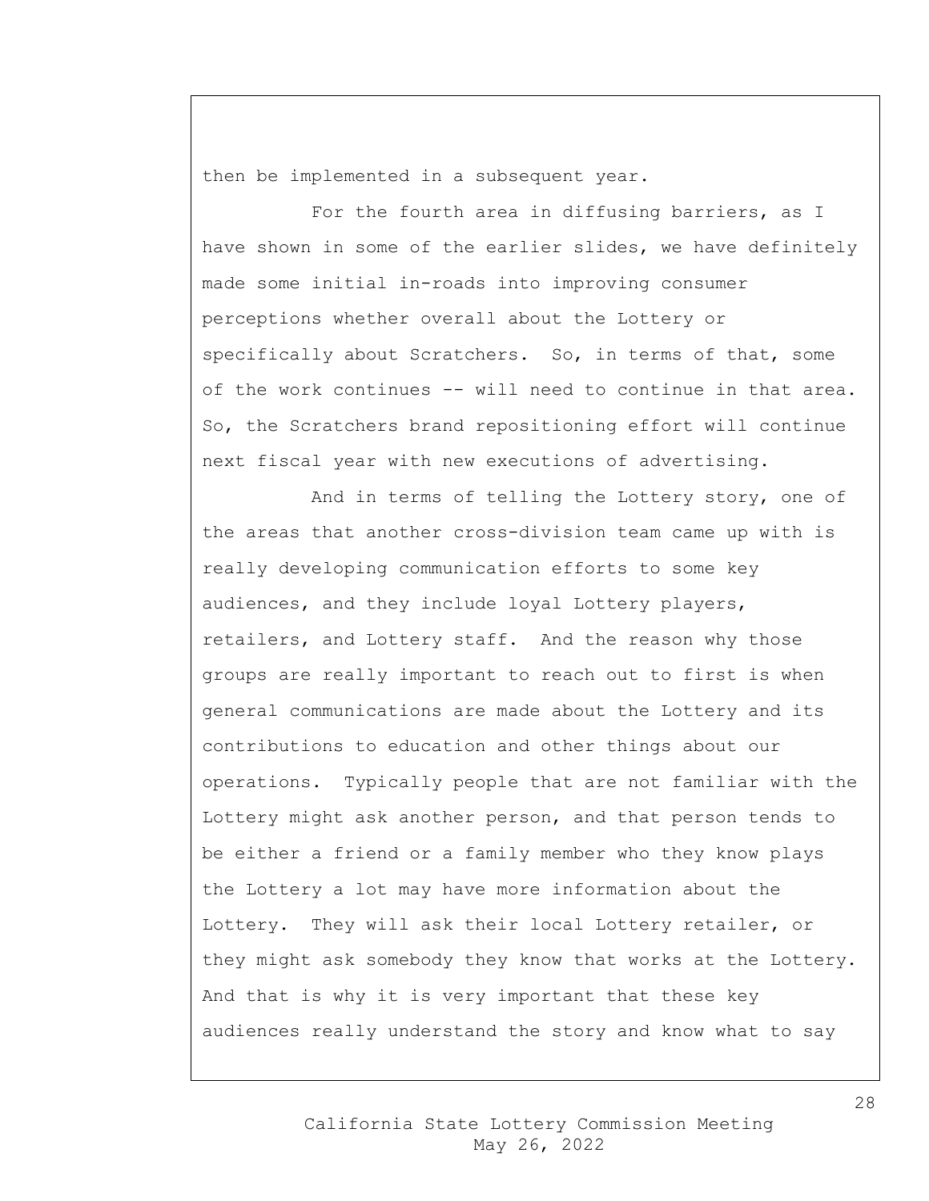then be implemented in a subsequent year.

For the fourth area in diffusing barriers, as I have shown in some of the earlier slides, we have definitely made some initial in-roads into improving consumer perceptions whether overall about the Lottery or specifically about Scratchers. So, in terms of that, some of the work continues -- will need to continue in that area. So, the Scratchers brand repositioning effort will continue next fiscal year with new executions of advertising.

And in terms of telling the Lottery story, one of the areas that another cross-division team came up with is really developing communication efforts to some key audiences, and they include loyal Lottery players, retailers, and Lottery staff. And the reason why those groups are really important to reach out to first is when general communications are made about the Lottery and its contributions to education and other things about our operations. Typically people that are not familiar with the Lottery might ask another person, and that person tends to be either a friend or a family member who they know plays the Lottery a lot may have more information about the Lottery. They will ask their local Lottery retailer, or they might ask somebody they know that works at the Lottery. And that is why it is very important that these key audiences really understand the story and know what to say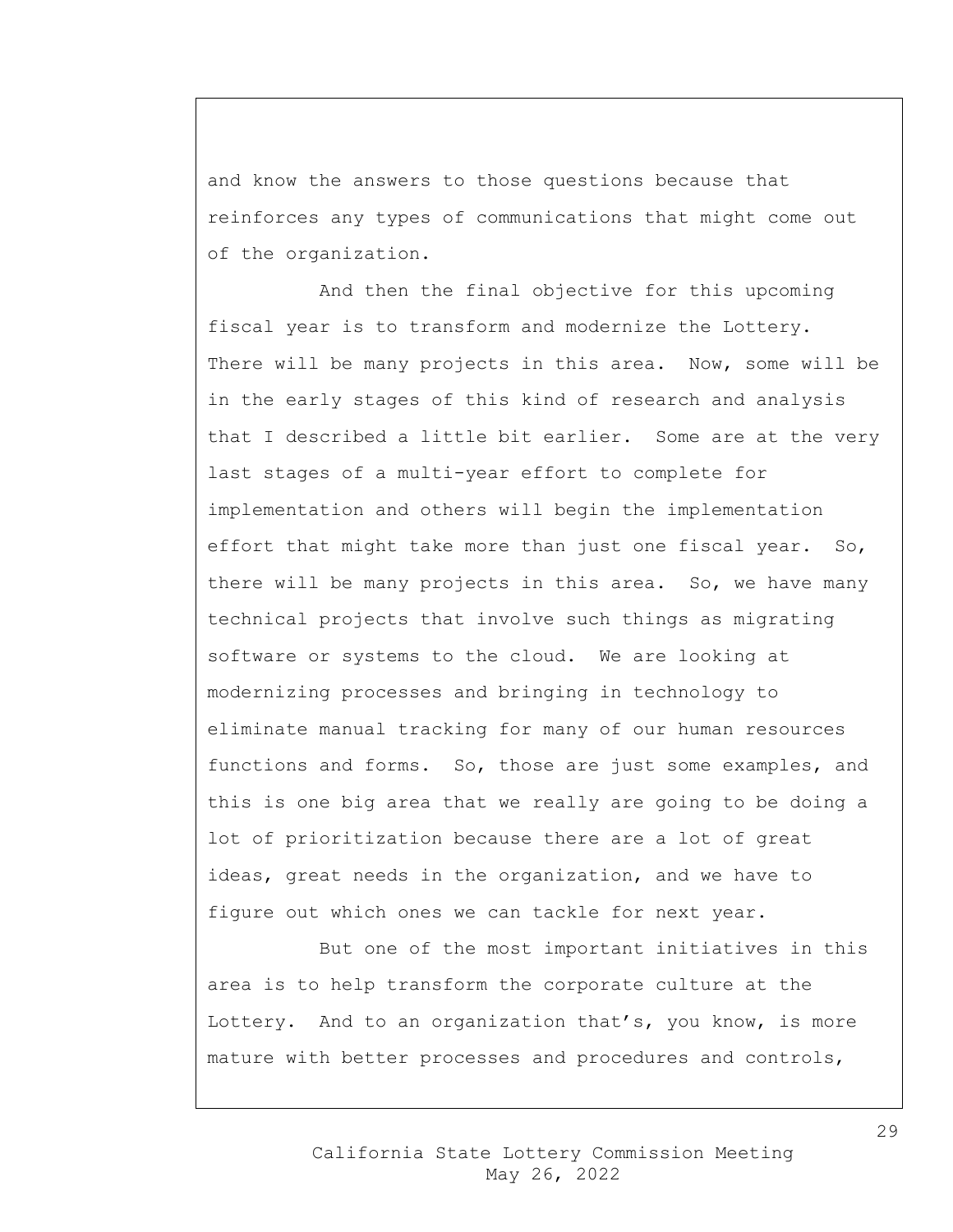and know the answers to those questions because that reinforces any types of communications that might come out of the organization.

And then the final objective for this upcoming fiscal year is to transform and modernize the Lottery. There will be many projects in this area. Now, some will be in the early stages of this kind of research and analysis that I described a little bit earlier. Some are at the very last stages of a multi-year effort to complete for implementation and others will begin the implementation effort that might take more than just one fiscal year. So, there will be many projects in this area. So, we have many technical projects that involve such things as migrating software or systems to the cloud. We are looking at modernizing processes and bringing in technology to eliminate manual tracking for many of our human resources functions and forms. So, those are just some examples, and this is one big area that we really are going to be doing a lot of prioritization because there are a lot of great ideas, great needs in the organization, and we have to figure out which ones we can tackle for next year.

But one of the most important initiatives in this area is to help transform the corporate culture at the Lottery. And to an organization that's, you know, is more mature with better processes and procedures and controls,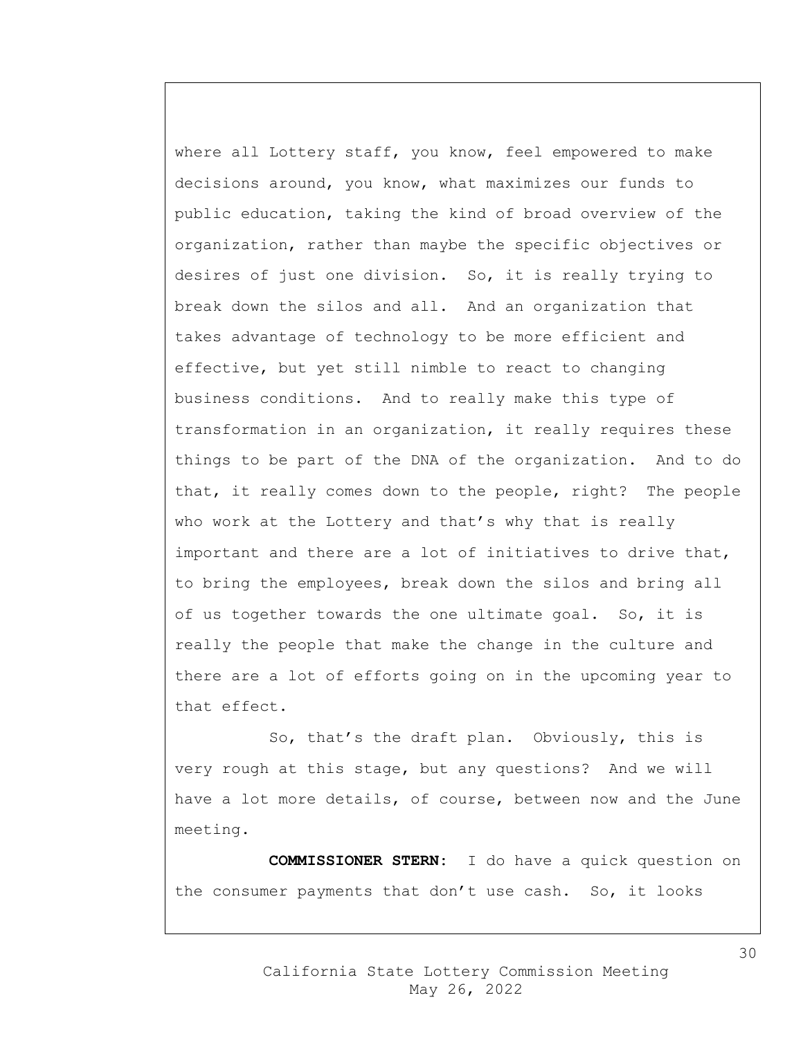where all Lottery staff, you know, feel empowered to make decisions around, you know, what maximizes our funds to public education, taking the kind of broad overview of the organization, rather than maybe the specific objectives or desires of just one division. So, it is really trying to break down the silos and all. And an organization that takes advantage of technology to be more efficient and effective, but yet still nimble to react to changing business conditions. And to really make this type of transformation in an organization, it really requires these things to be part of the DNA of the organization. And to do that, it really comes down to the people, right? The people who work at the Lottery and that's why that is really important and there are a lot of initiatives to drive that, to bring the employees, break down the silos and bring all of us together towards the one ultimate goal. So, it is really the people that make the change in the culture and there are a lot of efforts going on in the upcoming year to that effect.

So, that's the draft plan. Obviously, this is very rough at this stage, but any questions? And we will have a lot more details, of course, between now and the June meeting.

**COMMISSIONER STERN**: I do have a quick question on the consumer payments that don't use cash. So, it looks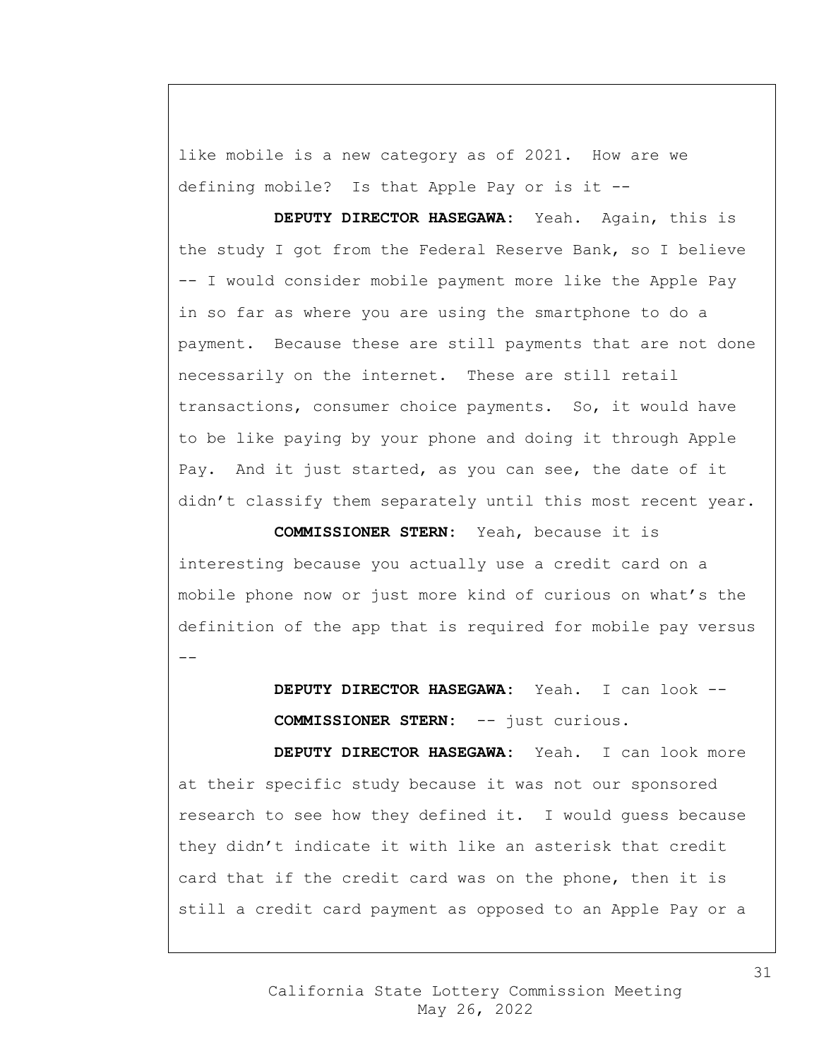like mobile is a new category as of 2021. How are we defining mobile? Is that Apple Pay or is it --

**DEPUTY DIRECTOR HASEGAWA:** Yeah. Again, this is the study I got from the Federal Reserve Bank, so I believe -- I would consider mobile payment more like the Apple Pay in so far as where you are using the smartphone to do a payment. Because these are still payments that are not done necessarily on the internet. These are still retail transactions, consumer choice payments. So, it would have to be like paying by your phone and doing it through Apple Pay. And it just started, as you can see, the date of it didn't classify them separately until this most recent year.

**COMMISSIONER STERN:** Yeah, because it is interesting because you actually use a credit card on a mobile phone now or just more kind of curious on what's the definition of the app that is required for mobile pay versus --

**DEPUTY DIRECTOR HASEGAWA:** Yeah. I can look --

**COMMISSIONER STERN:** -- just curious.

**DEPUTY DIRECTOR HASEGAWA:** Yeah. I can look more at their specific study because it was not our sponsored research to see how they defined it. I would guess because they didn't indicate it with like an asterisk that credit card that if the credit card was on the phone, then it is still a credit card payment as opposed to an Apple Pay or a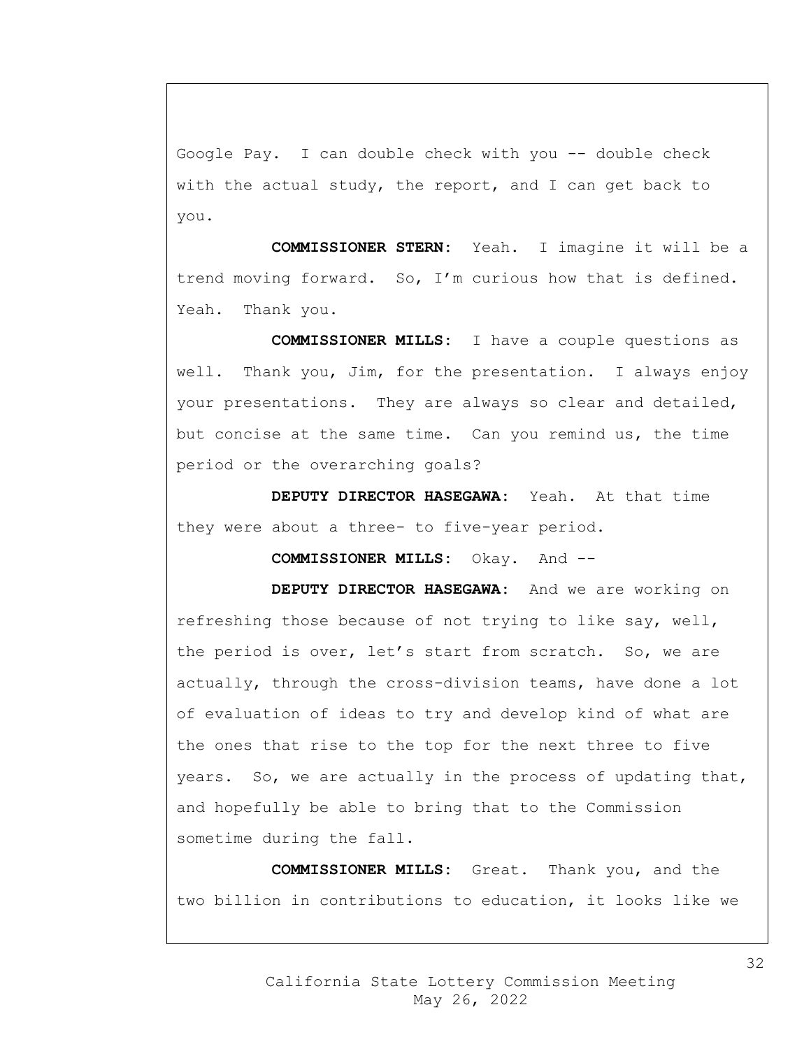Google Pay. I can double check with you -- double check with the actual study, the report, and I can get back to you.

**COMMISSIONER STERN:** Yeah. I imagine it will be a trend moving forward. So, I'm curious how that is defined. Yeah. Thank you.

**COMMISSIONER MILLS:** I have a couple questions as well. Thank you, Jim, for the presentation. I always enjoy your presentations. They are always so clear and detailed, but concise at the same time. Can you remind us, the time period or the overarching goals?

**DEPUTY DIRECTOR HASEGAWA:** Yeah. At that time they were about a three- to five-year period.

**COMMISSIONER MILLS:** Okay. And --

**DEPUTY DIRECTOR HASEGAWA:** And we are working on refreshing those because of not trying to like say, well, the period is over, let's start from scratch. So, we are actually, through the cross-division teams, have done a lot of evaluation of ideas to try and develop kind of what are the ones that rise to the top for the next three to five years. So, we are actually in the process of updating that, and hopefully be able to bring that to the Commission sometime during the fall.

**COMMISSIONER MILLS:** Great. Thank you, and the two billion in contributions to education, it looks like we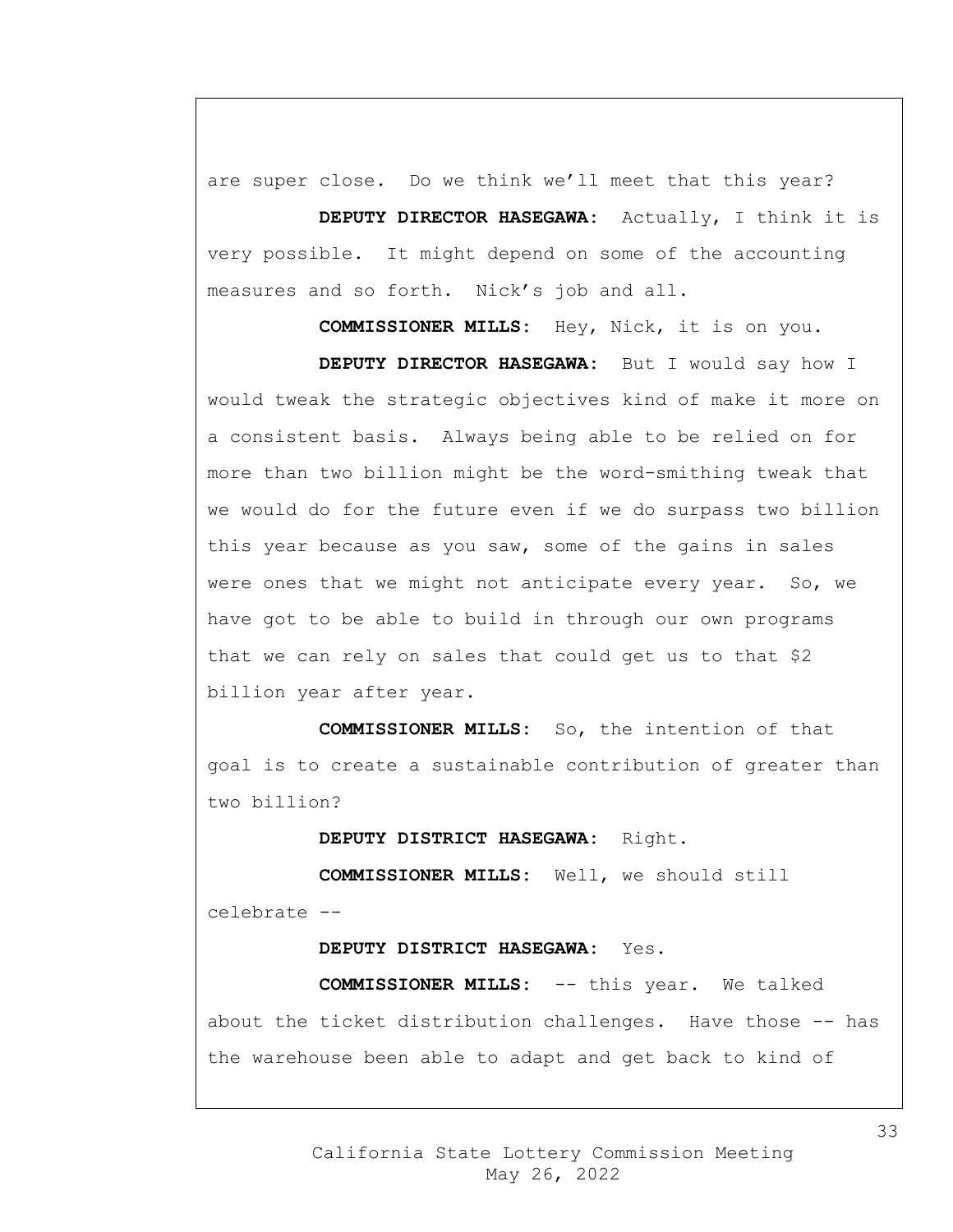are super close. Do we think we'll meet that this year?

**DEPUTY DIRECTOR HASEGAWA:** Actually, I think it is very possible. It might depend on some of the accounting measures and so forth. Nick's job and all.

**COMMISSIONER MILLS:** Hey, Nick, it is on you.

**DEPUTY DIRECTOR HASEGAWA:** But I would say how I would tweak the strategic objectives kind of make it more on a consistent basis. Always being able to be relied on for more than two billion might be the word-smithing tweak that we would do for the future even if we do surpass two billion this year because as you saw, some of the gains in sales were ones that we might not anticipate every year. So, we have got to be able to build in through our own programs that we can rely on sales that could get us to that $2 billion year after year.

**COMMISSIONER MILLS:** So, the intention of that goal is to create a sustainable contribution of greater than two billion?

**DEPUTY DISTRICT HASEGAWA:** Right.

**COMMISSIONER MILLS:** Well, we should still celebrate --

**DEPUTY DISTRICT HASEGAWA:** Yes.

**COMMISSIONER MILLS:** -- this year. We talked about the ticket distribution challenges. Have those -- has the warehouse been able to adapt and get back to kind of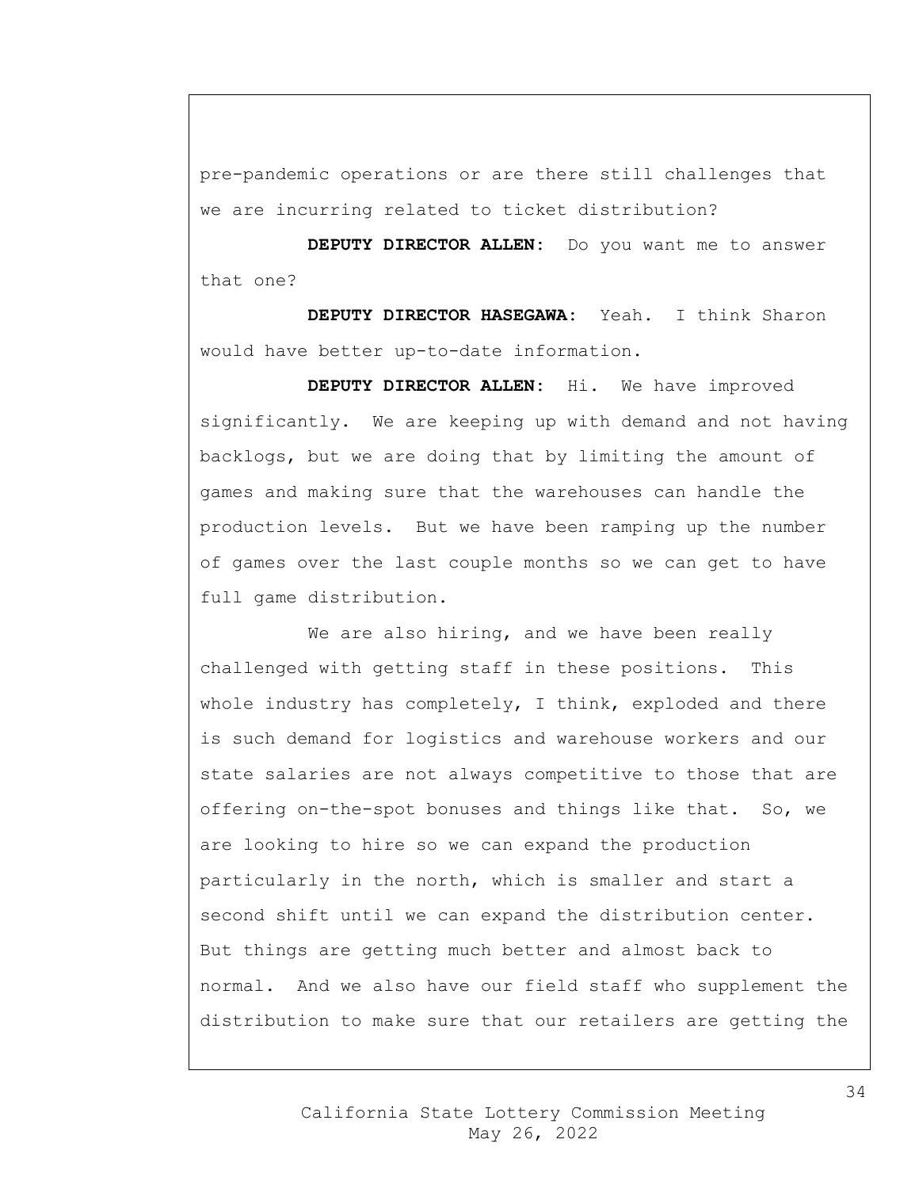pre-pandemic operations or are there still challenges that we are incurring related to ticket distribution?

**DEPUTY DIRECTOR ALLEN:** Do you want me to answer that one?

**DEPUTY DIRECTOR HASEGAWA:** Yeah. I think Sharon would have better up-to-date information.

**DEPUTY DIRECTOR ALLEN:** Hi. We have improved significantly. We are keeping up with demand and not having backlogs, but we are doing that by limiting the amount of games and making sure that the warehouses can handle the production levels. But we have been ramping up the number of games over the last couple months so we can get to have full game distribution.

We are also hiring, and we have been really challenged with getting staff in these positions. This whole industry has completely, I think, exploded and there is such demand for logistics and warehouse workers and our state salaries are not always competitive to those that are offering on-the-spot bonuses and things like that. So, we are looking to hire so we can expand the production particularly in the north, which is smaller and start a second shift until we can expand the distribution center. But things are getting much better and almost back to normal. And we also have our field staff who supplement the distribution to make sure that our retailers are getting the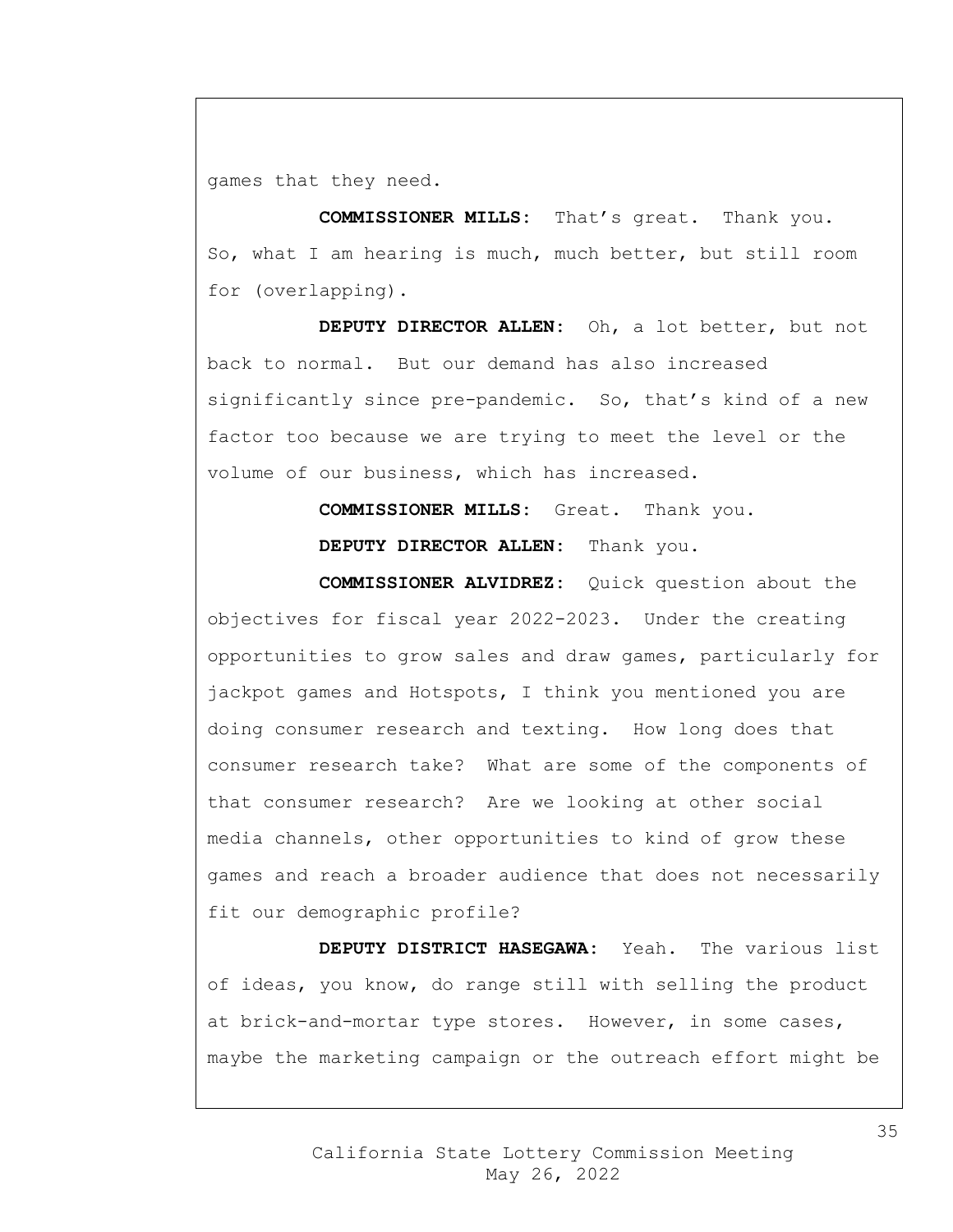games that they need.

**COMMISSIONER MILLS:** That's great. Thank you. So, what I am hearing is much, much better, but still room for (overlapping).

**DEPUTY DIRECTOR ALLEN:** Oh, a lot better, but not back to normal. But our demand has also increased significantly since pre-pandemic. So, that's kind of a new factor too because we are trying to meet the level or the volume of our business, which has increased.

**COMMISSIONER MILLS:** Great. Thank you.

**DEPUTY DIRECTOR ALLEN:** Thank you.

**COMMISSIONER ALVIDREZ:** Quick question about the objectives for fiscal year 2022-2023. Under the creating opportunities to grow sales and draw games, particularly for jackpot games and Hotspots, I think you mentioned you are doing consumer research and texting. How long does that consumer research take? What are some of the components of that consumer research? Are we looking at other social media channels, other opportunities to kind of grow these games and reach a broader audience that does not necessarily fit our demographic profile?

**DEPUTY DISTRICT HASEGAWA:** Yeah. The various list of ideas, you know, do range still with selling the product at brick-and-mortar type stores. However, in some cases, maybe the marketing campaign or the outreach effort might be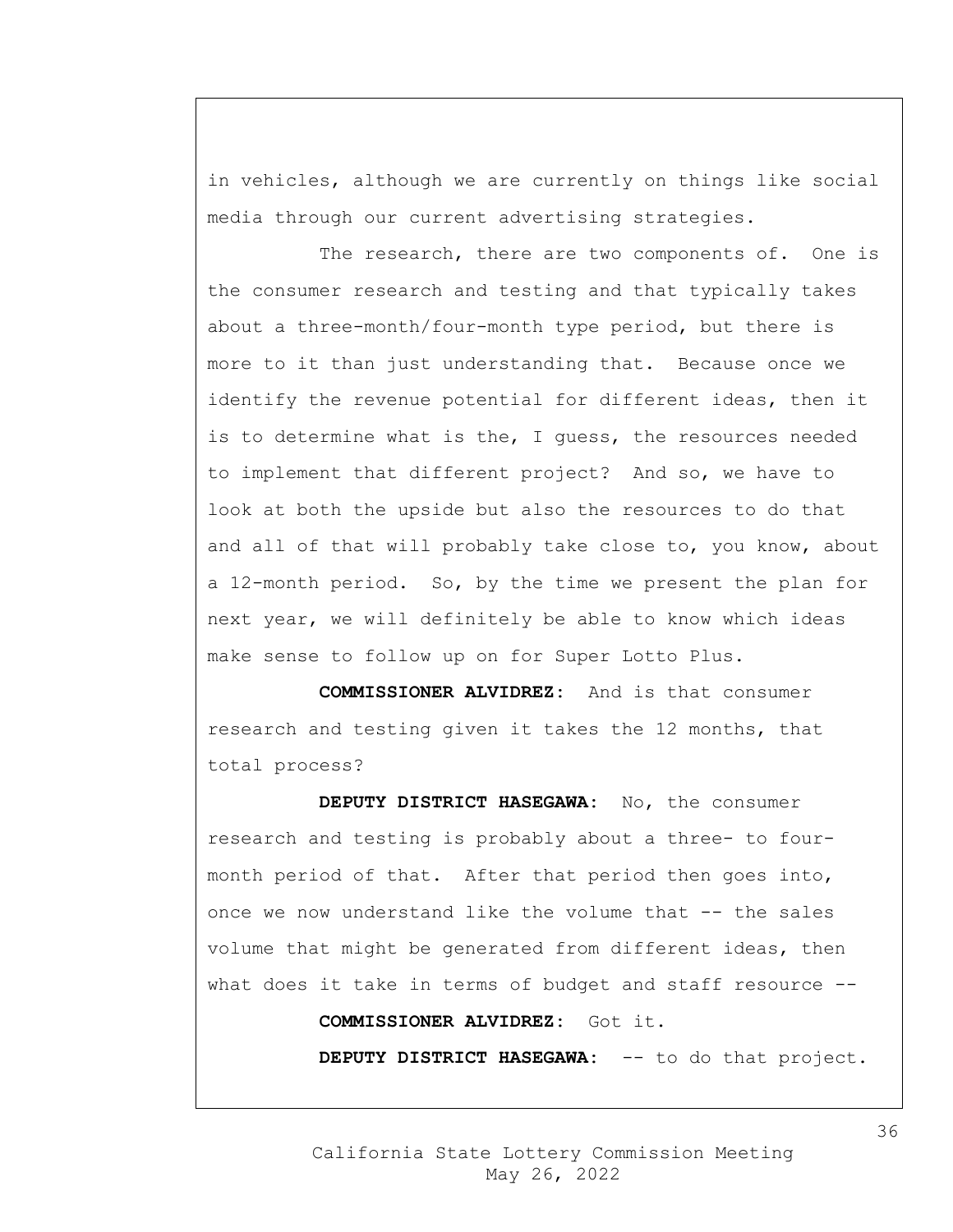in vehicles, although we are currently on things like social media through our current advertising strategies.

The research, there are two components of. One is the consumer research and testing and that typically takes about a three-month/four-month type period, but there is more to it than just understanding that. Because once we identify the revenue potential for different ideas, then it is to determine what is the, I guess, the resources needed to implement that different project? And so, we have to look at both the upside but also the resources to do that and all of that will probably take close to, you know, about a 12-month period. So, by the time we present the plan for next year, we will definitely be able to know which ideas make sense to follow up on for Super Lotto Plus.

**COMMISSIONER ALVIDREZ:** And is that consumer research and testing given it takes the 12 months, that total process?

**DEPUTY DISTRICT HASEGAWA:** No, the consumer research and testing is probably about a three- to four-month period of that. After that period then goes into, once we now understand like the volume that -- the sales volume that might be generated from different ideas, then what does it take in terms of budget and staff resource --

**COMMISSIONER ALVIDREZ:** Got it.

**DEPUTY DISTRICT HASEGAWA:** -- to do that project.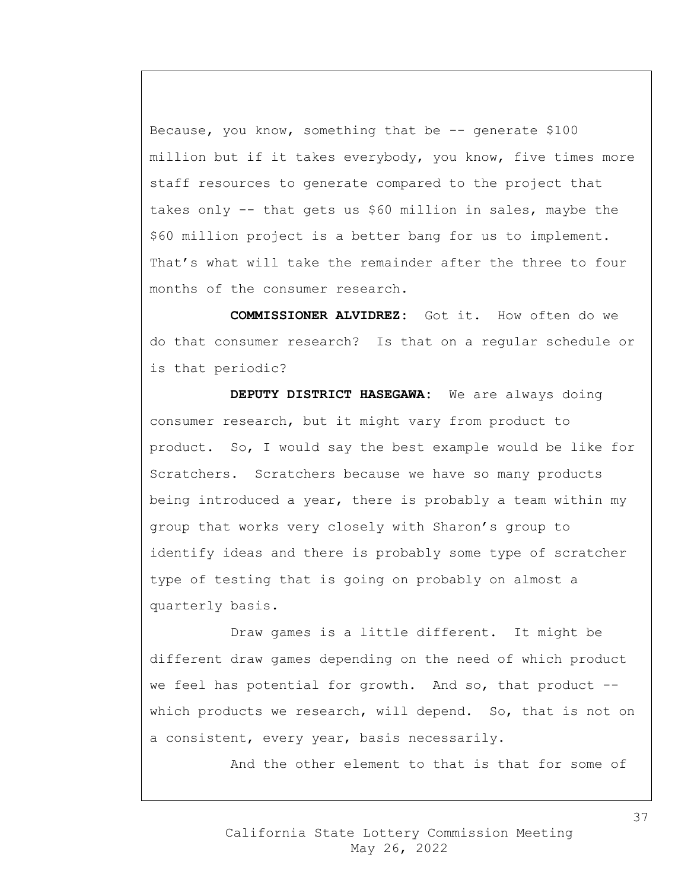Because, you know, something that be -- generate $100 million but if it takes everybody, you know, five times more staff resources to generate compared to the project that takes only -- that gets us $60 million in sales, maybe the $60 million project is a better bang for us to implement. That's what will take the remainder after the three to four months of the consumer research.

**COMMISSIONER ALVIDREZ:** Got it. How often do we do that consumer research? Is that on a regular schedule or is that periodic?

**DEPUTY DISTRICT HASEGAWA:** We are always doing consumer research, but it might vary from product to product. So, I would say the best example would be like for Scratchers. Scratchers because we have so many products being introduced a year, there is probably a team within my group that works very closely with Sharon's group to identify ideas and there is probably some type of scratcher type of testing that is going on probably on almost a quarterly basis.

Draw games is a little different. It might be different draw games depending on the need of which product we feel has potential for growth. And so, that product -- which products we research, will depend. So, that is not on a consistent, every year, basis necessarily.

And the other element to that is that for some of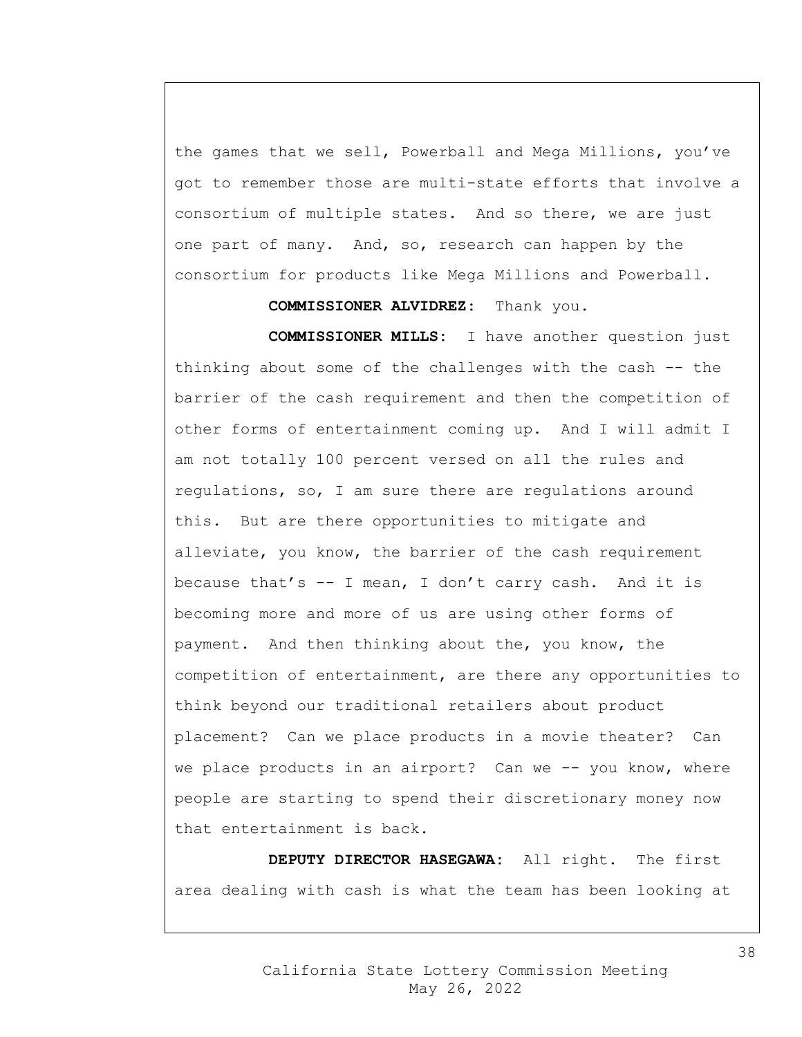the games that we sell, Powerball and Mega Millions, you've got to remember those are multi-state efforts that involve a consortium of multiple states. And so there, we are just one part of many. And, so, research can happen by the consortium for products like Mega Millions and Powerball.

**COMMISSIONER ALVIDREZ:** Thank you.

**COMMISSIONER MILLS:** I have another question just thinking about some of the challenges with the cash -- the barrier of the cash requirement and then the competition of other forms of entertainment coming up. And I will admit I am not totally 100 percent versed on all the rules and regulations, so, I am sure there are regulations around this. But are there opportunities to mitigate and alleviate, you know, the barrier of the cash requirement because that's -- I mean, I don't carry cash. And it is becoming more and more of us are using other forms of payment. And then thinking about the, you know, the competition of entertainment, are there any opportunities to think beyond our traditional retailers about product placement? Can we place products in a movie theater? Can we place products in an airport? Can we -- you know, where people are starting to spend their discretionary money now that entertainment is back.

**DEPUTY DIRECTOR HASEGAWA:** All right. The first area dealing with cash is what the team has been looking at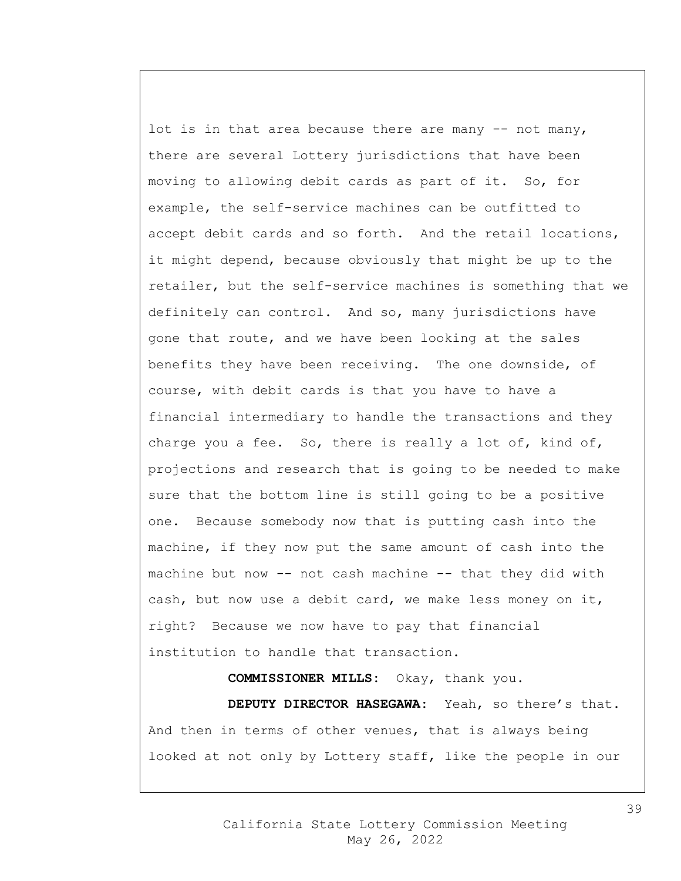lot is in that area because there are many -- not many, there are several Lottery jurisdictions that have been moving to allowing debit cards as part of it. So, for example, the self-service machines can be outfitted to accept debit cards and so forth. And the retail locations, it might depend, because obviously that might be up to the retailer, but the self-service machines is something that we definitely can control. And so, many jurisdictions have gone that route, and we have been looking at the sales benefits they have been receiving. The one downside, of course, with debit cards is that you have to have a financial intermediary to handle the transactions and they charge you a fee. So, there is really a lot of, kind of, projections and research that is going to be needed to make sure that the bottom line is still going to be a positive one. Because somebody now that is putting cash into the machine, if they now put the same amount of cash into the machine but now -- not cash machine -- that they did with cash, but now use a debit card, we make less money on it, right? Because we now have to pay that financial institution to handle that transaction.

**COMMISSIONER MILLS:** Okay, thank you.

**DEPUTY DIRECTOR HASEGAWA:** Yeah, so there's that. And then in terms of other venues, that is always being looked at not only by Lottery staff, like the people in our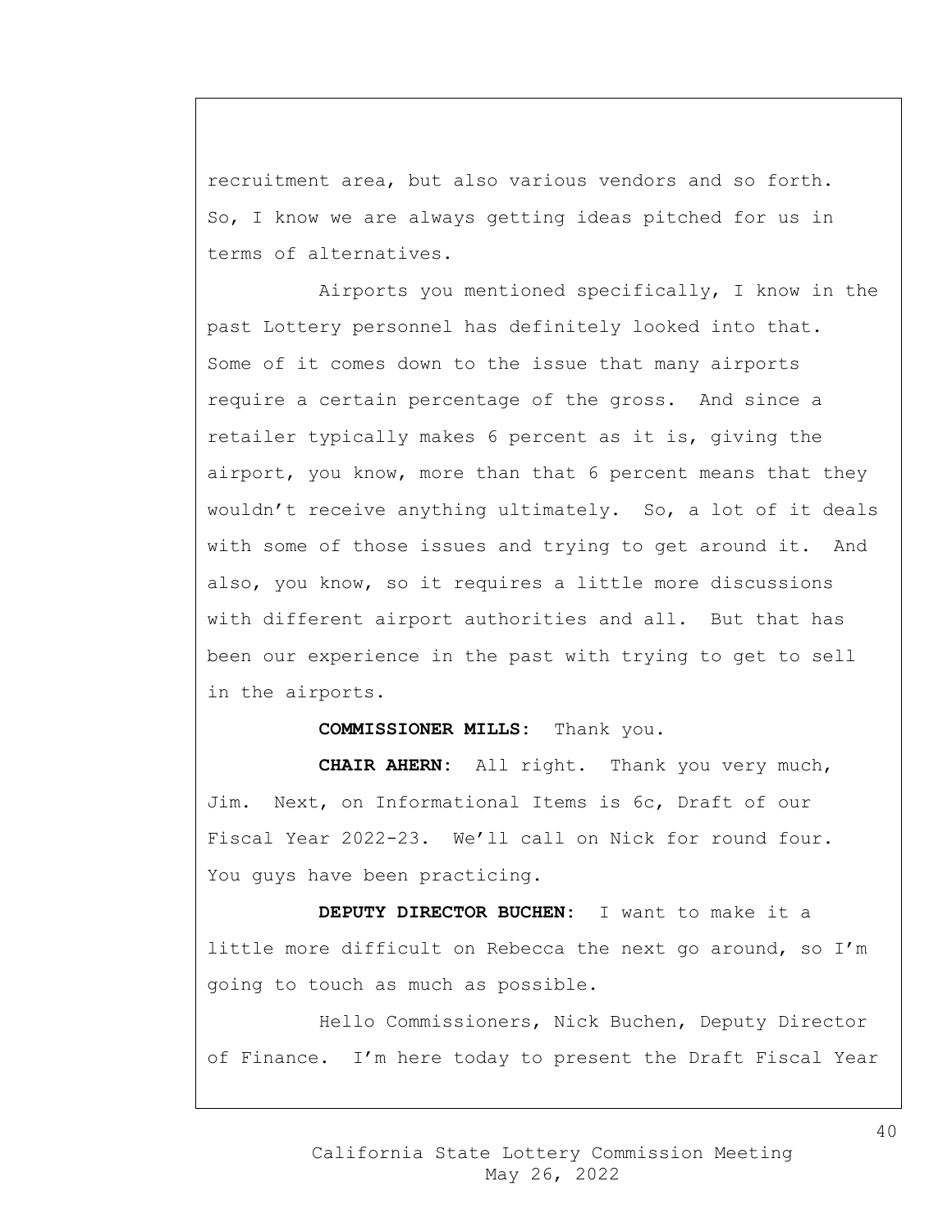recruitment area, but also various vendors and so forth. So, I know we are always getting ideas pitched for us in terms of alternatives.

Airports you mentioned specifically, I know in the past Lottery personnel has definitely looked into that. Some of it comes down to the issue that many airports require a certain percentage of the gross. And since a retailer typically makes 6 percent as it is, giving the airport, you know, more than that 6 percent means that they wouldn't receive anything ultimately. So, a lot of it deals with some of those issues and trying to get around it. And also, you know, so it requires a little more discussions with different airport authorities and all. But that has been our experience in the past with trying to get to sell in the airports.

**COMMISSIONER MILLS:** Thank you.

**CHAIR AHERN:** All right. Thank you very much, Jim. Next, on Informational Items is 6c, Draft of our Fiscal Year 2022-23. We'll call on Nick for round four. You guys have been practicing.

**DEPUTY DIRECTOR BUCHEN:** I want to make it a little more difficult on Rebecca the next go around, so I'm going to touch as much as possible.

Hello Commissioners, Nick Buchen, Deputy Director of Finance. I'm here today to present the Draft Fiscal Year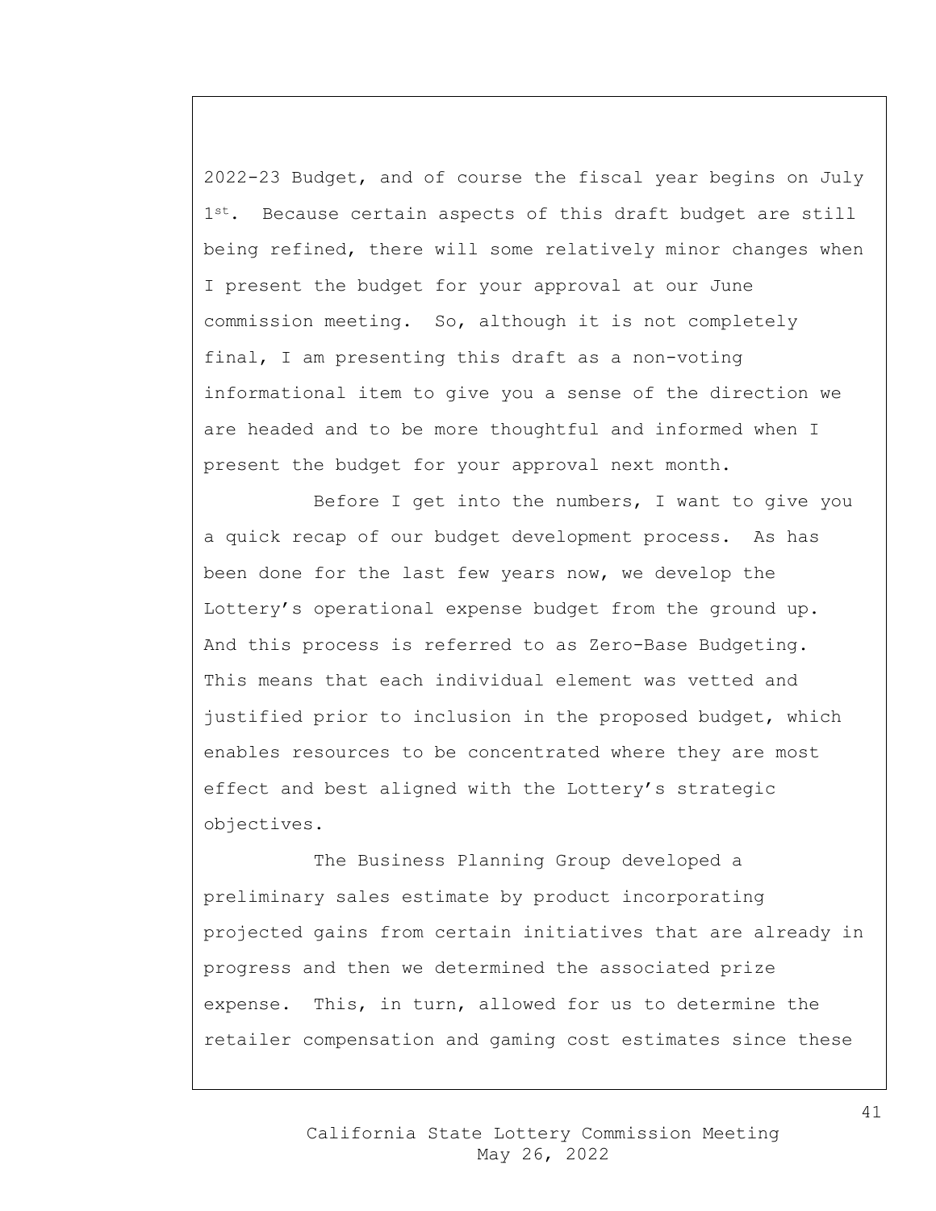2022-23 Budget, and of course the fiscal year begins on July 1st. Because certain aspects of this draft budget are still being refined, there will some relatively minor changes when I present the budget for your approval at our June commission meeting. So, although it is not completely final, I am presenting this draft as a non-voting informational item to give you a sense of the direction we are headed and to be more thoughtful and informed when I present the budget for your approval next month.

Before I get into the numbers, I want to give you a quick recap of our budget development process. As has been done for the last few years now, we develop the Lottery's operational expense budget from the ground up. And this process is referred to as Zero-Base Budgeting. This means that each individual element was vetted and justified prior to inclusion in the proposed budget, which enables resources to be concentrated where they are most effect and best aligned with the Lottery's strategic objectives.

The Business Planning Group developed a preliminary sales estimate by product incorporating projected gains from certain initiatives that are already in progress and then we determined the associated prize expense. This, in turn, allowed for us to determine the retailer compensation and gaming cost estimates since these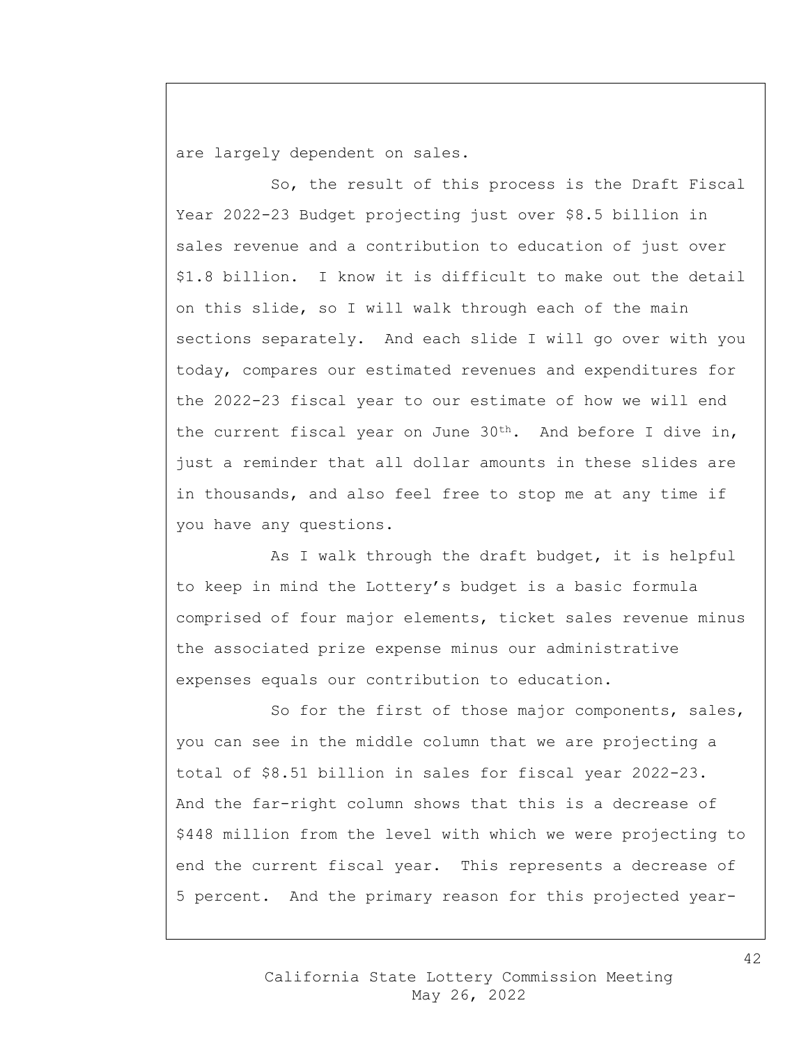are largely dependent on sales.

So, the result of this process is the Draft Fiscal Year 2022-23 Budget projecting just over $8.5 billion in sales revenue and a contribution to education of just over $1.8 billion. I know it is difficult to make out the detail on this slide, so I will walk through each of the main sections separately. And each slide I will go over with you today, compares our estimated revenues and expenditures for the 2022-23 fiscal year to our estimate of how we will end the current fiscal year on June 30th. And before I dive in, just a reminder that all dollar amounts in these slides are in thousands, and also feel free to stop me at any time if you have any questions.

As I walk through the draft budget, it is helpful to keep in mind the Lottery's budget is a basic formula comprised of four major elements, ticket sales revenue minus the associated prize expense minus our administrative expenses equals our contribution to education.

So for the first of those major components, sales, you can see in the middle column that we are projecting a total of $8.51 billion in sales for fiscal year 2022-23. And the far-right column shows that this is a decrease of $448 million from the level with which we were projecting to end the current fiscal year. This represents a decrease of 5 percent. And the primary reason for this projected year-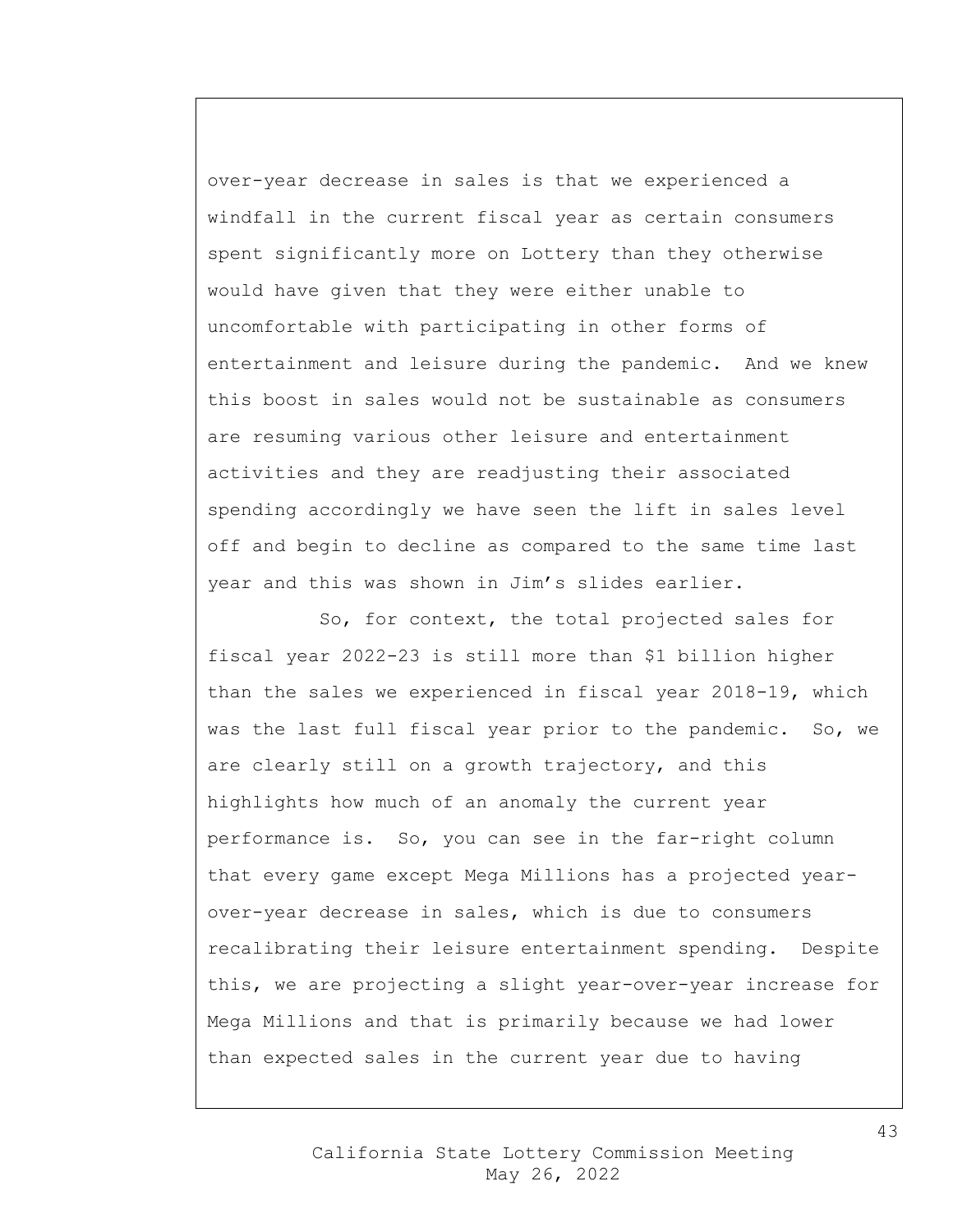over-year decrease in sales is that we experienced a windfall in the current fiscal year as certain consumers spent significantly more on Lottery than they otherwise would have given that they were either unable to uncomfortable with participating in other forms of entertainment and leisure during the pandemic. And we knew this boost in sales would not be sustainable as consumers are resuming various other leisure and entertainment activities and they are readjusting their associated spending accordingly we have seen the lift in sales level off and begin to decline as compared to the same time last year and this was shown in Jim's slides earlier.

So, for context, the total projected sales for fiscal year 2022-23 is still more than $1 billion higher than the sales we experienced in fiscal year 2018-19, which was the last full fiscal year prior to the pandemic. So, we are clearly still on a growth trajectory, and this highlights how much of an anomaly the current year performance is. So, you can see in the far-right column that every game except Mega Millions has a projected year-over-year decrease in sales, which is due to consumers recalibrating their leisure entertainment spending. Despite this, we are projecting a slight year-over-year increase for Mega Millions and that is primarily because we had lower than expected sales in the current year due to having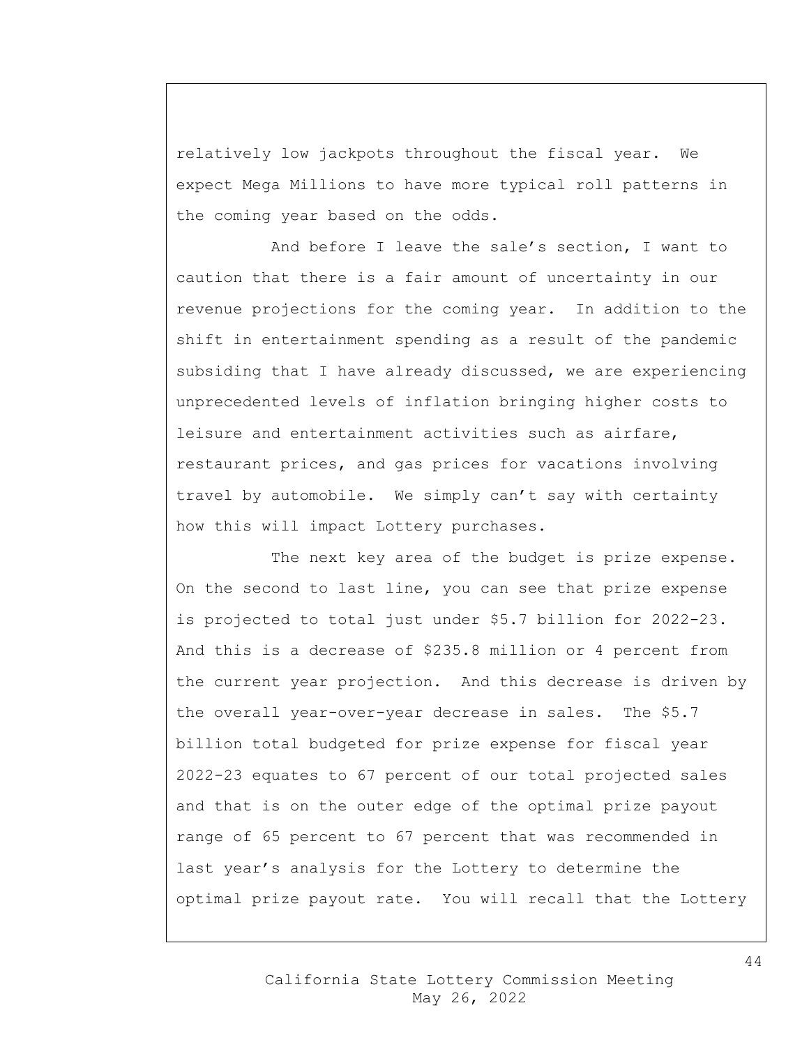relatively low jackpots throughout the fiscal year. We expect Mega Millions to have more typical roll patterns in the coming year based on the odds.

And before I leave the sale's section, I want to caution that there is a fair amount of uncertainty in our revenue projections for the coming year. In addition to the shift in entertainment spending as a result of the pandemic subsiding that I have already discussed, we are experiencing unprecedented levels of inflation bringing higher costs to leisure and entertainment activities such as airfare, restaurant prices, and gas prices for vacations involving travel by automobile. We simply can't say with certainty how this will impact Lottery purchases.

The next key area of the budget is prize expense. On the second to last line, you can see that prize expense is projected to total just under $5.7 billion for 2022-23. And this is a decrease of $235.8 million or 4 percent from the current year projection. And this decrease is driven by the overall year-over-year decrease in sales. The $5.7 billion total budgeted for prize expense for fiscal year 2022-23 equates to 67 percent of our total projected sales and that is on the outer edge of the optimal prize payout range of 65 percent to 67 percent that was recommended in last year's analysis for the Lottery to determine the optimal prize payout rate. You will recall that the Lottery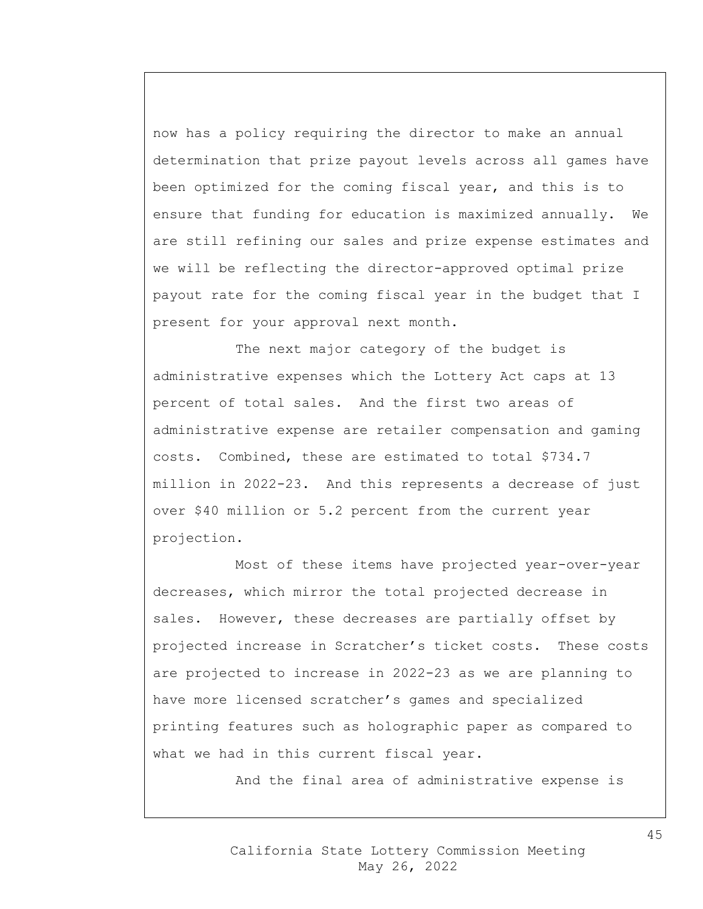now has a policy requiring the director to make an annual determination that prize payout levels across all games have been optimized for the coming fiscal year, and this is to ensure that funding for education is maximized annually. We are still refining our sales and prize expense estimates and we will be reflecting the director-approved optimal prize payout rate for the coming fiscal year in the budget that I present for your approval next month.

The next major category of the budget is administrative expenses which the Lottery Act caps at 13 percent of total sales. And the first two areas of administrative expense are retailer compensation and gaming costs. Combined, these are estimated to total $734.7 million in 2022-23. And this represents a decrease of just over $40 million or 5.2 percent from the current year projection.

Most of these items have projected year-over-year decreases, which mirror the total projected decrease in sales. However, these decreases are partially offset by projected increase in Scratcher's ticket costs. These costs are projected to increase in 2022-23 as we are planning to have more licensed scratcher's games and specialized printing features such as holographic paper as compared to what we had in this current fiscal year.

And the final area of administrative expense is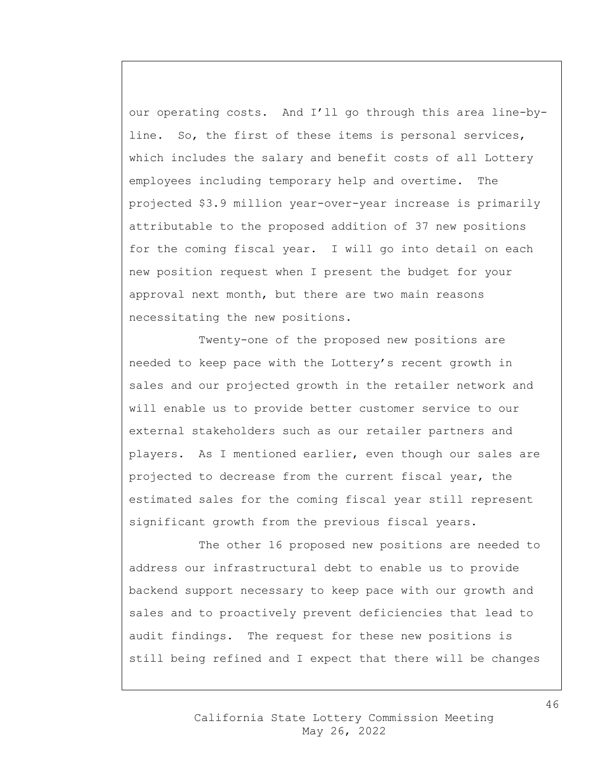our operating costs. And I'll go through this area line-by-line. So, the first of these items is personal services, which includes the salary and benefit costs of all Lottery employees including temporary help and overtime. The projected $3.9 million year-over-year increase is primarily attributable to the proposed addition of 37 new positions for the coming fiscal year. I will go into detail on each new position request when I present the budget for your approval next month, but there are two main reasons necessitating the new positions.

Twenty-one of the proposed new positions are needed to keep pace with the Lottery's recent growth in sales and our projected growth in the retailer network and will enable us to provide better customer service to our external stakeholders such as our retailer partners and players. As I mentioned earlier, even though our sales are projected to decrease from the current fiscal year, the estimated sales for the coming fiscal year still represent significant growth from the previous fiscal years.

The other 16 proposed new positions are needed to address our infrastructural debt to enable us to provide backend support necessary to keep pace with our growth and sales and to proactively prevent deficiencies that lead to audit findings. The request for these new positions is still being refined and I expect that there will be changes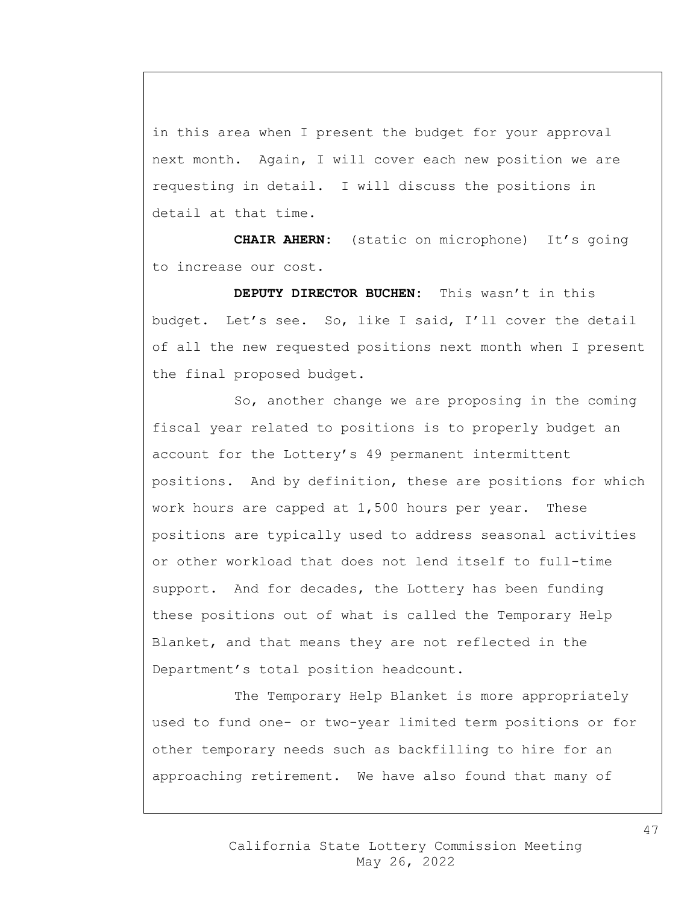in this area when I present the budget for your approval next month. Again, I will cover each new position we are requesting in detail. I will discuss the positions in detail at that time.

**CHAIR AHERN:** (static on microphone) It's going to increase our cost.

**DEPUTY DIRECTOR BUCHEN:** This wasn't in this budget. Let's see. So, like I said, I'll cover the detail of all the new requested positions next month when I present the final proposed budget.

So, another change we are proposing in the coming fiscal year related to positions is to properly budget an account for the Lottery's 49 permanent intermittent positions. And by definition, these are positions for which work hours are capped at 1,500 hours per year. These positions are typically used to address seasonal activities or other workload that does not lend itself to full-time support. And for decades, the Lottery has been funding these positions out of what is called the Temporary Help Blanket, and that means they are not reflected in the Department's total position headcount.

The Temporary Help Blanket is more appropriately used to fund one- or two-year limited term positions or for other temporary needs such as backfilling to hire for an approaching retirement. We have also found that many of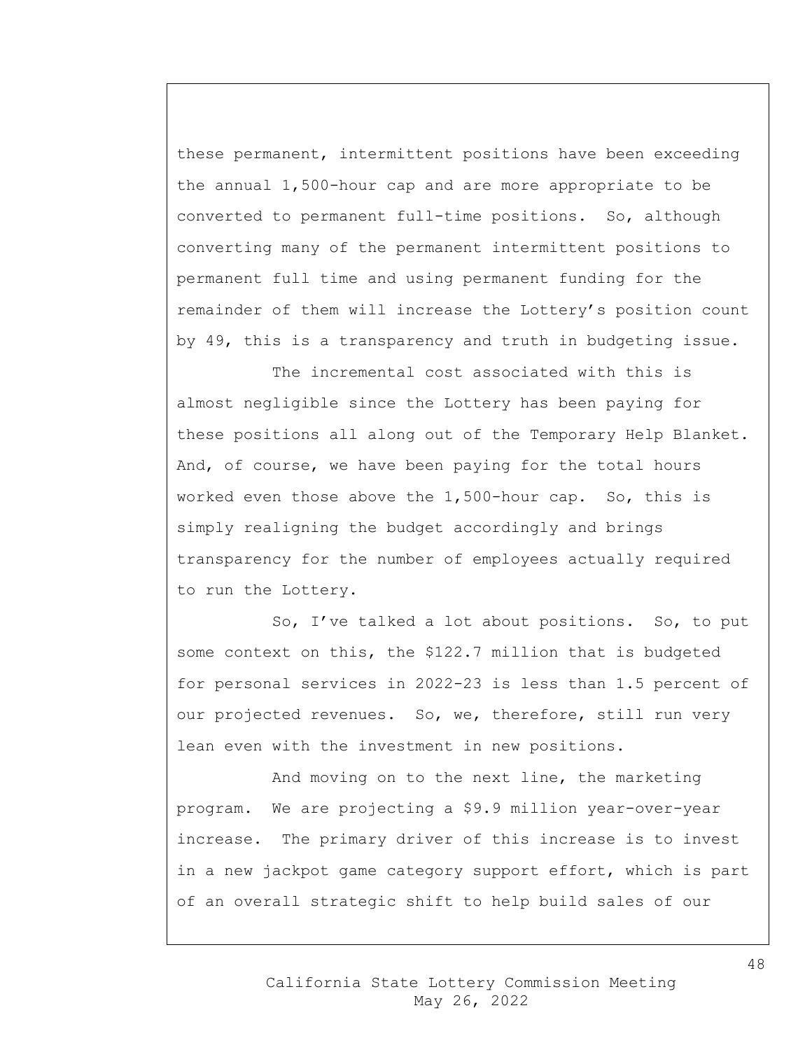these permanent, intermittent positions have been exceeding the annual 1,500-hour cap and are more appropriate to be converted to permanent full-time positions. So, although converting many of the permanent intermittent positions to permanent full time and using permanent funding for the remainder of them will increase the Lottery's position count by 49, this is a transparency and truth in budgeting issue.

The incremental cost associated with this is almost negligible since the Lottery has been paying for these positions all along out of the Temporary Help Blanket. And, of course, we have been paying for the total hours worked even those above the 1,500-hour cap. So, this is simply realigning the budget accordingly and brings transparency for the number of employees actually required to run the Lottery.

So, I've talked a lot about positions. So, to put some context on this, the $122.7 million that is budgeted for personal services in 2022-23 is less than 1.5 percent of our projected revenues. So, we, therefore, still run very lean even with the investment in new positions.

And moving on to the next line, the marketing program. We are projecting a $9.9 million year-over-year increase. The primary driver of this increase is to invest in a new jackpot game category support effort, which is part of an overall strategic shift to help build sales of our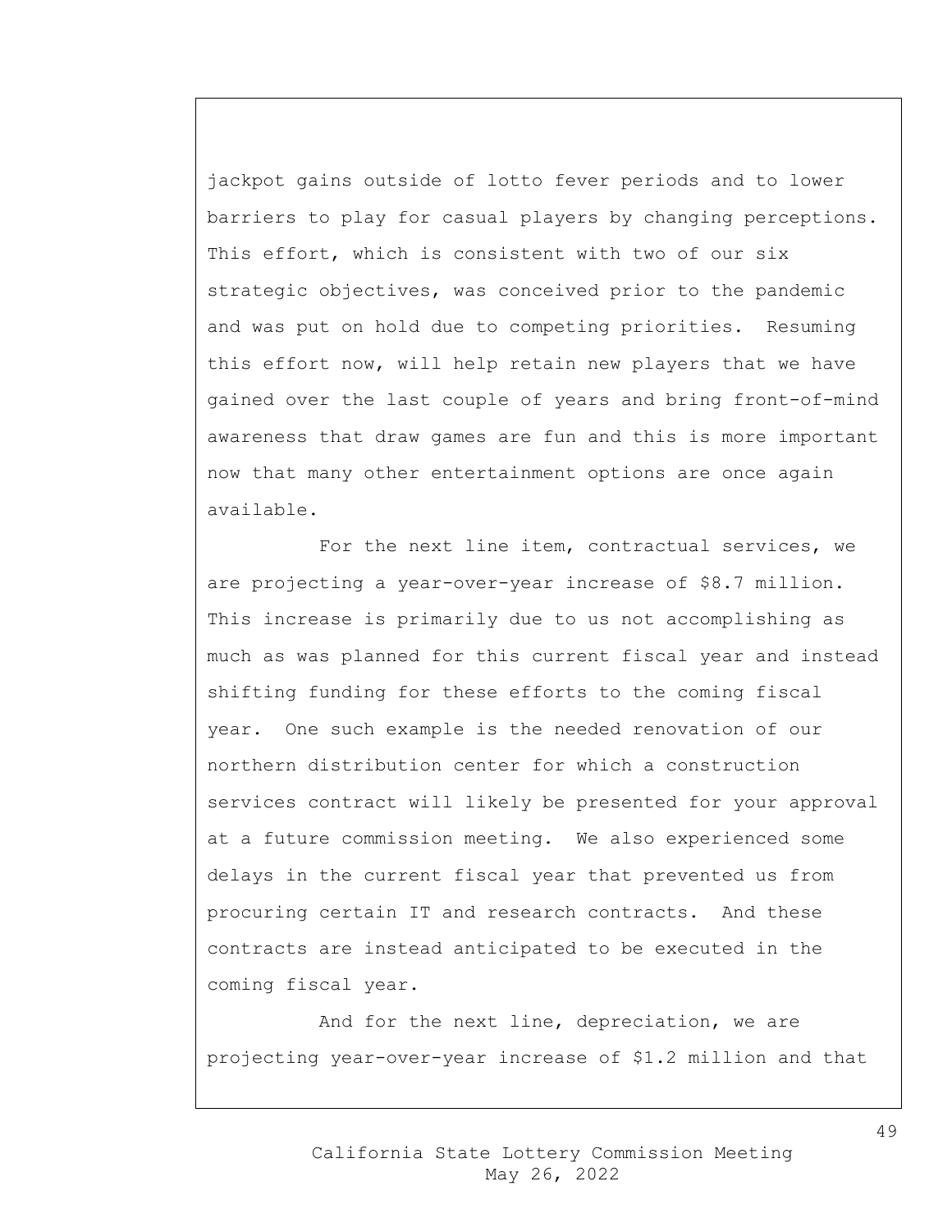jackpot gains outside of lotto fever periods and to lower barriers to play for casual players by changing perceptions. This effort, which is consistent with two of our six strategic objectives, was conceived prior to the pandemic and was put on hold due to competing priorities. Resuming this effort now, will help retain new players that we have gained over the last couple of years and bring front-of-mind awareness that draw games are fun and this is more important now that many other entertainment options are once again available.

For the next line item, contractual services, we are projecting a year-over-year increase of $8.7 million. This increase is primarily due to us not accomplishing as much as was planned for this current fiscal year and instead shifting funding for these efforts to the coming fiscal year. One such example is the needed renovation of our northern distribution center for which a construction services contract will likely be presented for your approval at a future commission meeting. We also experienced some delays in the current fiscal year that prevented us from procuring certain IT and research contracts. And these contracts are instead anticipated to be executed in the coming fiscal year.

And for the next line, depreciation, we are projecting year-over-year increase of $1.2 million and that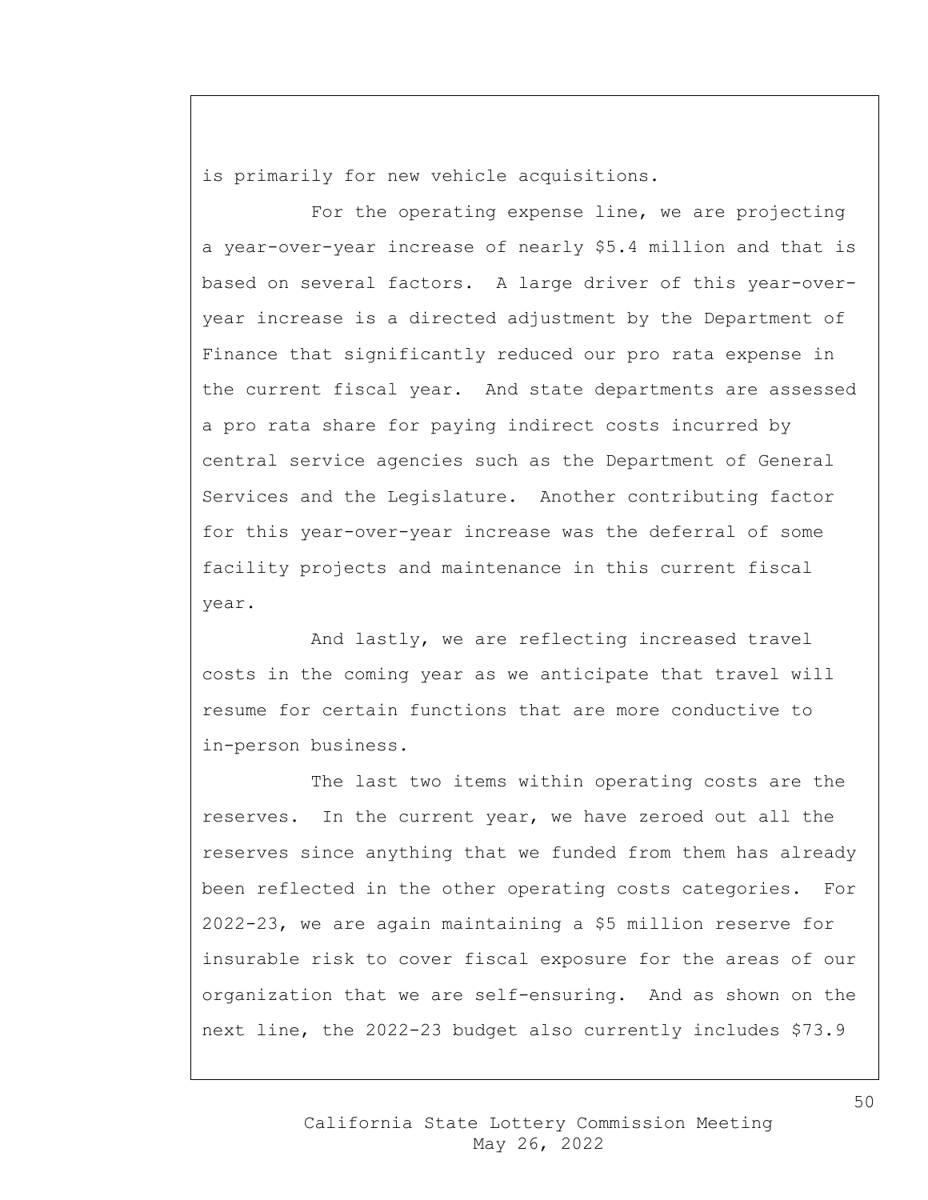is primarily for new vehicle acquisitions.

For the operating expense line, we are projecting a year-over-year increase of nearly $5.4 million and that is based on several factors. A large driver of this year-over-year increase is a directed adjustment by the Department of Finance that significantly reduced our pro rata expense in the current fiscal year. And state departments are assessed a pro rata share for paying indirect costs incurred by central service agencies such as the Department of General Services and the Legislature. Another contributing factor for this year-over-year increase was the deferral of some facility projects and maintenance in this current fiscal year.

And lastly, we are reflecting increased travel costs in the coming year as we anticipate that travel will resume for certain functions that are more conductive to in-person business.

The last two items within operating costs are the reserves. In the current year, we have zeroed out all the reserves since anything that we funded from them has already been reflected in the other operating costs categories. For 2022-23, we are again maintaining a $5 million reserve for insurable risk to cover fiscal exposure for the areas of our organization that we are self-ensuring. And as shown on the next line, the 2022-23 budget also currently includes $73.9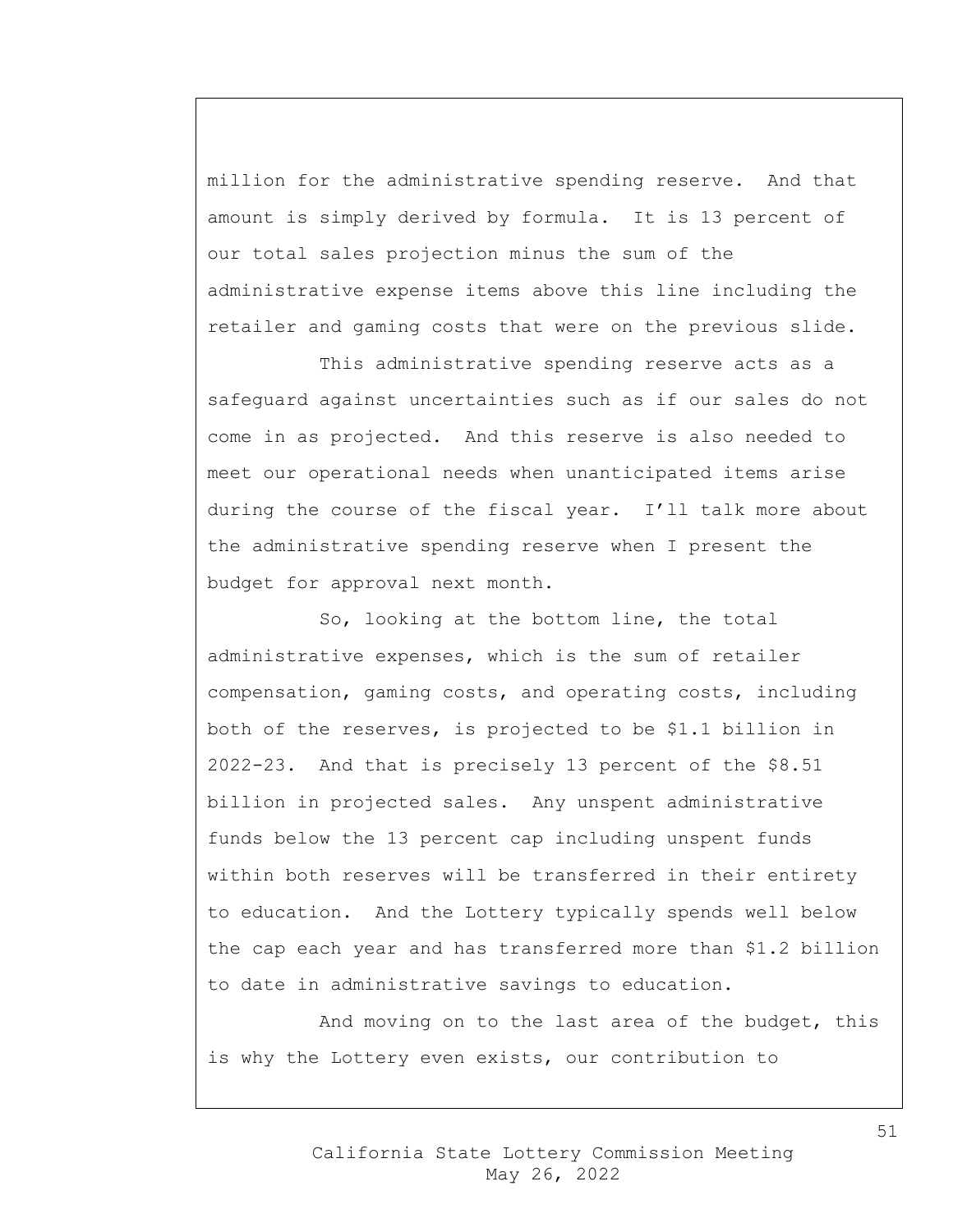million for the administrative spending reserve. And that amount is simply derived by formula. It is 13 percent of our total sales projection minus the sum of the administrative expense items above this line including the retailer and gaming costs that were on the previous slide.

This administrative spending reserve acts as a safeguard against uncertainties such as if our sales do not come in as projected. And this reserve is also needed to meet our operational needs when unanticipated items arise during the course of the fiscal year. I'll talk more about the administrative spending reserve when I present the budget for approval next month.

So, looking at the bottom line, the total administrative expenses, which is the sum of retailer compensation, gaming costs, and operating costs, including both of the reserves, is projected to be $1.1 billion in 2022-23. And that is precisely 13 percent of the $8.51 billion in projected sales. Any unspent administrative funds below the 13 percent cap including unspent funds within both reserves will be transferred in their entirety to education. And the Lottery typically spends well below the cap each year and has transferred more than $1.2 billion to date in administrative savings to education.

And moving on to the last area of the budget, this is why the Lottery even exists, our contribution to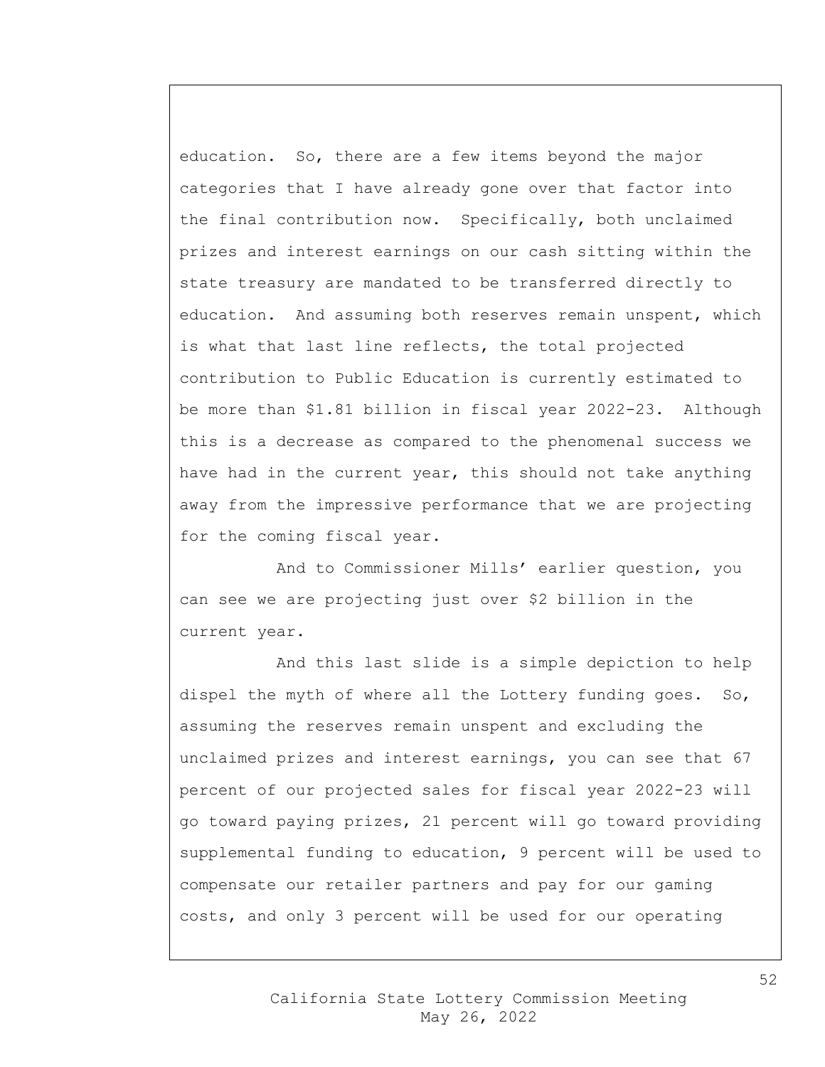education. So, there are a few items beyond the major categories that I have already gone over that factor into the final contribution now. Specifically, both unclaimed prizes and interest earnings on our cash sitting within the state treasury are mandated to be transferred directly to education. And assuming both reserves remain unspent, which is what that last line reflects, the total projected contribution to Public Education is currently estimated to be more than $1.81 billion in fiscal year 2022-23. Although this is a decrease as compared to the phenomenal success we have had in the current year, this should not take anything away from the impressive performance that we are projecting for the coming fiscal year.

And to Commissioner Mills' earlier question, you can see we are projecting just over $2 billion in the current year.

And this last slide is a simple depiction to help dispel the myth of where all the Lottery funding goes. So, assuming the reserves remain unspent and excluding the unclaimed prizes and interest earnings, you can see that 67 percent of our projected sales for fiscal year 2022-23 will go toward paying prizes, 21 percent will go toward providing supplemental funding to education, 9 percent will be used to compensate our retailer partners and pay for our gaming costs, and only 3 percent will be used for our operating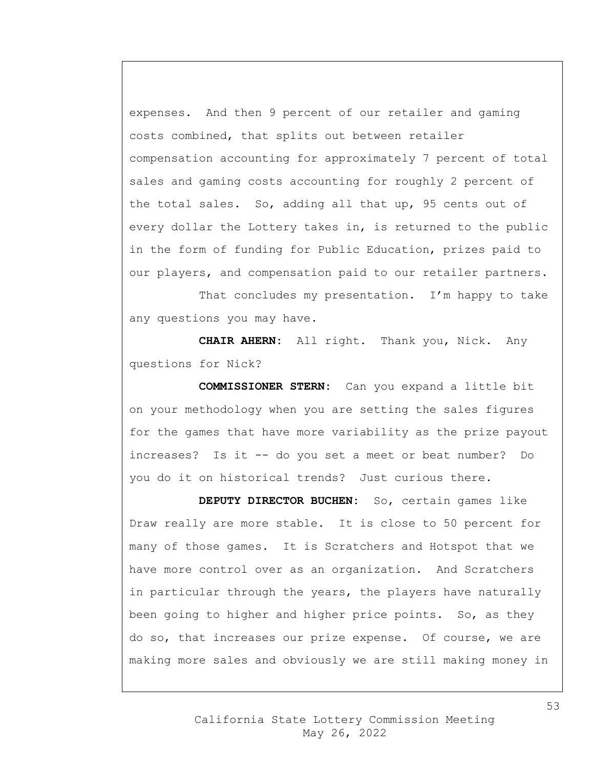expenses. And then 9 percent of our retailer and gaming costs combined, that splits out between retailer compensation accounting for approximately 7 percent of total sales and gaming costs accounting for roughly 2 percent of the total sales. So, adding all that up, 95 cents out of every dollar the Lottery takes in, is returned to the public in the form of funding for Public Education, prizes paid to our players, and compensation paid to our retailer partners.

That concludes my presentation. I'm happy to take any questions you may have.

**CHAIR AHERN:** All right. Thank you, Nick. Any questions for Nick?

**COMMISSIONER STERN:** Can you expand a little bit on your methodology when you are setting the sales figures for the games that have more variability as the prize payout increases? Is it -- do you set a meet or beat number? Do you do it on historical trends? Just curious there.

**DEPUTY DIRECTOR BUCHEN:** So, certain games like Draw really are more stable. It is close to 50 percent for many of those games. It is Scratchers and Hotspot that we have more control over as an organization. And Scratchers in particular through the years, the players have naturally been going to higher and higher price points. So, as they do so, that increases our prize expense. Of course, we are making more sales and obviously we are still making money in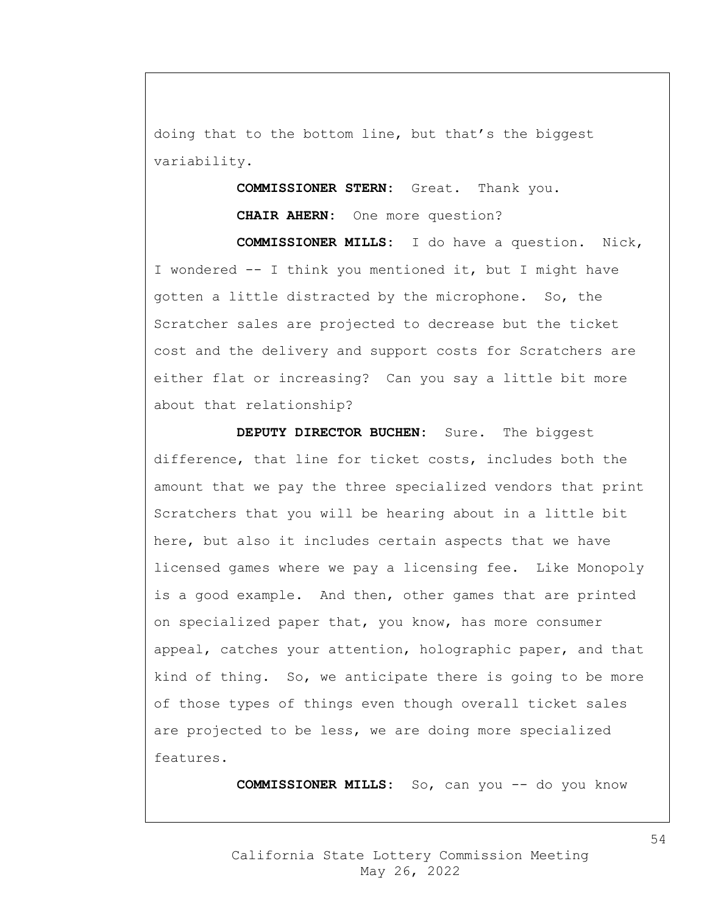doing that to the bottom line, but that's the biggest variability.

**COMMISSIONER STERN:** Great. Thank you.

**CHAIR AHERN:** One more question?

**COMMISSIONER MILLS:** I do have a question. Nick, I wondered -- I think you mentioned it, but I might have gotten a little distracted by the microphone. So, the Scratcher sales are projected to decrease but the ticket cost and the delivery and support costs for Scratchers are either flat or increasing? Can you say a little bit more about that relationship?

**DEPUTY DIRECTOR BUCHEN:** Sure. The biggest difference, that line for ticket costs, includes both the amount that we pay the three specialized vendors that print Scratchers that you will be hearing about in a little bit here, but also it includes certain aspects that we have licensed games where we pay a licensing fee. Like Monopoly is a good example. And then, other games that are printed on specialized paper that, you know, has more consumer appeal, catches your attention, holographic paper, and that kind of thing. So, we anticipate there is going to be more of those types of things even though overall ticket sales are projected to be less, we are doing more specialized features.

**COMMISSIONER MILLS:** So, can you -- do you know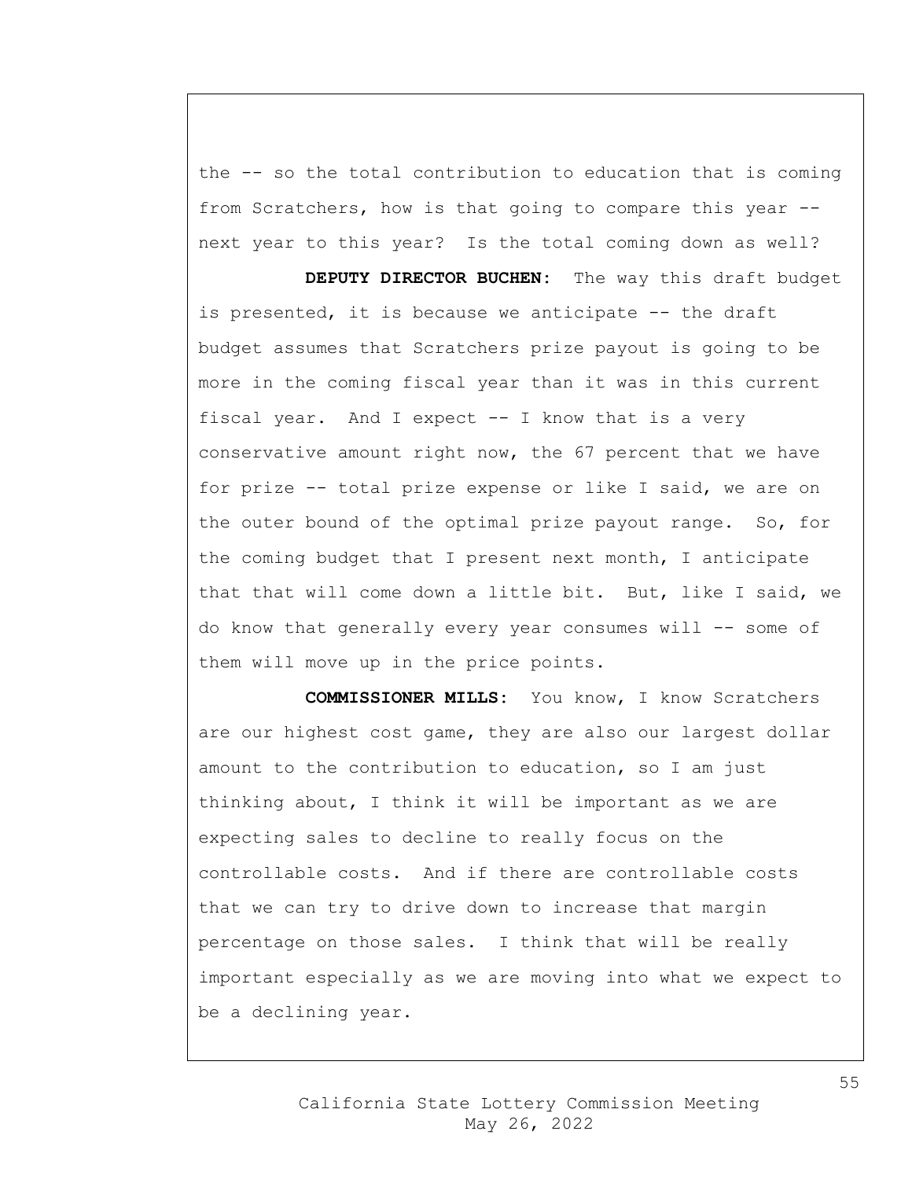the -- so the total contribution to education that is coming from Scratchers, how is that going to compare this year -- next year to this year? Is the total coming down as well?

**DEPUTY DIRECTOR BUCHEN:** The way this draft budget is presented, it is because we anticipate -- the draft budget assumes that Scratchers prize payout is going to be more in the coming fiscal year than it was in this current fiscal year. And I expect -- I know that is a very conservative amount right now, the 67 percent that we have for prize -- total prize expense or like I said, we are on the outer bound of the optimal prize payout range. So, for the coming budget that I present next month, I anticipate that that will come down a little bit. But, like I said, we do know that generally every year consumes will -- some of them will move up in the price points.

**COMMISSIONER MILLS:** You know, I know Scratchers are our highest cost game, they are also our largest dollar amount to the contribution to education, so I am just thinking about, I think it will be important as we are expecting sales to decline to really focus on the controllable costs. And if there are controllable costs that we can try to drive down to increase that margin percentage on those sales. I think that will be really important especially as we are moving into what we expect to be a declining year.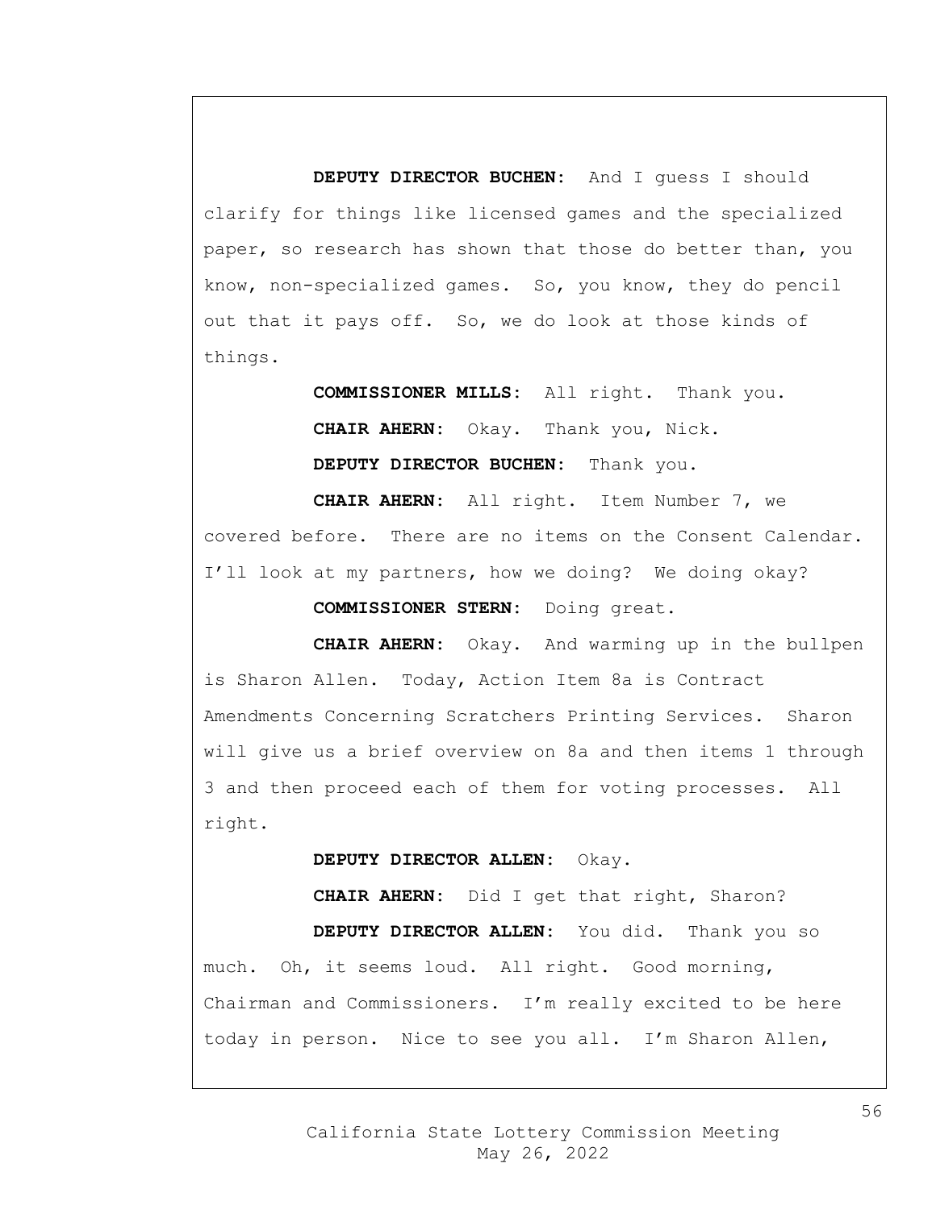**DEPUTY DIRECTOR BUCHEN**: And I guess I should clarify for things like licensed games and the specialized paper, so research has shown that those do better than, you know, non-specialized games. So, you know, they do pencil out that it pays off. So, we do look at those kinds of things.

**COMMISSIONER MILLS**: All right. Thank you.

**CHAIR AHERN**: Okay. Thank you, Nick.

**DEPUTY DIRECTOR BUCHEN**: Thank you.

**CHAIR AHERN**: All right. Item Number 7, we covered before. There are no items on the Consent Calendar. I'll look at my partners, how we doing? We doing okay?

**COMMISSIONER STERN**: Doing great.

**CHAIR AHERN**: Okay. And warming up in the bullpen is Sharon Allen. Today, Action Item 8a is Contract Amendments Concerning Scratchers Printing Services. Sharon will give us a brief overview on 8a and then items 1 through 3 and then proceed each of them for voting processes. All right.

**DEPUTY DIRECTOR ALLEN**: Okay.

**CHAIR AHERN**: Did I get that right, Sharon?

**DEPUTY DIRECTOR ALLEN**: You did. Thank you so much. Oh, it seems loud. All right. Good morning, Chairman and Commissioners. I'm really excited to be here today in person. Nice to see you all. I'm Sharon Allen,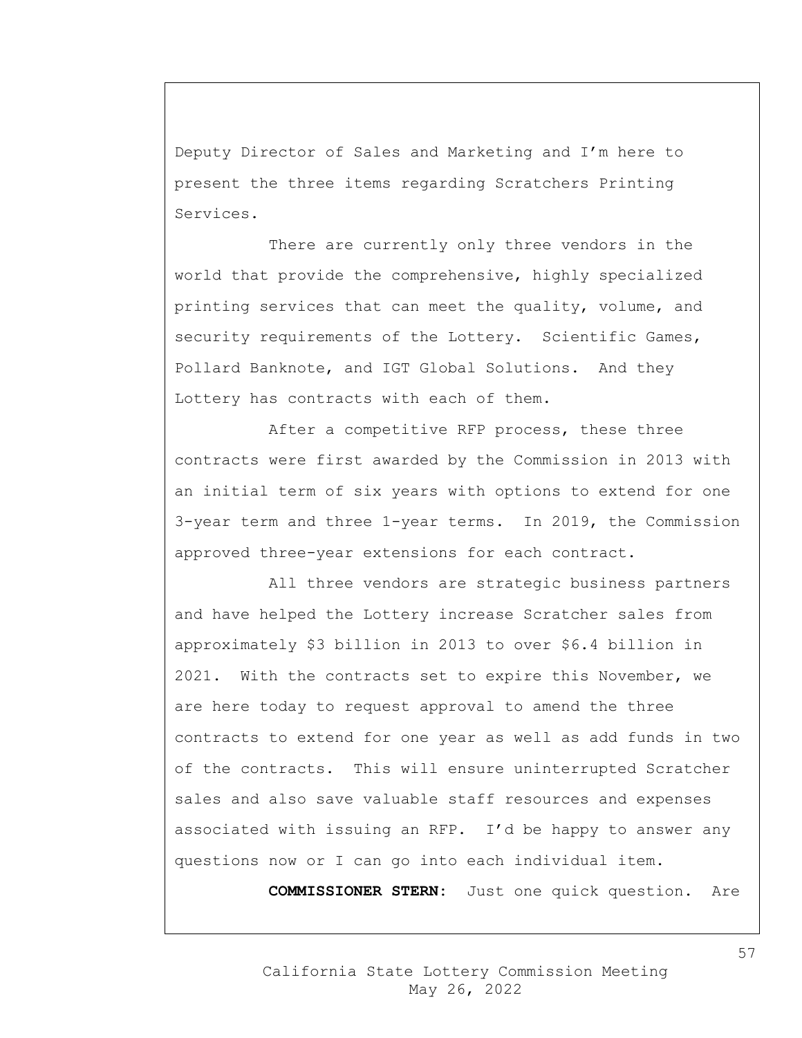Deputy Director of Sales and Marketing and I'm here to present the three items regarding Scratchers Printing Services.

There are currently only three vendors in the world that provide the comprehensive, highly specialized printing services that can meet the quality, volume, and security requirements of the Lottery. Scientific Games, Pollard Banknote, and IGT Global Solutions. And they Lottery has contracts with each of them.

After a competitive RFP process, these three contracts were first awarded by the Commission in 2013 with an initial term of six years with options to extend for one 3-year term and three 1-year terms. In 2019, the Commission approved three-year extensions for each contract.

All three vendors are strategic business partners and have helped the Lottery increase Scratcher sales from approximately $3 billion in 2013 to over $6.4 billion in 2021. With the contracts set to expire this November, we are here today to request approval to amend the three contracts to extend for one year as well as add funds in two of the contracts. This will ensure uninterrupted Scratcher sales and also save valuable staff resources and expenses associated with issuing an RFP. I'd be happy to answer any questions now or I can go into each individual item.

**COMMISSIONER STERN:** Just one quick question. Are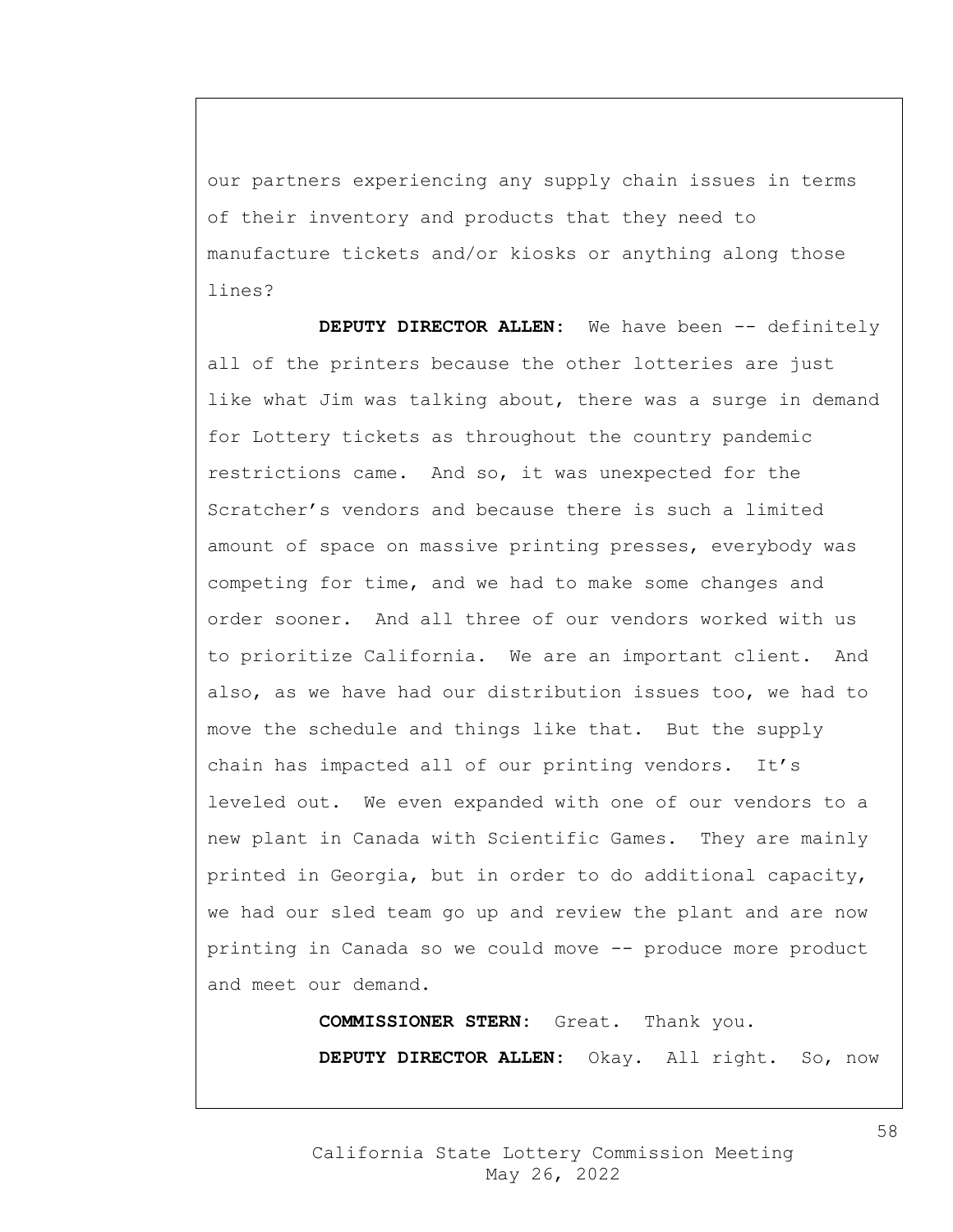our partners experiencing any supply chain issues in terms of their inventory and products that they need to manufacture tickets and/or kiosks or anything along those lines?

**DEPUTY DIRECTOR ALLEN**: We have been -- definitely all of the printers because the other lotteries are just like what Jim was talking about, there was a surge in demand for Lottery tickets as throughout the country pandemic restrictions came. And so, it was unexpected for the Scratcher's vendors and because there is such a limited amount of space on massive printing presses, everybody was competing for time, and we had to make some changes and order sooner. And all three of our vendors worked with us to prioritize California. We are an important client. And also, as we have had our distribution issues too, we had to move the schedule and things like that. But the supply chain has impacted all of our printing vendors. It's leveled out. We even expanded with one of our vendors to a new plant in Canada with Scientific Games. They are mainly printed in Georgia, but in order to do additional capacity, we had our sled team go up and review the plant and are now printing in Canada so we could move -- produce more product and meet our demand.

**COMMISSIONER STERN**: Great. Thank you.

**DEPUTY DIRECTOR ALLEN**: Okay. All right. So, now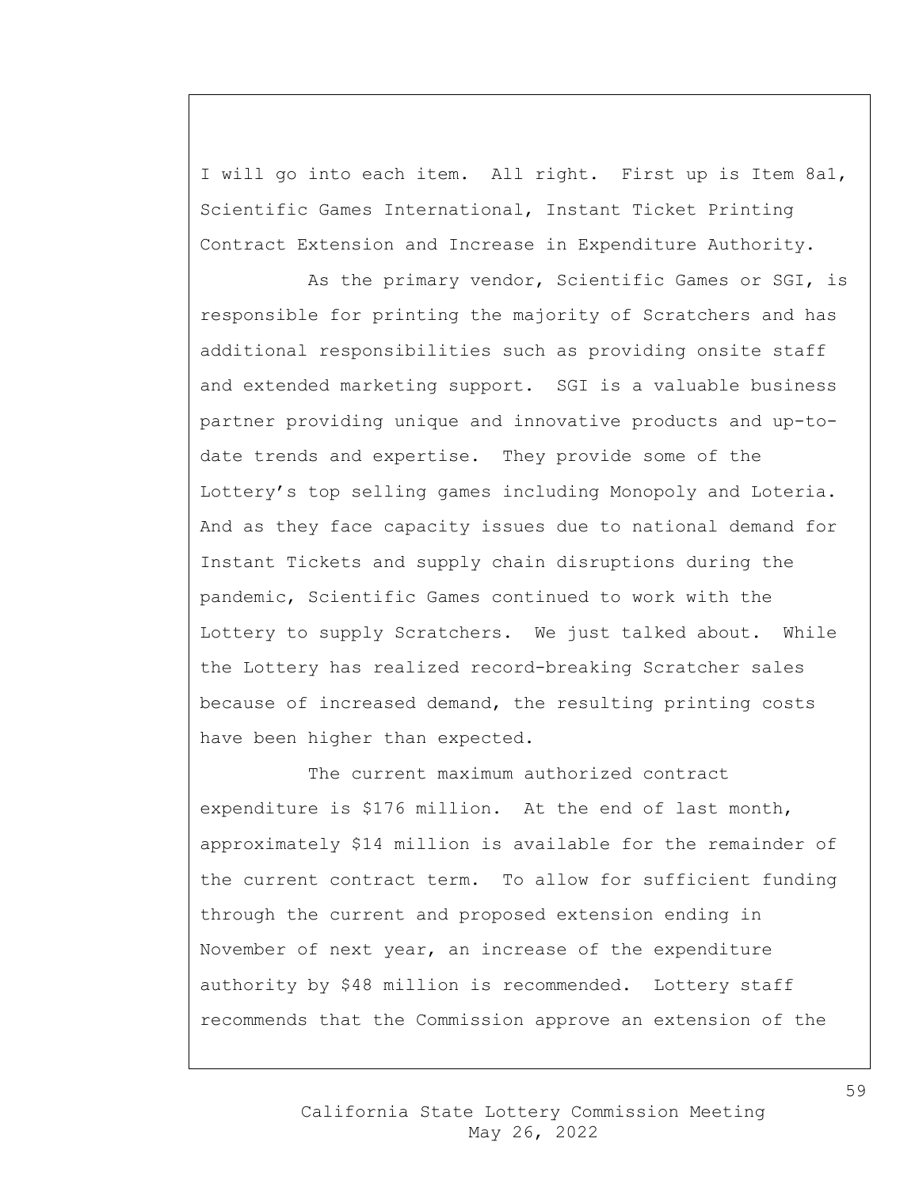I will go into each item. All right. First up is Item 8a1, Scientific Games International, Instant Ticket Printing Contract Extension and Increase in Expenditure Authority.

As the primary vendor, Scientific Games or SGI, is responsible for printing the majority of Scratchers and has additional responsibilities such as providing onsite staff and extended marketing support. SGI is a valuable business partner providing unique and innovative products and up-to-date trends and expertise. They provide some of the Lottery's top selling games including Monopoly and Loteria. And as they face capacity issues due to national demand for Instant Tickets and supply chain disruptions during the pandemic, Scientific Games continued to work with the Lottery to supply Scratchers. We just talked about. While the Lottery has realized record-breaking Scratcher sales because of increased demand, the resulting printing costs have been higher than expected.

The current maximum authorized contract expenditure is $176 million. At the end of last month, approximately $14 million is available for the remainder of the current contract term. To allow for sufficient funding through the current and proposed extension ending in November of next year, an increase of the expenditure authority by $48 million is recommended. Lottery staff recommends that the Commission approve an extension of the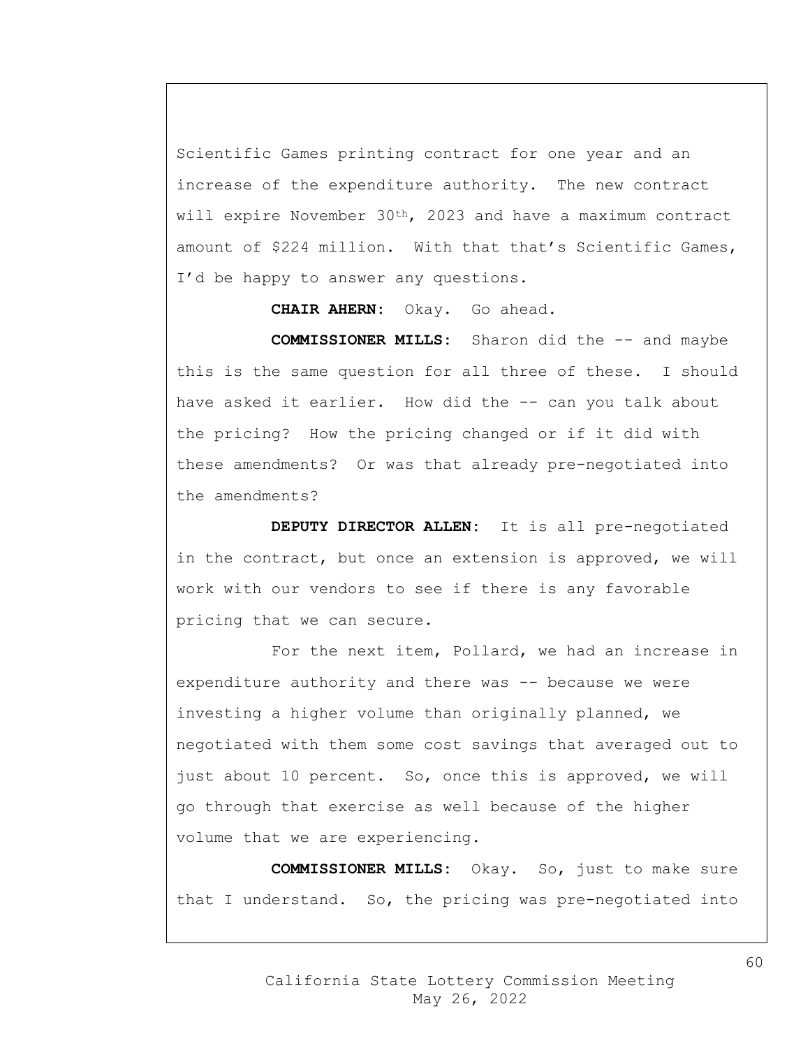Scientific Games printing contract for one year and an increase of the expenditure authority. The new contract will expire November 30th, 2023 and have a maximum contract amount of $224 million. With that that's Scientific Games, I'd be happy to answer any questions.

**CHAIR AHERN:** Okay. Go ahead.

**COMMISSIONER MILLS:** Sharon did the -- and maybe this is the same question for all three of these. I should have asked it earlier. How did the -- can you talk about the pricing? How the pricing changed or if it did with these amendments? Or was that already pre-negotiated into the amendments?

**DEPUTY DIRECTOR ALLEN:** It is all pre-negotiated in the contract, but once an extension is approved, we will work with our vendors to see if there is any favorable pricing that we can secure.

For the next item, Pollard, we had an increase in expenditure authority and there was -- because we were investing a higher volume than originally planned, we negotiated with them some cost savings that averaged out to just about 10 percent. So, once this is approved, we will go through that exercise as well because of the higher volume that we are experiencing.

**COMMISSIONER MILLS:** Okay. So, just to make sure that I understand. So, the pricing was pre-negotiated into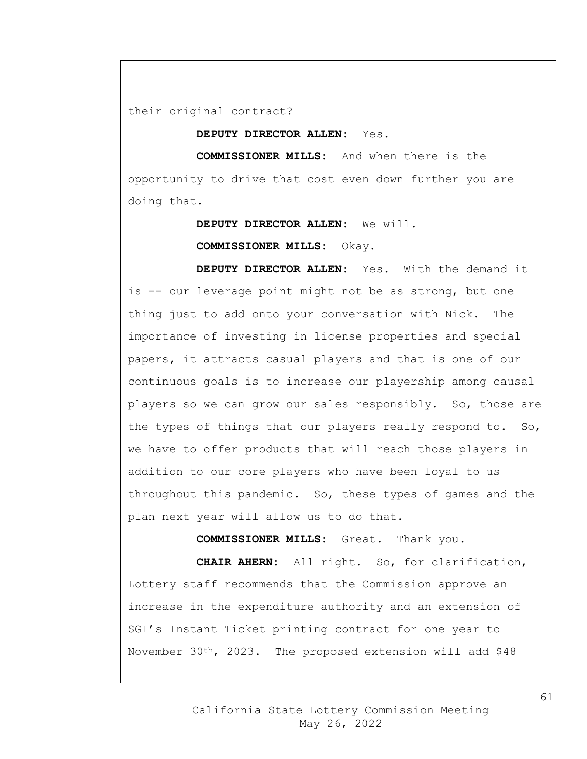their original contract?

**DEPUTY DIRECTOR ALLEN:** Yes.

**COMMISSIONER MILLS:** And when there is the opportunity to drive that cost even down further you are doing that.

**DEPUTY DIRECTOR ALLEN:** We will.

**COMMISSIONER MILLS:** Okay.

**DEPUTY DIRECTOR ALLEN:** Yes. With the demand it is -- our leverage point might not be as strong, but one thing just to add onto your conversation with Nick. The importance of investing in license properties and special papers, it attracts casual players and that is one of our continuous goals is to increase our playership among causal players so we can grow our sales responsibly. So, those are the types of things that our players really respond to. So, we have to offer products that will reach those players in addition to our core players who have been loyal to us throughout this pandemic. So, these types of games and the plan next year will allow us to do that.

**COMMISSIONER MILLS:** Great. Thank you.

**CHAIR AHERN:** All right. So, for clarification, Lottery staff recommends that the Commission approve an increase in the expenditure authority and an extension of SGI's Instant Ticket printing contract for one year to November 30th, 2023. The proposed extension will add $48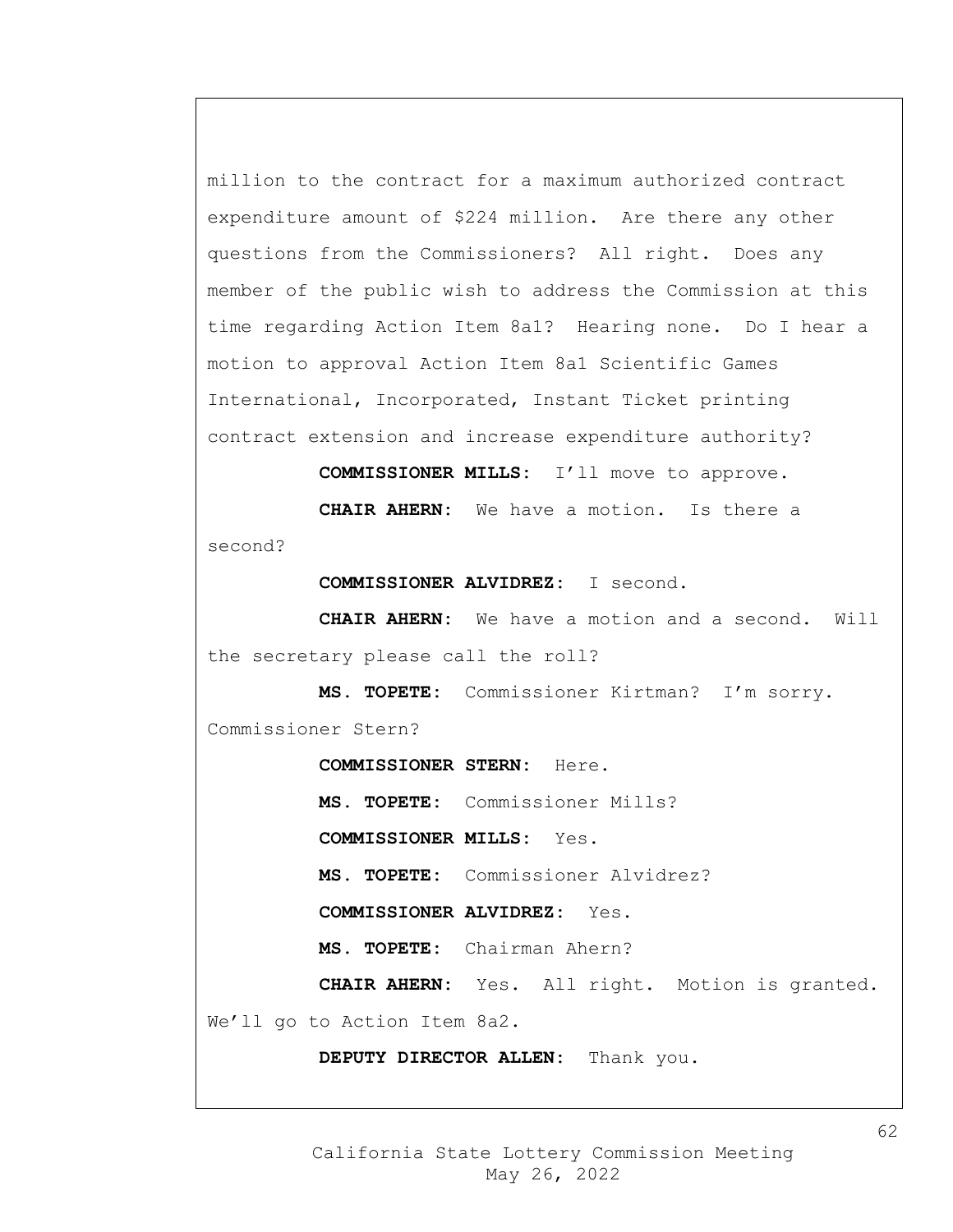million to the contract for a maximum authorized contract expenditure amount of $224 million. Are there any other questions from the Commissioners? All right. Does any member of the public wish to address the Commission at this time regarding Action Item 8a1? Hearing none. Do I hear a motion to approval Action Item 8a1 Scientific Games International, Incorporated, Instant Ticket printing contract extension and increase expenditure authority?

**COMMISSIONER MILLS:** I'll move to approve.

**CHAIR AHERN:** We have a motion. Is there a second?

**COMMISSIONER ALVIDREZ:** I second.

**CHAIR AHERN:** We have a motion and a second. Will the secretary please call the roll?

**MS. TOPETE:** Commissioner Kirtman? I'm sorry. Commissioner Stern?

**COMMISSIONER STERN:** Here.

**MS. TOPETE:** Commissioner Mills?

**COMMISSIONER MILLS:** Yes.

**MS. TOPETE:** Commissioner Alvidrez?

**COMMISSIONER ALVIDREZ:** Yes.

**MS. TOPETE:** Chairman Ahern?

**CHAIR AHERN:** Yes. All right. Motion is granted. We'll go to Action Item 8a2.

**DEPUTY DIRECTOR ALLEN:** Thank you.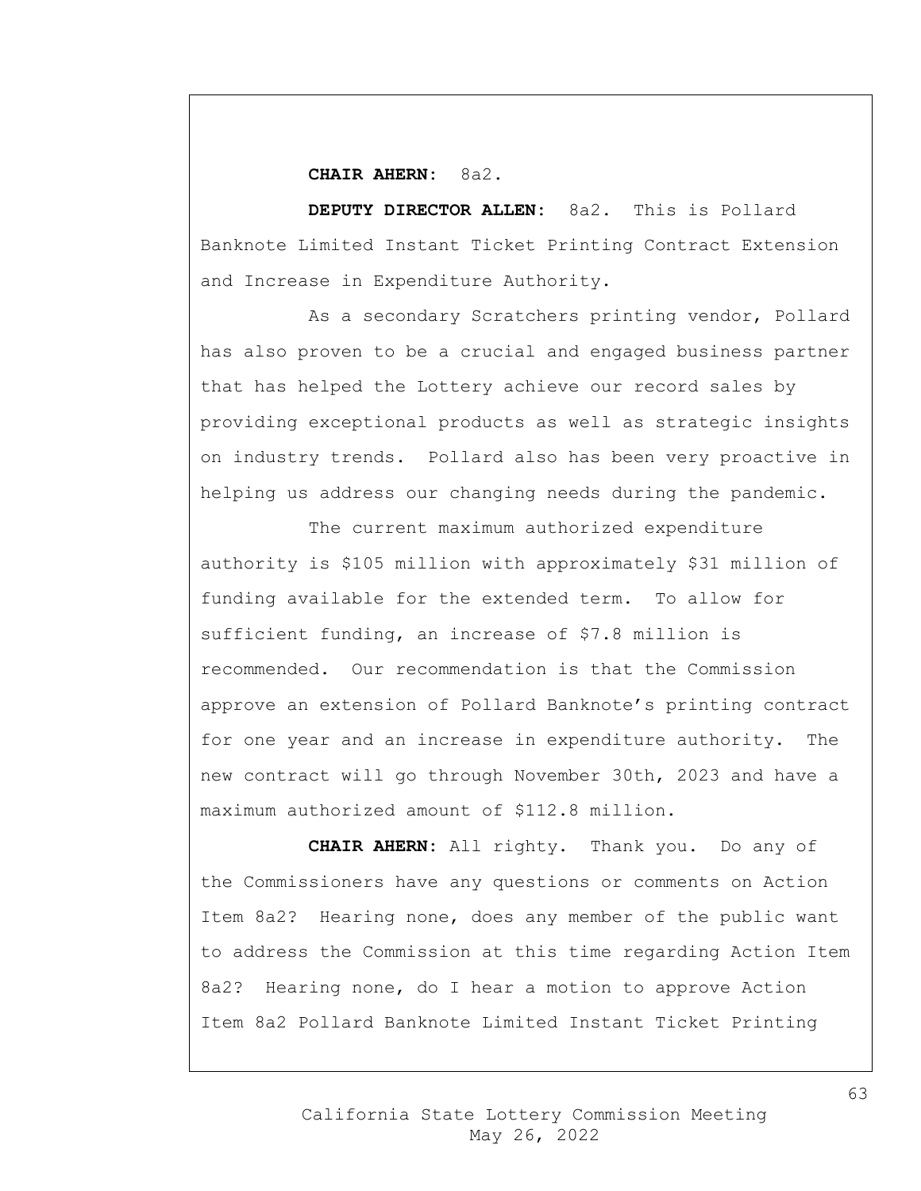**CHAIR AHERN:** 8a2.

**DEPUTY DIRECTOR ALLEN:** 8a2. This is Pollard Banknote Limited Instant Ticket Printing Contract Extension and Increase in Expenditure Authority.

As a secondary Scratchers printing vendor, Pollard has also proven to be a crucial and engaged business partner that has helped the Lottery achieve our record sales by providing exceptional products as well as strategic insights on industry trends. Pollard also has been very proactive in helping us address our changing needs during the pandemic.

The current maximum authorized expenditure authority is $105 million with approximately $31 million of funding available for the extended term. To allow for sufficient funding, an increase of $7.8 million is recommended. Our recommendation is that the Commission approve an extension of Pollard Banknote's printing contract for one year and an increase in expenditure authority. The new contract will go through November 30th, 2023 and have a maximum authorized amount of $112.8 million.

**CHAIR AHERN:** All righty. Thank you. Do any of the Commissioners have any questions or comments on Action Item 8a2? Hearing none, does any member of the public want to address the Commission at this time regarding Action Item 8a2? Hearing none, do I hear a motion to approve Action Item 8a2 Pollard Banknote Limited Instant Ticket Printing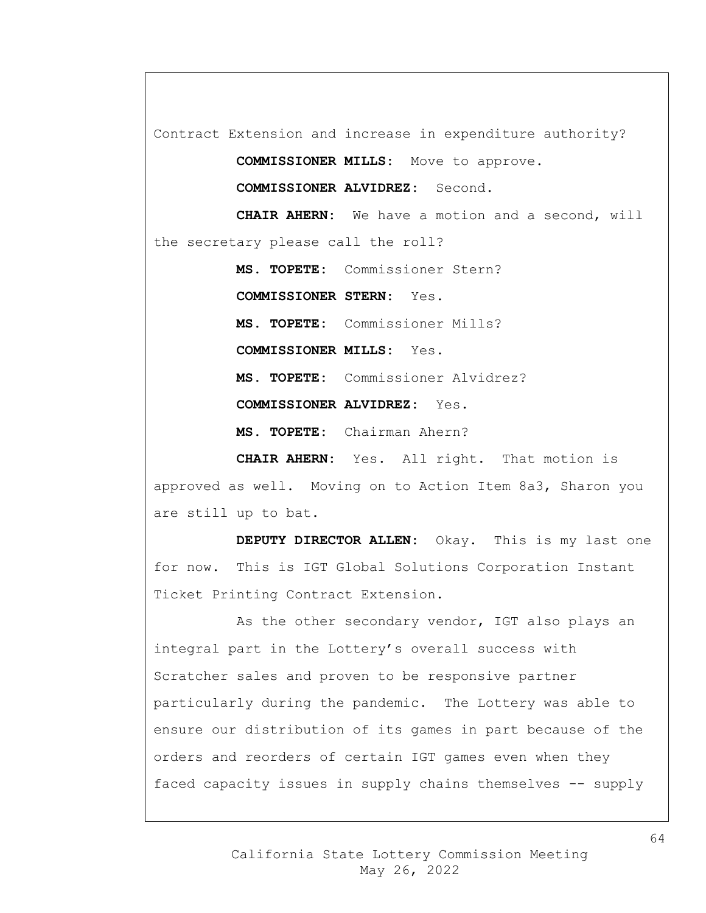Contract Extension and increase in expenditure authority?

**COMMISSIONER MILLS:** Move to approve.

**COMMISSIONER ALVIDREZ:** Second.

**CHAIR AHERN:** We have a motion and a second, will the secretary please call the roll?

**MS. TOPETE:** Commissioner Stern?

**COMMISSIONER STERN:** Yes.

**MS. TOPETE:** Commissioner Mills?

**COMMISSIONER MILLS:** Yes.

**MS. TOPETE:** Commissioner Alvidrez?

**COMMISSIONER ALVIDREZ:** Yes.

**MS. TOPETE:** Chairman Ahern?

**CHAIR AHERN:** Yes. All right. That motion is approved as well. Moving on to Action Item 8a3, Sharon you are still up to bat.

**DEPUTY DIRECTOR ALLEN:** Okay. This is my last one for now. This is IGT Global Solutions Corporation Instant Ticket Printing Contract Extension.

As the other secondary vendor, IGT also plays an integral part in the Lottery's overall success with Scratcher sales and proven to be responsive partner particularly during the pandemic. The Lottery was able to ensure our distribution of its games in part because of the orders and reorders of certain IGT games even when they faced capacity issues in supply chains themselves -- supply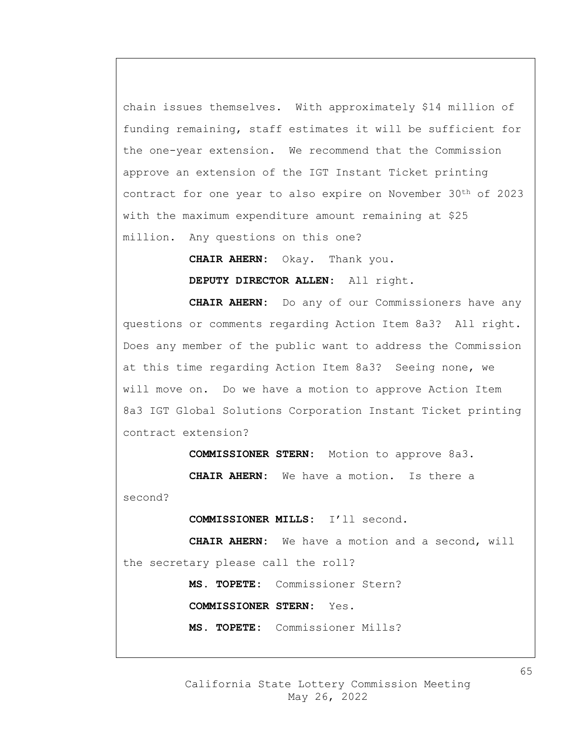chain issues themselves. With approximately $14 million of funding remaining, staff estimates it will be sufficient for the one-year extension. We recommend that the Commission approve an extension of the IGT Instant Ticket printing contract for one year to also expire on November 30th of 2023 with the maximum expenditure amount remaining at $25 million. Any questions on this one?

**CHAIR AHERN:** Okay. Thank you.

**DEPUTY DIRECTOR ALLEN:** All right.

**CHAIR AHERN:** Do any of our Commissioners have any questions or comments regarding Action Item 8a3? All right. Does any member of the public want to address the Commission at this time regarding Action Item 8a3? Seeing none, we will move on. Do we have a motion to approve Action Item 8a3 IGT Global Solutions Corporation Instant Ticket printing contract extension?

**COMMISSIONER STERN:** Motion to approve 8a3.

**CHAIR AHERN:** We have a motion. Is there a second?

**COMMISSIONER MILLS:** I'll second.

**CHAIR AHERN:** We have a motion and a second, will the secretary please call the roll?

**MS. TOPETE:** Commissioner Stern?

**COMMISSIONER STERN:** Yes.

**MS. TOPETE:** Commissioner Mills?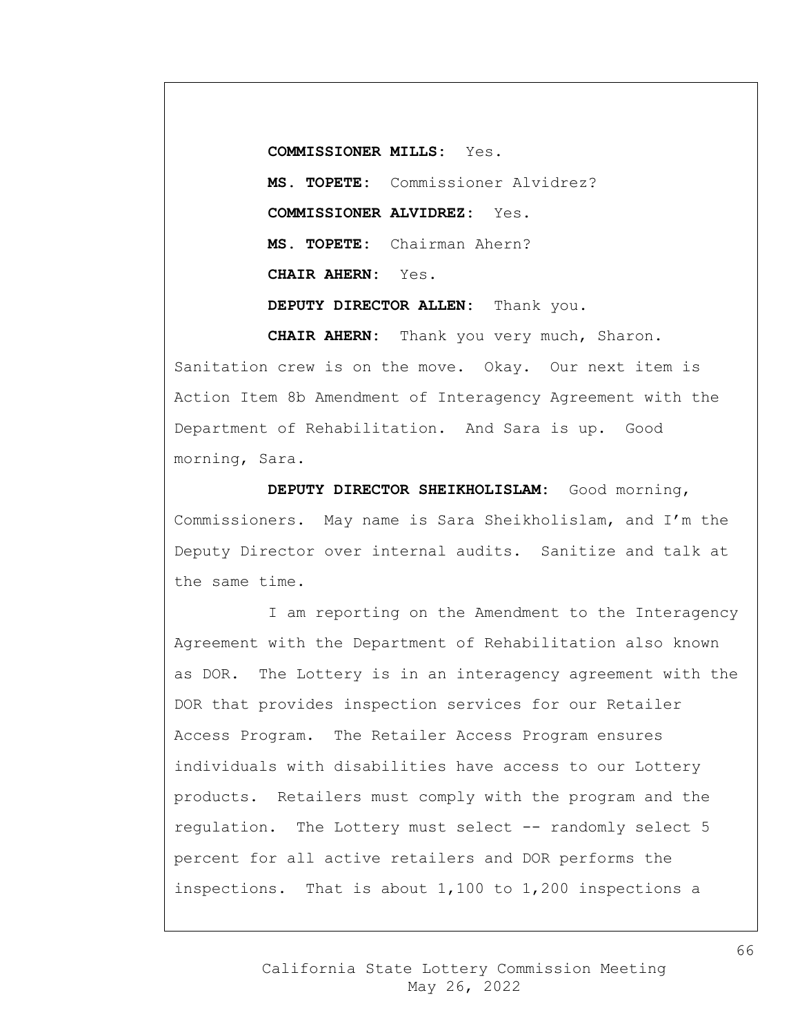**COMMISSIONER MILLS:** Yes.

**MS. TOPETE:** Commissioner Alvidrez?

**COMMISSIONER ALVIDREZ:** Yes.

**MS. TOPETE:** Chairman Ahern?

**CHAIR AHERN:** Yes.

**DEPUTY DIRECTOR ALLEN:** Thank you.

**CHAIR AHERN:** Thank you very much, Sharon. Sanitation crew is on the move. Okay. Our next item is Action Item 8b Amendment of Interagency Agreement with the Department of Rehabilitation. And Sara is up. Good morning, Sara.

**DEPUTY DIRECTOR SHEIKHOLISLAM:** Good morning, Commissioners. May name is Sara Sheikholislam, and I'm the Deputy Director over internal audits. Sanitize and talk at the same time.

I am reporting on the Amendment to the Interagency Agreement with the Department of Rehabilitation also known as DOR. The Lottery is in an interagency agreement with the DOR that provides inspection services for our Retailer Access Program. The Retailer Access Program ensures individuals with disabilities have access to our Lottery products. Retailers must comply with the program and the regulation. The Lottery must select -- randomly select 5 percent for all active retailers and DOR performs the inspections. That is about 1,100 to 1,200 inspections a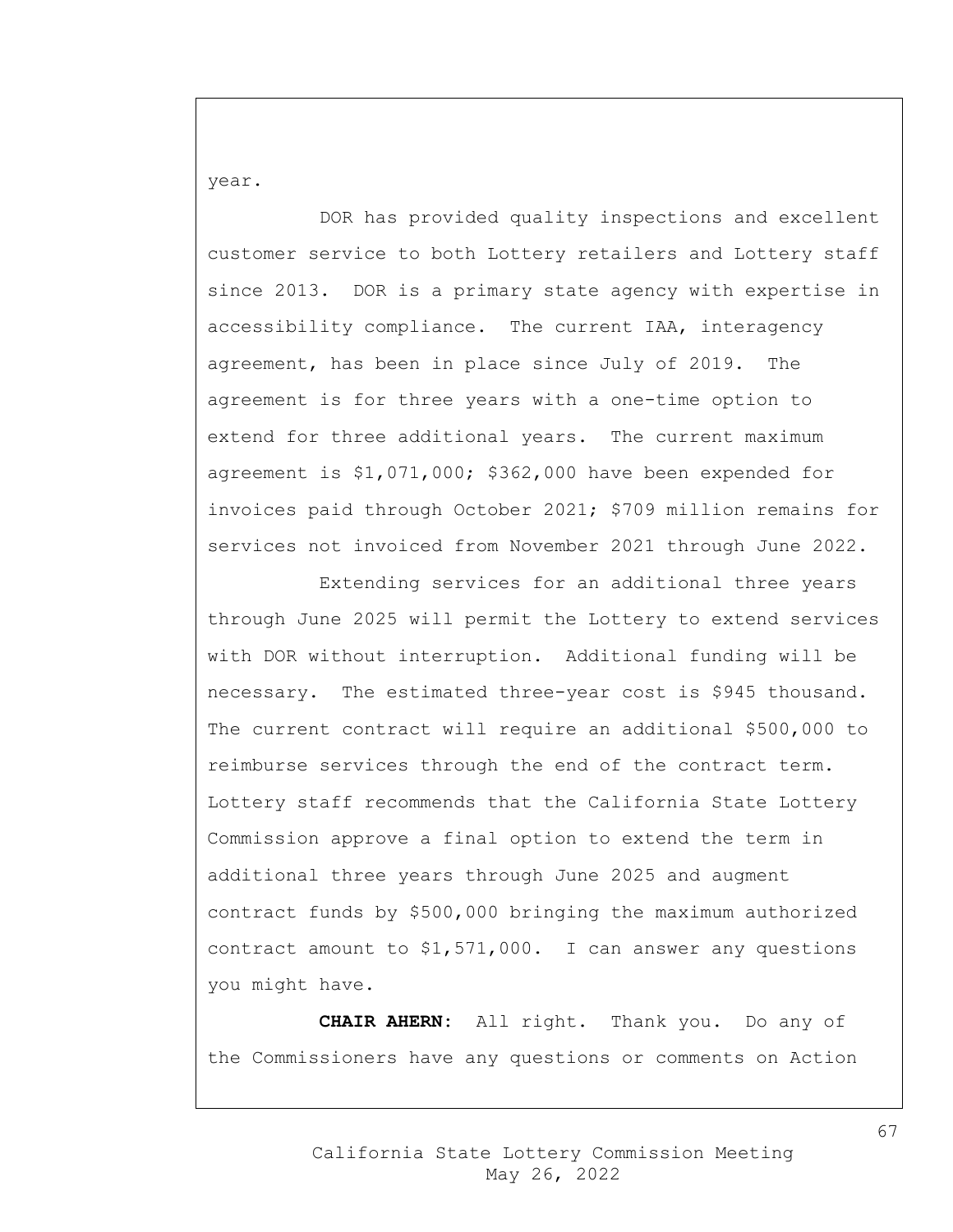year.

DOR has provided quality inspections and excellent customer service to both Lottery retailers and Lottery staff since 2013. DOR is a primary state agency with expertise in accessibility compliance. The current IAA, interagency agreement, has been in place since July of 2019. The agreement is for three years with a one-time option to extend for three additional years. The current maximum agreement is $1,071,000; $362,000 have been expended for invoices paid through October 2021; $709 million remains for services not invoiced from November 2021 through June 2022.

Extending services for an additional three years through June 2025 will permit the Lottery to extend services with DOR without interruption. Additional funding will be necessary. The estimated three-year cost is $945 thousand. The current contract will require an additional $500,000 to reimburse services through the end of the contract term. Lottery staff recommends that the California State Lottery Commission approve a final option to extend the term in additional three years through June 2025 and augment contract funds by $500,000 bringing the maximum authorized contract amount to $1,571,000. I can answer any questions you might have.

**CHAIR AHERN:** All right. Thank you. Do any of the Commissioners have any questions or comments on Action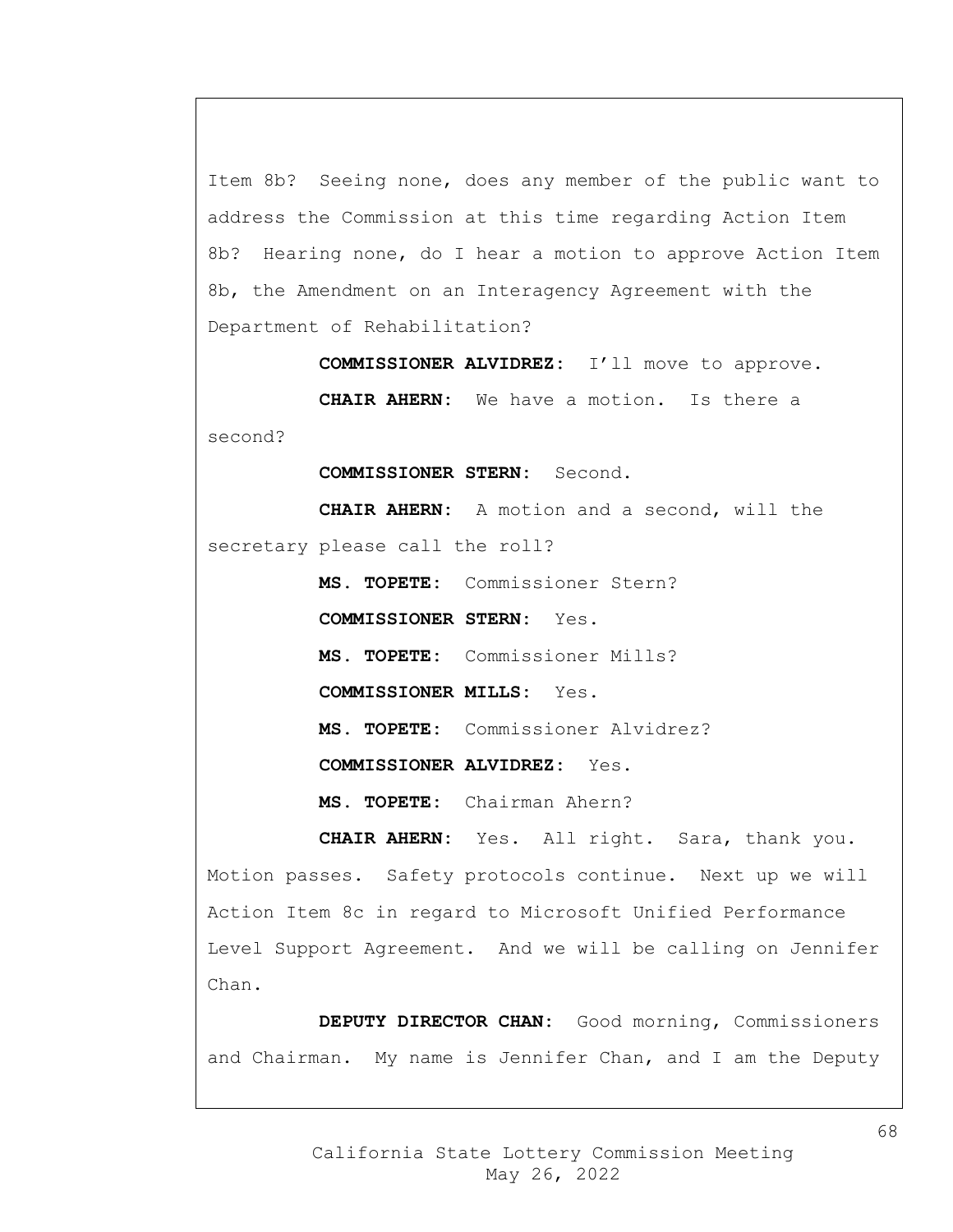Item 8b? Seeing none, does any member of the public want to address the Commission at this time regarding Action Item 8b? Hearing none, do I hear a motion to approve Action Item 8b, the Amendment on an Interagency Agreement with the Department of Rehabilitation?

**COMMISSIONER ALVIDREZ:** I'll move to approve.

**CHAIR AHERN:** We have a motion. Is there a second?

**COMMISSIONER STERN:** Second.

**CHAIR AHERN:** A motion and a second, will the secretary please call the roll?

**MS. TOPETE:** Commissioner Stern?

**COMMISSIONER STERN:** Yes.

**MS. TOPETE:** Commissioner Mills?

**COMMISSIONER MILLS:** Yes.

**MS. TOPETE:** Commissioner Alvidrez?

**COMMISSIONER ALVIDREZ:** Yes.

**MS. TOPETE:** Chairman Ahern?

**CHAIR AHERN:** Yes. All right. Sara, thank you. Motion passes. Safety protocols continue. Next up we will Action Item 8c in regard to Microsoft Unified Performance Level Support Agreement. And we will be calling on Jennifer Chan.

**DEPUTY DIRECTOR CHAN:** Good morning, Commissioners and Chairman. My name is Jennifer Chan, and I am the Deputy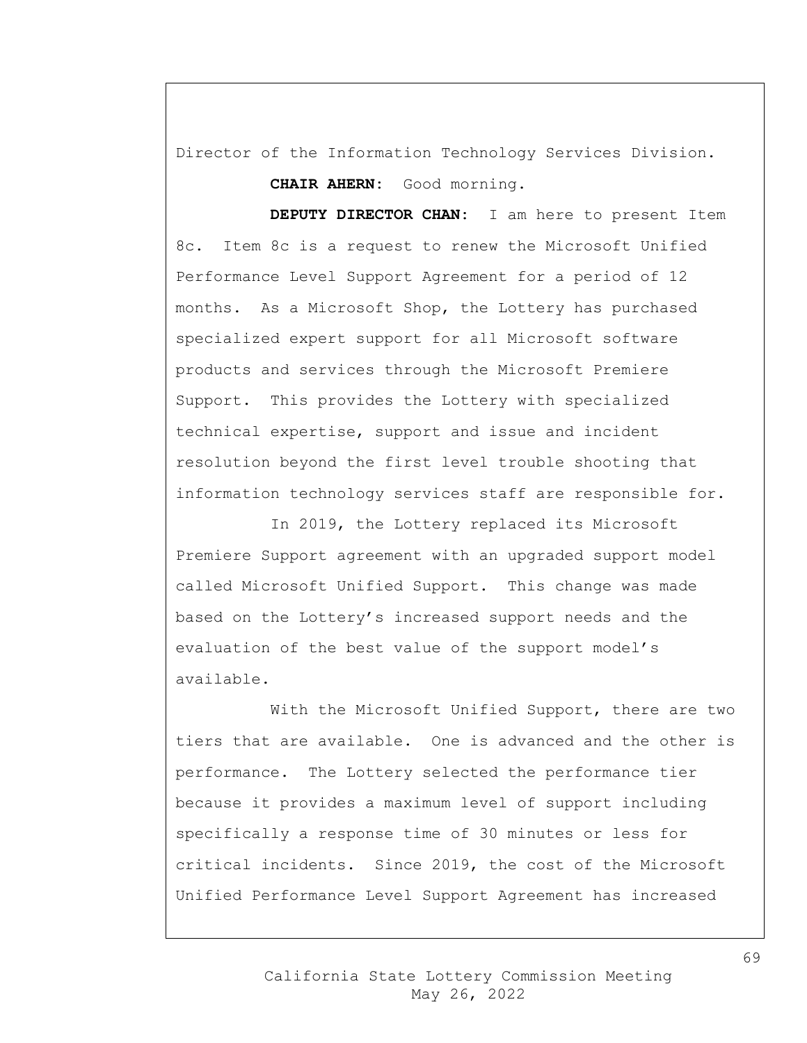Director of the Information Technology Services Division.

**CHAIR AHERN:** Good morning.

**DEPUTY DIRECTOR CHAN:** I am here to present Item 8c. Item 8c is a request to renew the Microsoft Unified Performance Level Support Agreement for a period of 12 months. As a Microsoft Shop, the Lottery has purchased specialized expert support for all Microsoft software products and services through the Microsoft Premiere Support. This provides the Lottery with specialized technical expertise, support and issue and incident resolution beyond the first level trouble shooting that information technology services staff are responsible for.

In 2019, the Lottery replaced its Microsoft Premiere Support agreement with an upgraded support model called Microsoft Unified Support. This change was made based on the Lottery's increased support needs and the evaluation of the best value of the support model's available.

With the Microsoft Unified Support, there are two tiers that are available. One is advanced and the other is performance. The Lottery selected the performance tier because it provides a maximum level of support including specifically a response time of 30 minutes or less for critical incidents. Since 2019, the cost of the Microsoft Unified Performance Level Support Agreement has increased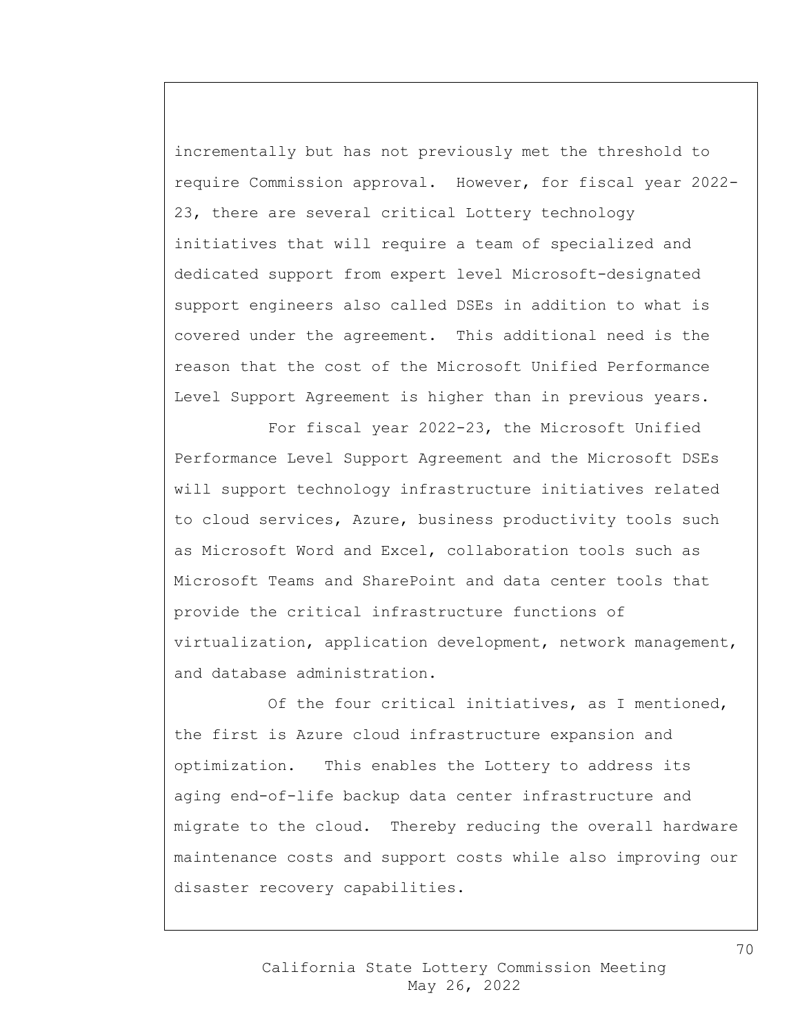incrementally but has not previously met the threshold to require Commission approval. However, for fiscal year 2022-23, there are several critical Lottery technology initiatives that will require a team of specialized and dedicated support from expert level Microsoft-designated support engineers also called DSEs in addition to what is covered under the agreement. This additional need is the reason that the cost of the Microsoft Unified Performance Level Support Agreement is higher than in previous years.

For fiscal year 2022-23, the Microsoft Unified Performance Level Support Agreement and the Microsoft DSEs will support technology infrastructure initiatives related to cloud services, Azure, business productivity tools such as Microsoft Word and Excel, collaboration tools such as Microsoft Teams and SharePoint and data center tools that provide the critical infrastructure functions of virtualization, application development, network management, and database administration.

Of the four critical initiatives, as I mentioned, the first is Azure cloud infrastructure expansion and optimization. This enables the Lottery to address its aging end-of-life backup data center infrastructure and migrate to the cloud. Thereby reducing the overall hardware maintenance costs and support costs while also improving our disaster recovery capabilities.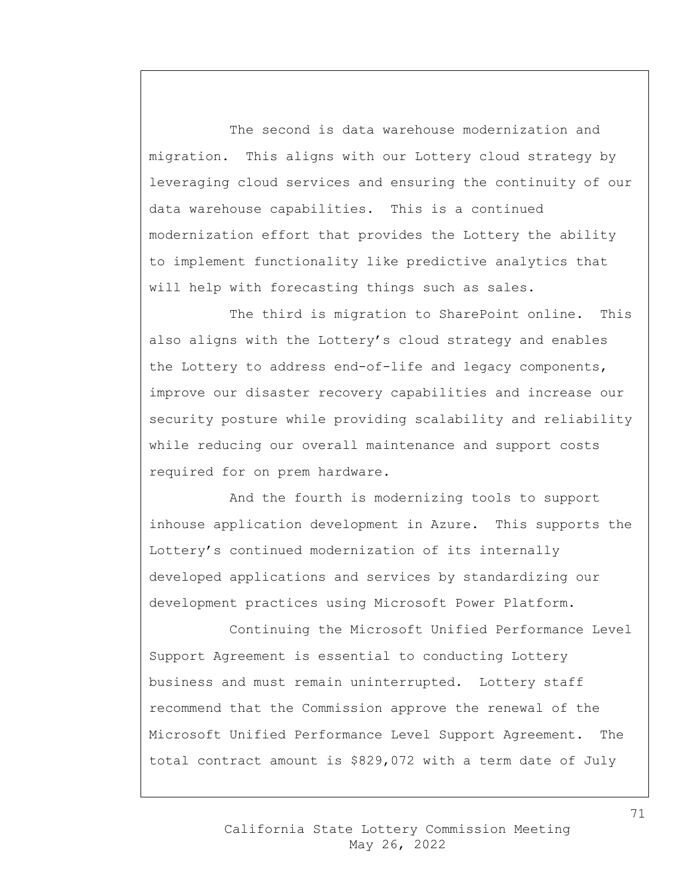The second is data warehouse modernization and migration. This aligns with our Lottery cloud strategy by leveraging cloud services and ensuring the continuity of our data warehouse capabilities. This is a continued modernization effort that provides the Lottery the ability to implement functionality like predictive analytics that will help with forecasting things such as sales.

The third is migration to SharePoint online. This also aligns with the Lottery's cloud strategy and enables the Lottery to address end-of-life and legacy components, improve our disaster recovery capabilities and increase our security posture while providing scalability and reliability while reducing our overall maintenance and support costs required for on prem hardware.

And the fourth is modernizing tools to support inhouse application development in Azure. This supports the Lottery's continued modernization of its internally developed applications and services by standardizing our development practices using Microsoft Power Platform.

Continuing the Microsoft Unified Performance Level Support Agreement is essential to conducting Lottery business and must remain uninterrupted. Lottery staff recommend that the Commission approve the renewal of the Microsoft Unified Performance Level Support Agreement. The total contract amount is $829,072 with a term date of July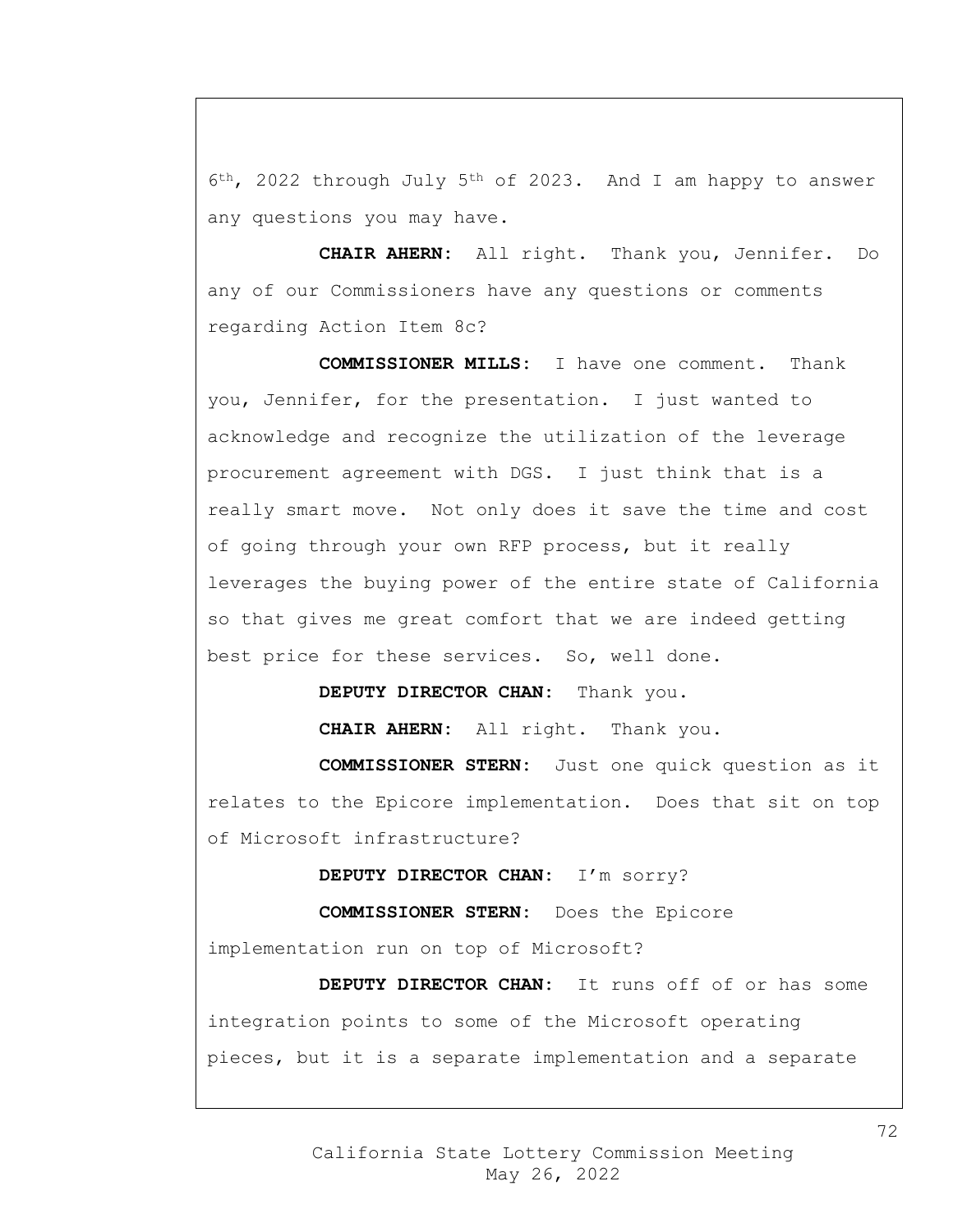6th, 2022 through July 5th of 2023. And I am happy to answer any questions you may have.

**CHAIR AHERN:** All right. Thank you, Jennifer. Do any of our Commissioners have any questions or comments regarding Action Item 8c?

**COMMISSIONER MILLS:** I have one comment. Thank you, Jennifer, for the presentation. I just wanted to acknowledge and recognize the utilization of the leverage procurement agreement with DGS. I just think that is a really smart move. Not only does it save the time and cost of going through your own RFP process, but it really leverages the buying power of the entire state of California so that gives me great comfort that we are indeed getting best price for these services. So, well done.

**DEPUTY DIRECTOR CHAN:** Thank you.

**CHAIR AHERN:** All right. Thank you.

**COMMISSIONER STERN:** Just one quick question as it relates to the Epicore implementation. Does that sit on top of Microsoft infrastructure?

**DEPUTY DIRECTOR CHAN:** I'm sorry?

**COMMISSIONER STERN:** Does the Epicore implementation run on top of Microsoft?

**DEPUTY DIRECTOR CHAN:** It runs off of or has some integration points to some of the Microsoft operating pieces, but it is a separate implementation and a separate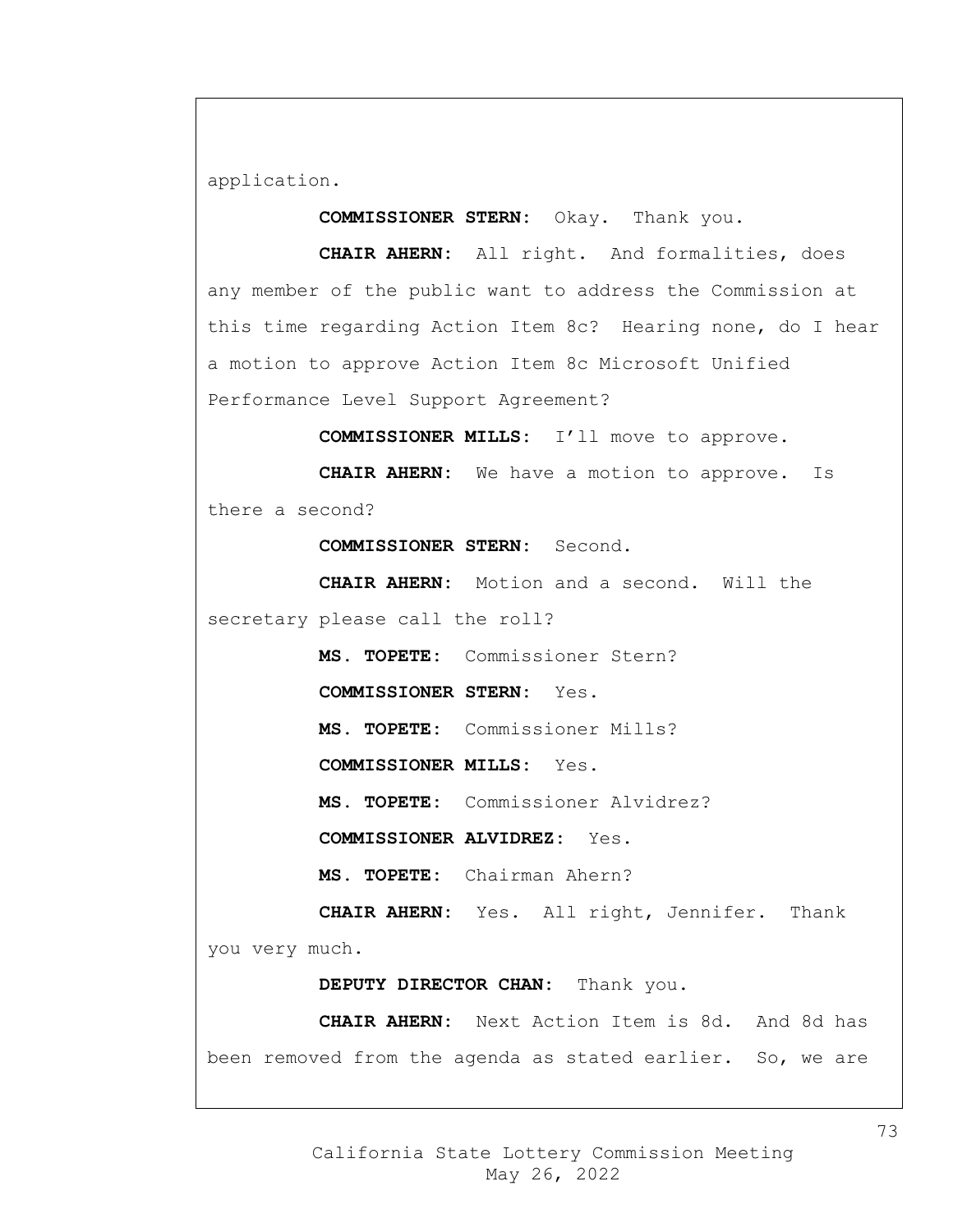application.

**COMMISSIONER STERN:** Okay. Thank you.

**CHAIR AHERN:** All right. And formalities, does any member of the public want to address the Commission at this time regarding Action Item 8c? Hearing none, do I hear a motion to approve Action Item 8c Microsoft Unified Performance Level Support Agreement?

**COMMISSIONER MILLS:** I'll move to approve.

**CHAIR AHERN:** We have a motion to approve. Is there a second?

**COMMISSIONER STERN:** Second.

**CHAIR AHERN:** Motion and a second. Will the secretary please call the roll?

**MS. TOPETE:** Commissioner Stern?

**COMMISSIONER STERN:** Yes.

**MS. TOPETE:** Commissioner Mills?

**COMMISSIONER MILLS:** Yes.

**MS. TOPETE:** Commissioner Alvidrez?

**COMMISSIONER ALVIDREZ:** Yes.

**MS. TOPETE:** Chairman Ahern?

**CHAIR AHERN:** Yes. All right, Jennifer. Thank you very much.

**DEPUTY DIRECTOR CHAN:** Thank you.

**CHAIR AHERN:** Next Action Item is 8d. And 8d has been removed from the agenda as stated earlier. So, we are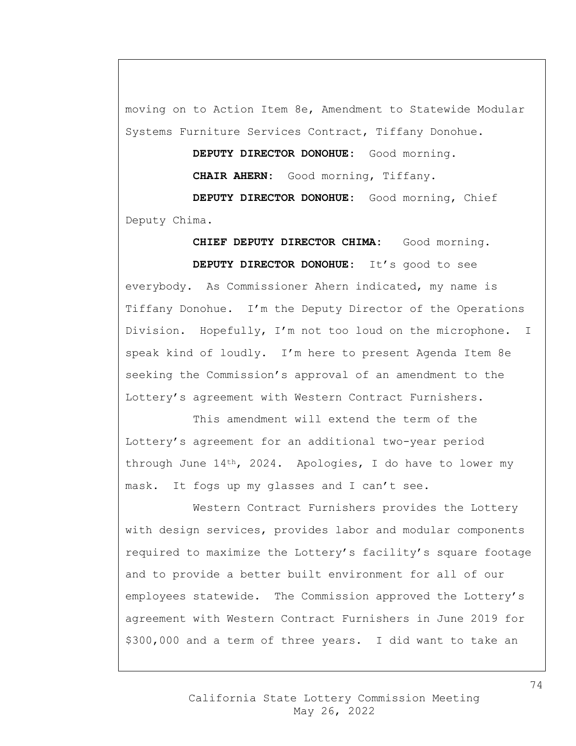moving on to Action Item 8e, Amendment to Statewide Modular Systems Furniture Services Contract, Tiffany Donohue.

**DEPUTY DIRECTOR DONOHUE:** Good morning.

**CHAIR AHERN:** Good morning, Tiffany.

**DEPUTY DIRECTOR DONOHUE:** Good morning, Chief Deputy Chima.

**CHIEF DEPUTY DIRECTOR CHIMA:** Good morning.

**DEPUTY DIRECTOR DONOHUE:** It's good to see everybody. As Commissioner Ahern indicated, my name is Tiffany Donohue. I'm the Deputy Director of the Operations Division. Hopefully, I'm not too loud on the microphone. I speak kind of loudly. I'm here to present Agenda Item 8e seeking the Commission's approval of an amendment to the Lottery's agreement with Western Contract Furnishers.

This amendment will extend the term of the Lottery's agreement for an additional two-year period through June 14th, 2024. Apologies, I do have to lower my mask. It fogs up my glasses and I can't see.

Western Contract Furnishers provides the Lottery with design services, provides labor and modular components required to maximize the Lottery's facility's square footage and to provide a better built environment for all of our employees statewide. The Commission approved the Lottery's agreement with Western Contract Furnishers in June 2019 for $300,000 and a term of three years. I did want to take an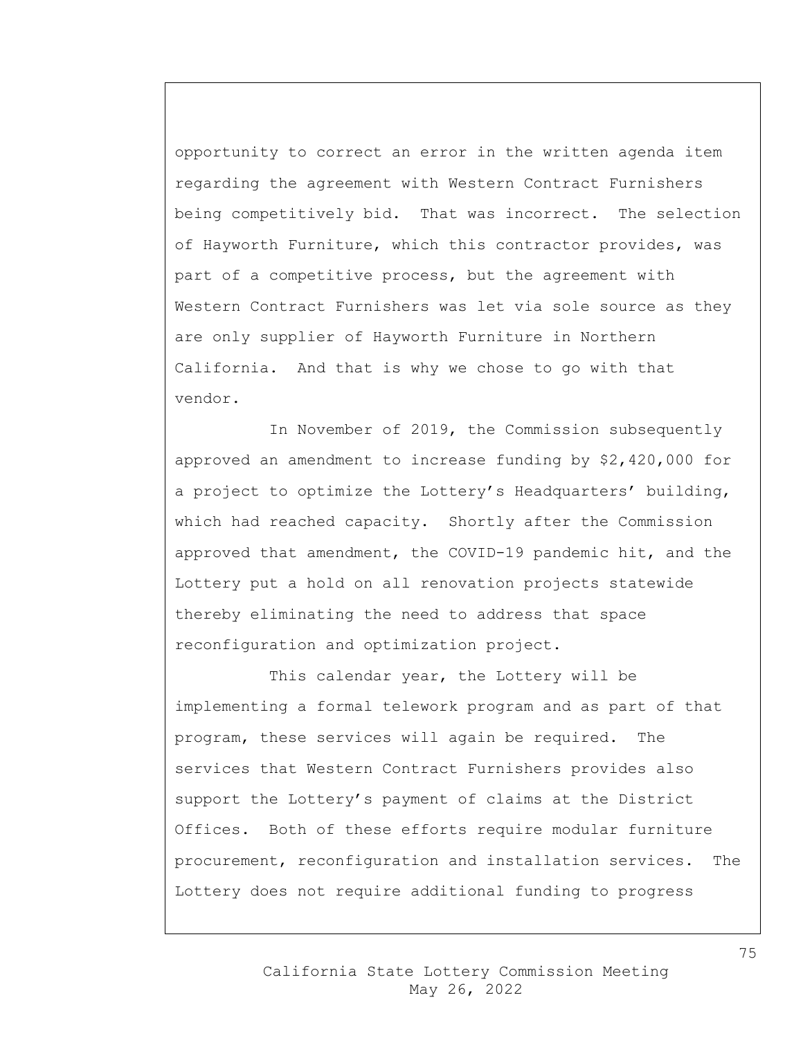opportunity to correct an error in the written agenda item regarding the agreement with Western Contract Furnishers being competitively bid. That was incorrect. The selection of Hayworth Furniture, which this contractor provides, was part of a competitive process, but the agreement with Western Contract Furnishers was let via sole source as they are only supplier of Hayworth Furniture in Northern California. And that is why we chose to go with that vendor.

In November of 2019, the Commission subsequently approved an amendment to increase funding by $2,420,000 for a project to optimize the Lottery's Headquarters' building, which had reached capacity. Shortly after the Commission approved that amendment, the COVID-19 pandemic hit, and the Lottery put a hold on all renovation projects statewide thereby eliminating the need to address that space reconfiguration and optimization project.

This calendar year, the Lottery will be implementing a formal telework program and as part of that program, these services will again be required. The services that Western Contract Furnishers provides also support the Lottery's payment of claims at the District Offices. Both of these efforts require modular furniture procurement, reconfiguration and installation services. The Lottery does not require additional funding to progress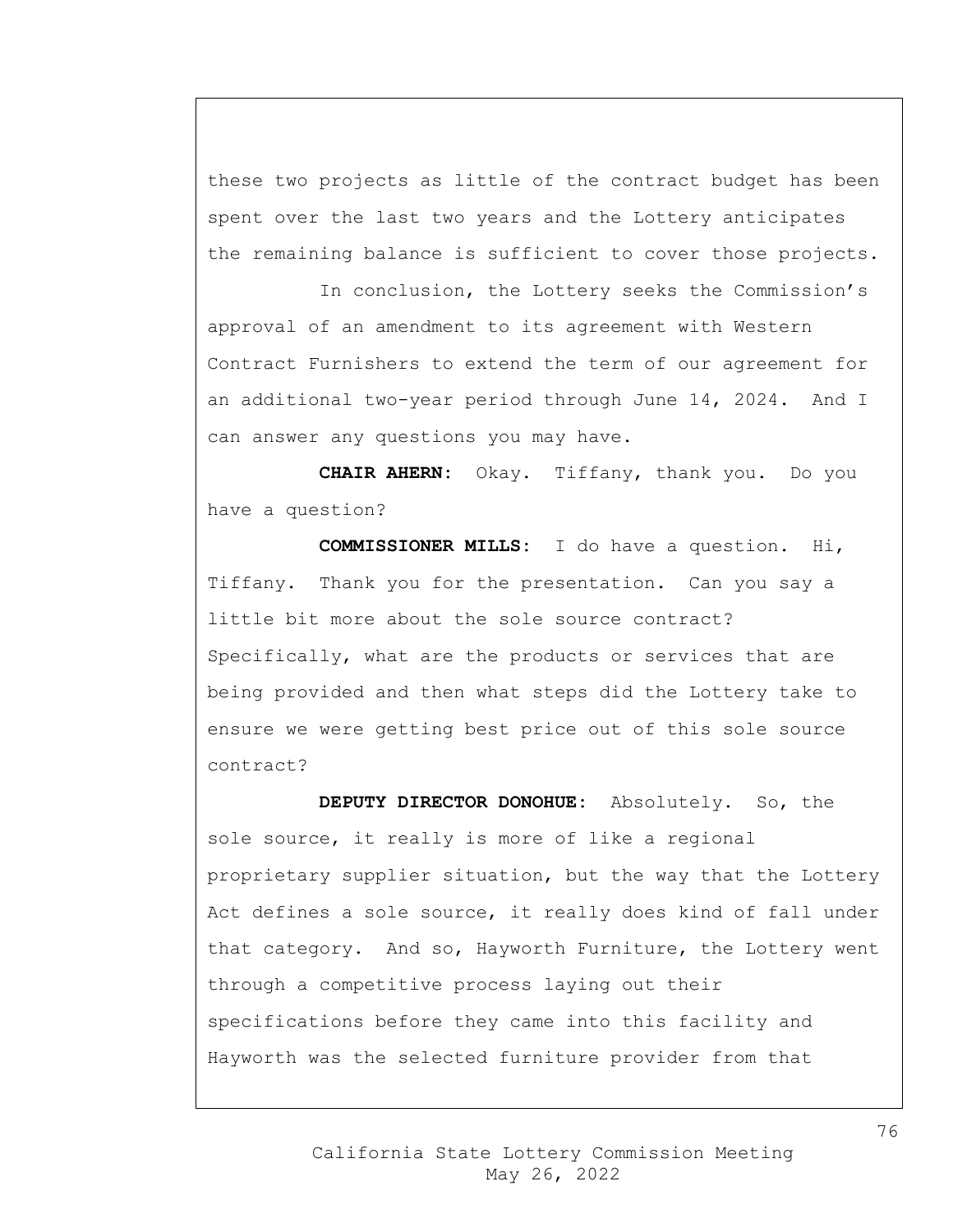these two projects as little of the contract budget has been spent over the last two years and the Lottery anticipates the remaining balance is sufficient to cover those projects.

In conclusion, the Lottery seeks the Commission's approval of an amendment to its agreement with Western Contract Furnishers to extend the term of our agreement for an additional two-year period through June 14, 2024. And I can answer any questions you may have.

**CHAIR AHERN:** Okay. Tiffany, thank you. Do you have a question?

**COMMISSIONER MILLS:** I do have a question. Hi, Tiffany. Thank you for the presentation. Can you say a little bit more about the sole source contract? Specifically, what are the products or services that are being provided and then what steps did the Lottery take to ensure we were getting best price out of this sole source contract?

**DEPUTY DIRECTOR DONOHUE:** Absolutely. So, the sole source, it really is more of like a regional proprietary supplier situation, but the way that the Lottery Act defines a sole source, it really does kind of fall under that category. And so, Hayworth Furniture, the Lottery went through a competitive process laying out their specifications before they came into this facility and Hayworth was the selected furniture provider from that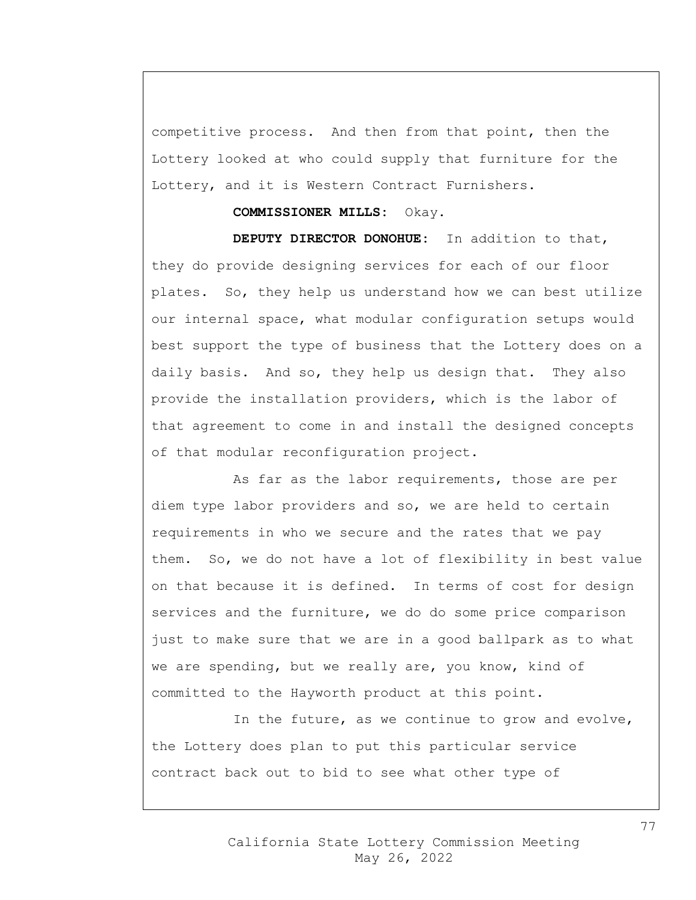competitive process. And then from that point, then the Lottery looked at who could supply that furniture for the Lottery, and it is Western Contract Furnishers.

**COMMISSIONER MILLS:** Okay.

**DEPUTY DIRECTOR DONOHUE:** In addition to that, they do provide designing services for each of our floor plates. So, they help us understand how we can best utilize our internal space, what modular configuration setups would best support the type of business that the Lottery does on a daily basis. And so, they help us design that. They also provide the installation providers, which is the labor of that agreement to come in and install the designed concepts of that modular reconfiguration project.

As far as the labor requirements, those are per diem type labor providers and so, we are held to certain requirements in who we secure and the rates that we pay them. So, we do not have a lot of flexibility in best value on that because it is defined. In terms of cost for design services and the furniture, we do do some price comparison just to make sure that we are in a good ballpark as to what we are spending, but we really are, you know, kind of committed to the Hayworth product at this point.

In the future, as we continue to grow and evolve, the Lottery does plan to put this particular service contract back out to bid to see what other type of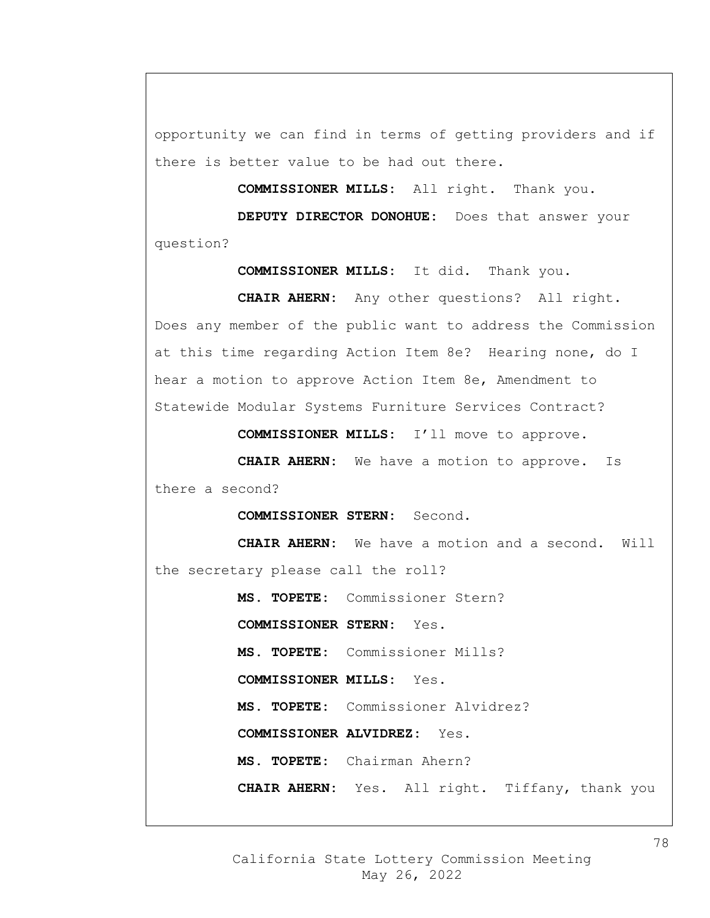opportunity we can find in terms of getting providers and if there is better value to be had out there.

**COMMISSIONER MILLS:** All right. Thank you.

**DEPUTY DIRECTOR DONOHUE:** Does that answer your question?

**COMMISSIONER MILLS:** It did. Thank you.

**CHAIR AHERN:** Any other questions? All right. Does any member of the public want to address the Commission at this time regarding Action Item 8e? Hearing none, do I hear a motion to approve Action Item 8e, Amendment to Statewide Modular Systems Furniture Services Contract?

**COMMISSIONER MILLS:** I'll move to approve.

**CHAIR AHERN:** We have a motion to approve. Is there a second?

**COMMISSIONER STERN:** Second.

**CHAIR AHERN:** We have a motion and a second. Will the secretary please call the roll?

**MS. TOPETE:** Commissioner Stern?

**COMMISSIONER STERN:** Yes.

**MS. TOPETE:** Commissioner Mills?

**COMMISSIONER MILLS:** Yes.

**MS. TOPETE:** Commissioner Alvidrez?

**COMMISSIONER ALVIDREZ:** Yes.

**MS. TOPETE:** Chairman Ahern?

**CHAIR AHERN:** Yes. All right. Tiffany, thank you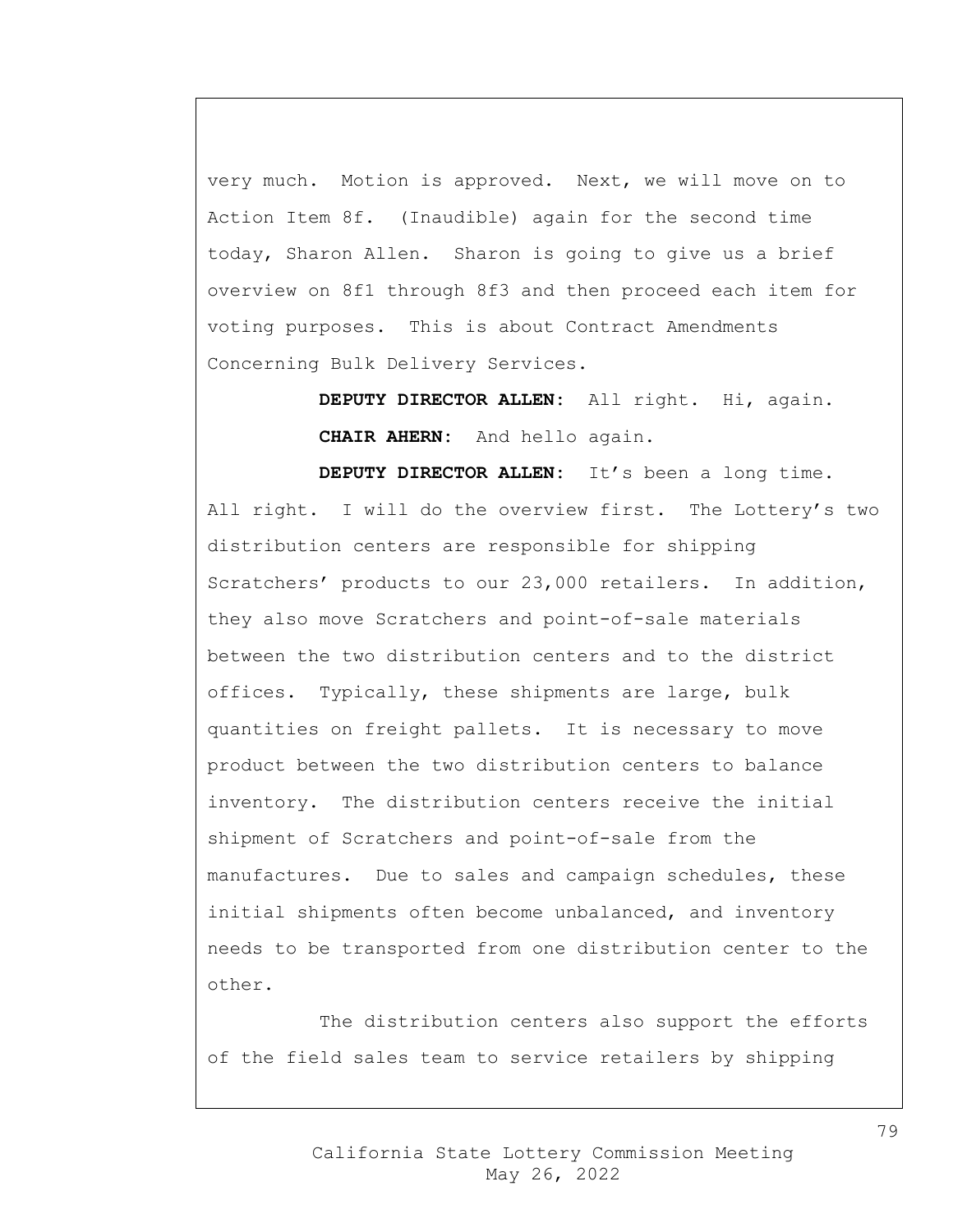very much. Motion is approved. Next, we will move on to Action Item 8f. (Inaudible) again for the second time today, Sharon Allen. Sharon is going to give us a brief overview on 8f1 through 8f3 and then proceed each item for voting purposes. This is about Contract Amendments Concerning Bulk Delivery Services.

**DEPUTY DIRECTOR ALLEN**: All right. Hi, again.

**CHAIR AHERN**: And hello again.

**DEPUTY DIRECTOR ALLEN**: It's been a long time. All right. I will do the overview first. The Lottery's two distribution centers are responsible for shipping Scratchers' products to our 23,000 retailers. In addition, they also move Scratchers and point-of-sale materials between the two distribution centers and to the district offices. Typically, these shipments are large, bulk quantities on freight pallets. It is necessary to move product between the two distribution centers to balance inventory. The distribution centers receive the initial shipment of Scratchers and point-of-sale from the manufactures. Due to sales and campaign schedules, these initial shipments often become unbalanced, and inventory needs to be transported from one distribution center to the other.

The distribution centers also support the efforts of the field sales team to service retailers by shipping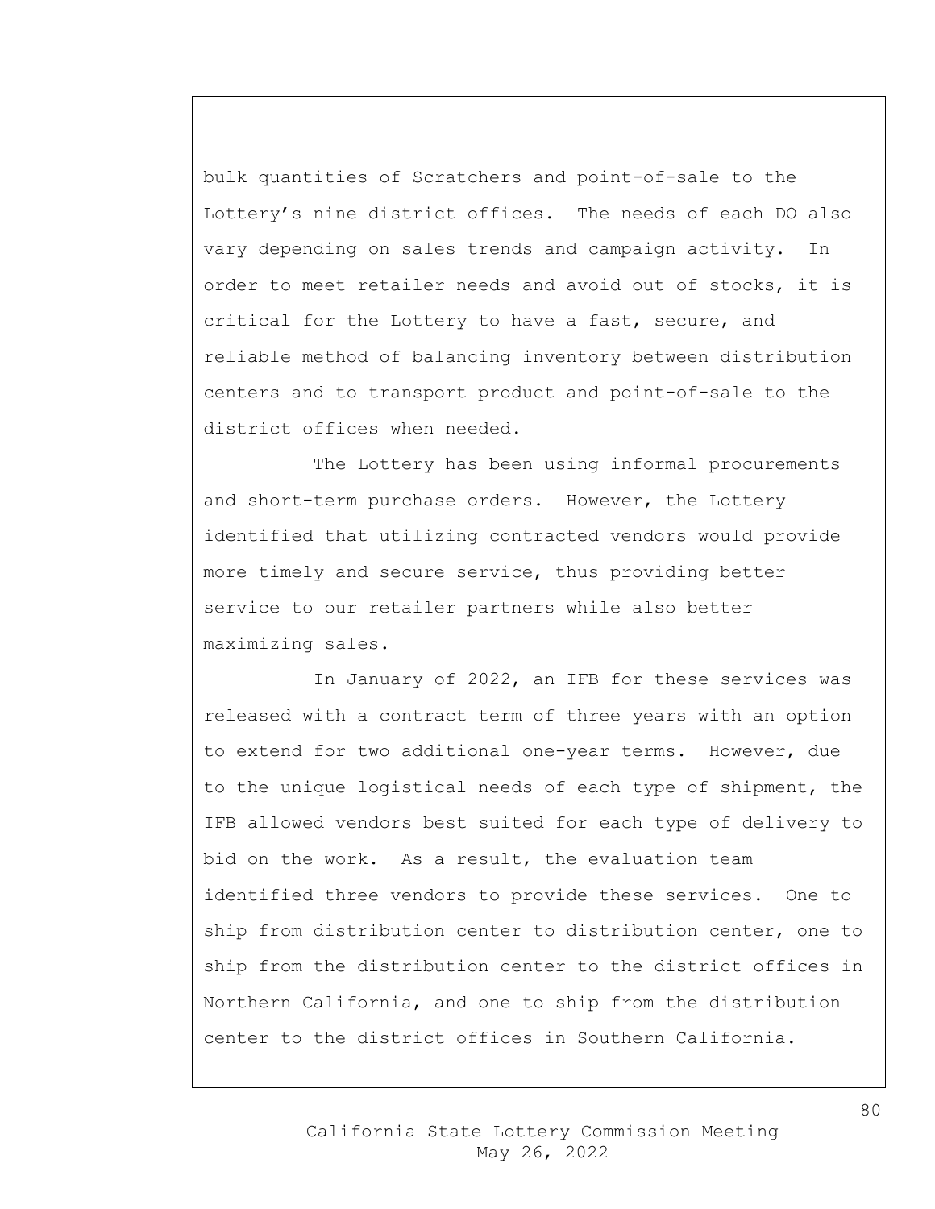bulk quantities of Scratchers and point-of-sale to the Lottery's nine district offices. The needs of each DO also vary depending on sales trends and campaign activity. In order to meet retailer needs and avoid out of stocks, it is critical for the Lottery to have a fast, secure, and reliable method of balancing inventory between distribution centers and to transport product and point-of-sale to the district offices when needed.

The Lottery has been using informal procurements and short-term purchase orders. However, the Lottery identified that utilizing contracted vendors would provide more timely and secure service, thus providing better service to our retailer partners while also better maximizing sales.

In January of 2022, an IFB for these services was released with a contract term of three years with an option to extend for two additional one-year terms. However, due to the unique logistical needs of each type of shipment, the IFB allowed vendors best suited for each type of delivery to bid on the work. As a result, the evaluation team identified three vendors to provide these services. One to ship from distribution center to distribution center, one to ship from the distribution center to the district offices in Northern California, and one to ship from the distribution center to the district offices in Southern California.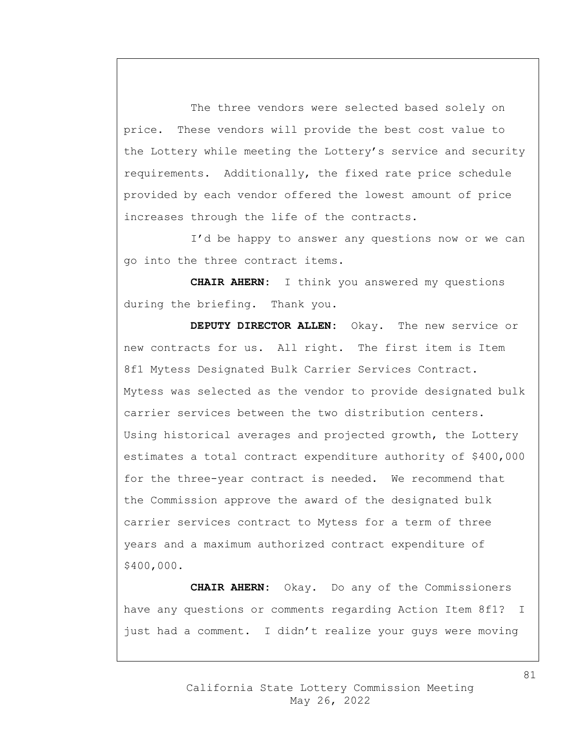The three vendors were selected based solely on price. These vendors will provide the best cost value to the Lottery while meeting the Lottery's service and security requirements. Additionally, the fixed rate price schedule provided by each vendor offered the lowest amount of price increases through the life of the contracts.

I'd be happy to answer any questions now or we can go into the three contract items.

**CHAIR AHERN:** I think you answered my questions during the briefing. Thank you.

**DEPUTY DIRECTOR ALLEN:** Okay. The new service or new contracts for us. All right. The first item is Item 8f1 Mytess Designated Bulk Carrier Services Contract. Mytess was selected as the vendor to provide designated bulk carrier services between the two distribution centers. Using historical averages and projected growth, the Lottery estimates a total contract expenditure authority of $400,000 for the three-year contract is needed. We recommend that the Commission approve the award of the designated bulk carrier services contract to Mytess for a term of three years and a maximum authorized contract expenditure of $400,000.

**CHAIR AHERN:** Okay. Do any of the Commissioners have any questions or comments regarding Action Item 8f1? I just had a comment. I didn't realize your guys were moving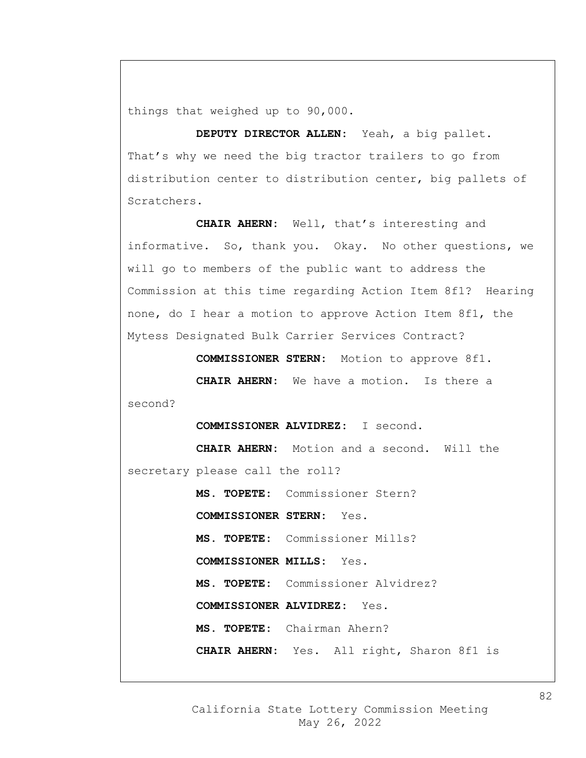things that weighed up to 90,000.

**DEPUTY DIRECTOR ALLEN:** Yeah, a big pallet. That's why we need the big tractor trailers to go from distribution center to distribution center, big pallets of Scratchers.

**CHAIR AHERN:** Well, that's interesting and informative. So, thank you. Okay. No other questions, we will go to members of the public want to address the Commission at this time regarding Action Item 8f1? Hearing none, do I hear a motion to approve Action Item 8f1, the Mytess Designated Bulk Carrier Services Contract?

**COMMISSIONER STERN:** Motion to approve 8f1.

**CHAIR AHERN:** We have a motion. Is there a second?

**COMMISSIONER ALVIDREZ:** I second.

**CHAIR AHERN:** Motion and a second. Will the secretary please call the roll?

**MS. TOPETE:** Commissioner Stern?

**COMMISSIONER STERN:** Yes.

**MS. TOPETE:** Commissioner Mills?

**COMMISSIONER MILLS:** Yes.

**MS. TOPETE:** Commissioner Alvidrez?

**COMMISSIONER ALVIDREZ:** Yes.

**MS. TOPETE:** Chairman Ahern?

**CHAIR AHERN:** Yes. All right, Sharon 8f1 is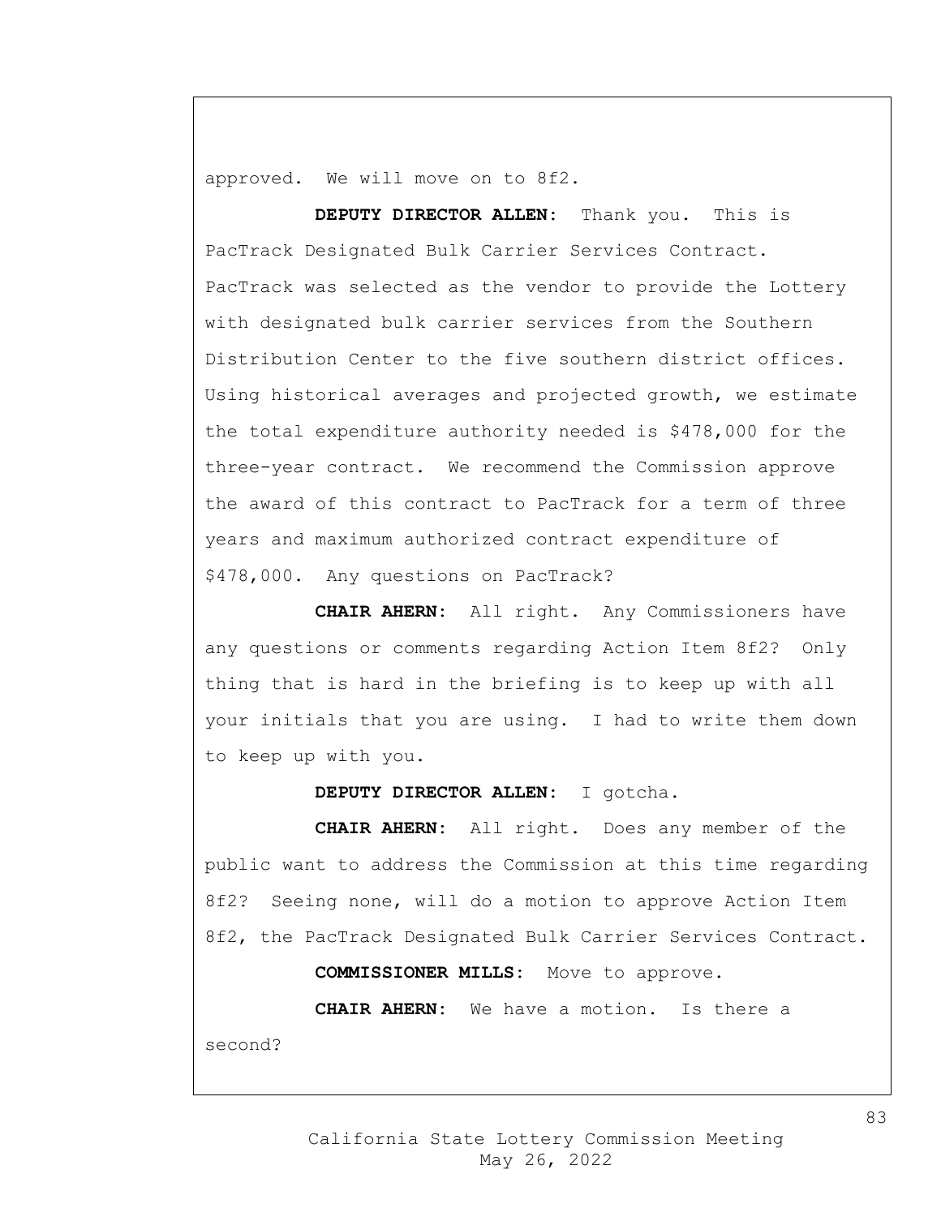approved. We will move on to 8f2.

**DEPUTY DIRECTOR ALLEN**: Thank you. This is PacTrack Designated Bulk Carrier Services Contract. PacTrack was selected as the vendor to provide the Lottery with designated bulk carrier services from the Southern Distribution Center to the five southern district offices. Using historical averages and projected growth, we estimate the total expenditure authority needed is $478,000 for the three-year contract. We recommend the Commission approve the award of this contract to PacTrack for a term of three years and maximum authorized contract expenditure of $478,000. Any questions on PacTrack?

**CHAIR AHERN**: All right. Any Commissioners have any questions or comments regarding Action Item 8f2? Only thing that is hard in the briefing is to keep up with all your initials that you are using. I had to write them down to keep up with you.

**DEPUTY DIRECTOR ALLEN**: I gotcha.

**CHAIR AHERN**: All right. Does any member of the public want to address the Commission at this time regarding 8f2? Seeing none, will do a motion to approve Action Item 8f2, the PacTrack Designated Bulk Carrier Services Contract.

**COMMISSIONER MILLS**: Move to approve.

**CHAIR AHERN**: We have a motion. Is there a second?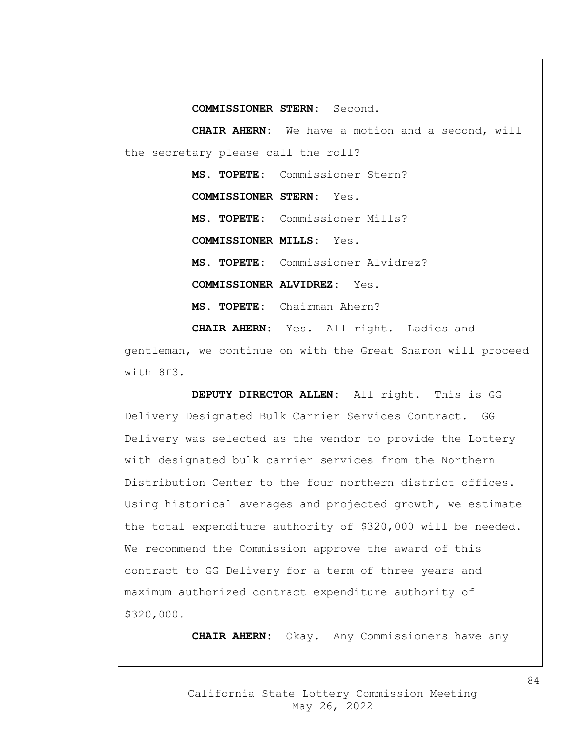**COMMISSIONER STERN:** Second.

**CHAIR AHERN:** We have a motion and a second, will the secretary please call the roll?

**MS. TOPETE:** Commissioner Stern?

**COMMISSIONER STERN:** Yes.

**MS. TOPETE:** Commissioner Mills?

**COMMISSIONER MILLS:** Yes.

**MS. TOPETE:** Commissioner Alvidrez?

**COMMISSIONER ALVIDREZ:** Yes.

**MS. TOPETE:** Chairman Ahern?

**CHAIR AHERN:** Yes. All right. Ladies and gentleman, we continue on with the Great Sharon will proceed with 8f3.

**DEPUTY DIRECTOR ALLEN:** All right. This is GG Delivery Designated Bulk Carrier Services Contract. GG Delivery was selected as the vendor to provide the Lottery with designated bulk carrier services from the Northern Distribution Center to the four northern district offices. Using historical averages and projected growth, we estimate the total expenditure authority of $320,000 will be needed. We recommend the Commission approve the award of this contract to GG Delivery for a term of three years and maximum authorized contract expenditure authority of $320,000.

**CHAIR AHERN:** Okay. Any Commissioners have any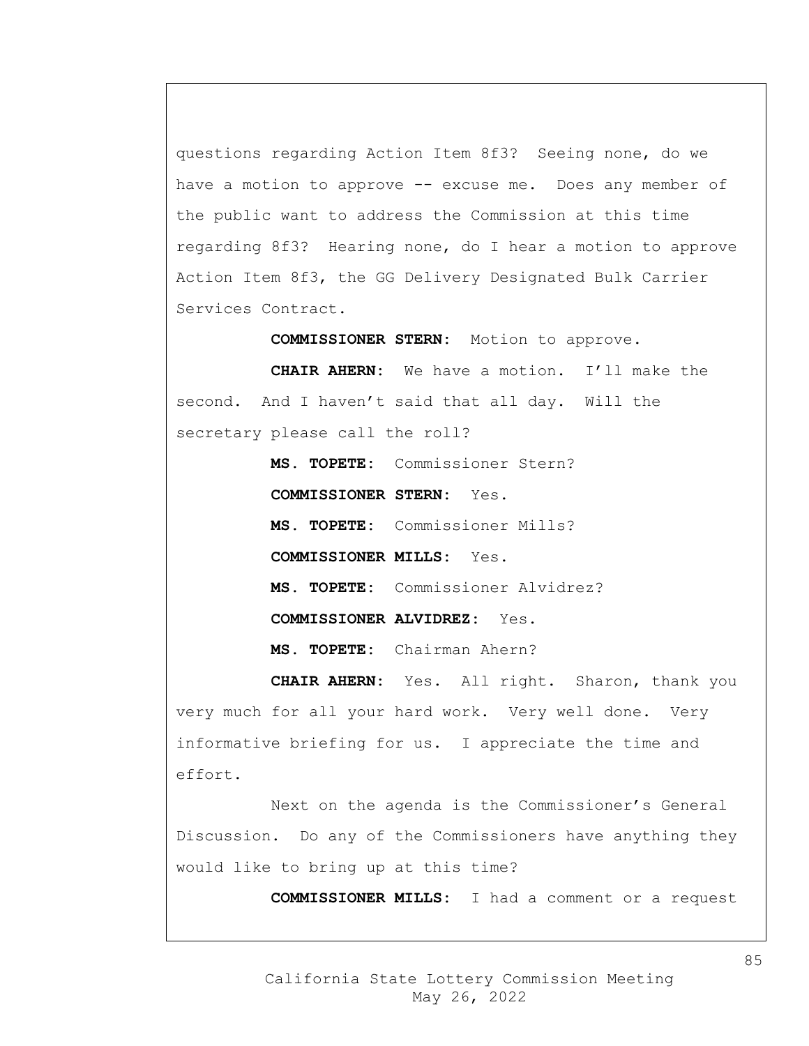questions regarding Action Item 8f3? Seeing none, do we have a motion to approve -- excuse me. Does any member of the public want to address the Commission at this time regarding 8f3? Hearing none, do I hear a motion to approve Action Item 8f3, the GG Delivery Designated Bulk Carrier Services Contract.

**COMMISSIONER STERN:** Motion to approve.

**CHAIR AHERN:** We have a motion. I'll make the second. And I haven't said that all day. Will the secretary please call the roll?

**MS. TOPETE:** Commissioner Stern?

**COMMISSIONER STERN:** Yes.

**MS. TOPETE:** Commissioner Mills?

**COMMISSIONER MILLS:** Yes.

**MS. TOPETE:** Commissioner Alvidrez?

**COMMISSIONER ALVIDREZ:** Yes.

**MS. TOPETE:** Chairman Ahern?

**CHAIR AHERN:** Yes. All right. Sharon, thank you very much for all your hard work. Very well done. Very informative briefing for us. I appreciate the time and effort.

Next on the agenda is the Commissioner's General Discussion. Do any of the Commissioners have anything they would like to bring up at this time?

**COMMISSIONER MILLS:** I had a comment or a request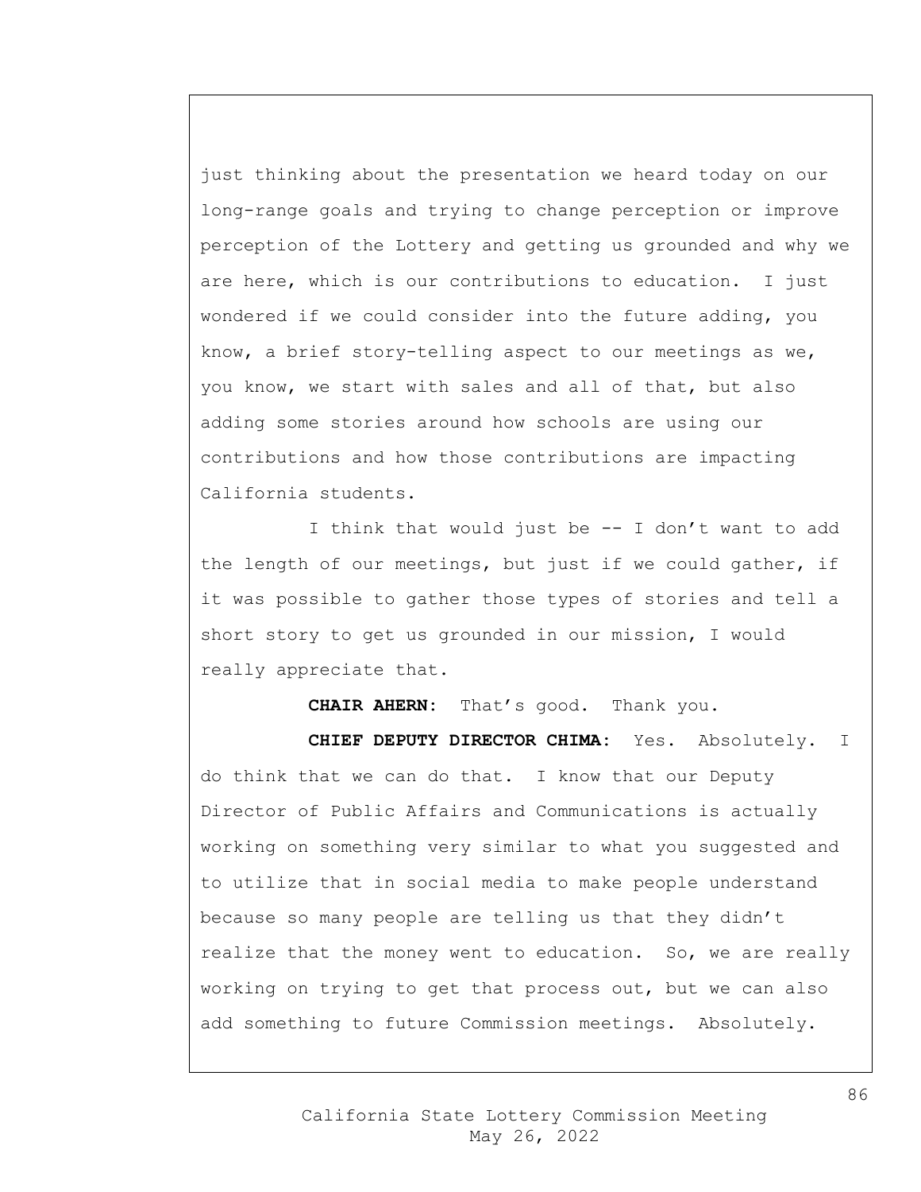just thinking about the presentation we heard today on our long-range goals and trying to change perception or improve perception of the Lottery and getting us grounded and why we are here, which is our contributions to education. I just wondered if we could consider into the future adding, you know, a brief story-telling aspect to our meetings as we, you know, we start with sales and all of that, but also adding some stories around how schools are using our contributions and how those contributions are impacting California students.

I think that would just be -- I don't want to add the length of our meetings, but just if we could gather, if it was possible to gather those types of stories and tell a short story to get us grounded in our mission, I would really appreciate that.

**CHAIR AHERN:** That's good. Thank you.

**CHIEF DEPUTY DIRECTOR CHIMA:** Yes. Absolutely. I do think that we can do that. I know that our Deputy Director of Public Affairs and Communications is actually working on something very similar to what you suggested and to utilize that in social media to make people understand because so many people are telling us that they didn't realize that the money went to education. So, we are really working on trying to get that process out, but we can also add something to future Commission meetings. Absolutely.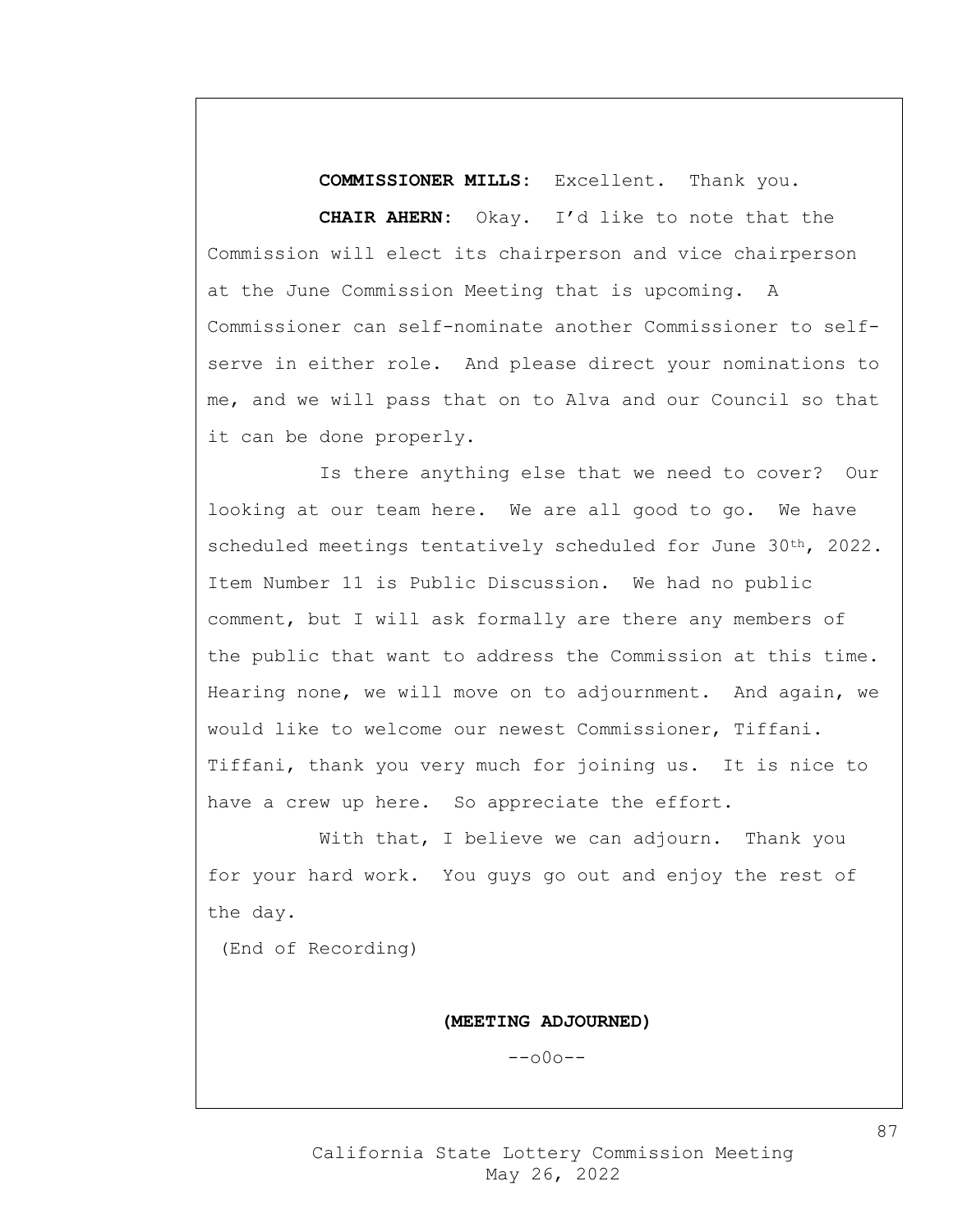**COMMISSIONER MILLS**: Excellent. Thank you.

**CHAIR AHERN**: Okay. I'd like to note that the Commission will elect its chairperson and vice chairperson at the June Commission Meeting that is upcoming. A Commissioner can self-nominate another Commissioner to self-serve in either role. And please direct your nominations to me, and we will pass that on to Alva and our Council so that it can be done properly.

Is there anything else that we need to cover? Our looking at our team here. We are all good to go. We have scheduled meetings tentatively scheduled for June 30th, 2022. Item Number 11 is Public Discussion. We had no public comment, but I will ask formally are there any members of the public that want to address the Commission at this time. Hearing none, we will move on to adjournment. And again, we would like to welcome our newest Commissioner, Tiffani. Tiffani, thank you very much for joining us. It is nice to have a crew up here. So appreciate the effort.

With that, I believe we can adjourn. Thank you for your hard work. You guys go out and enjoy the rest of the day.

(End of Recording)

**(MEETING ADJOURNED)**

--o0o--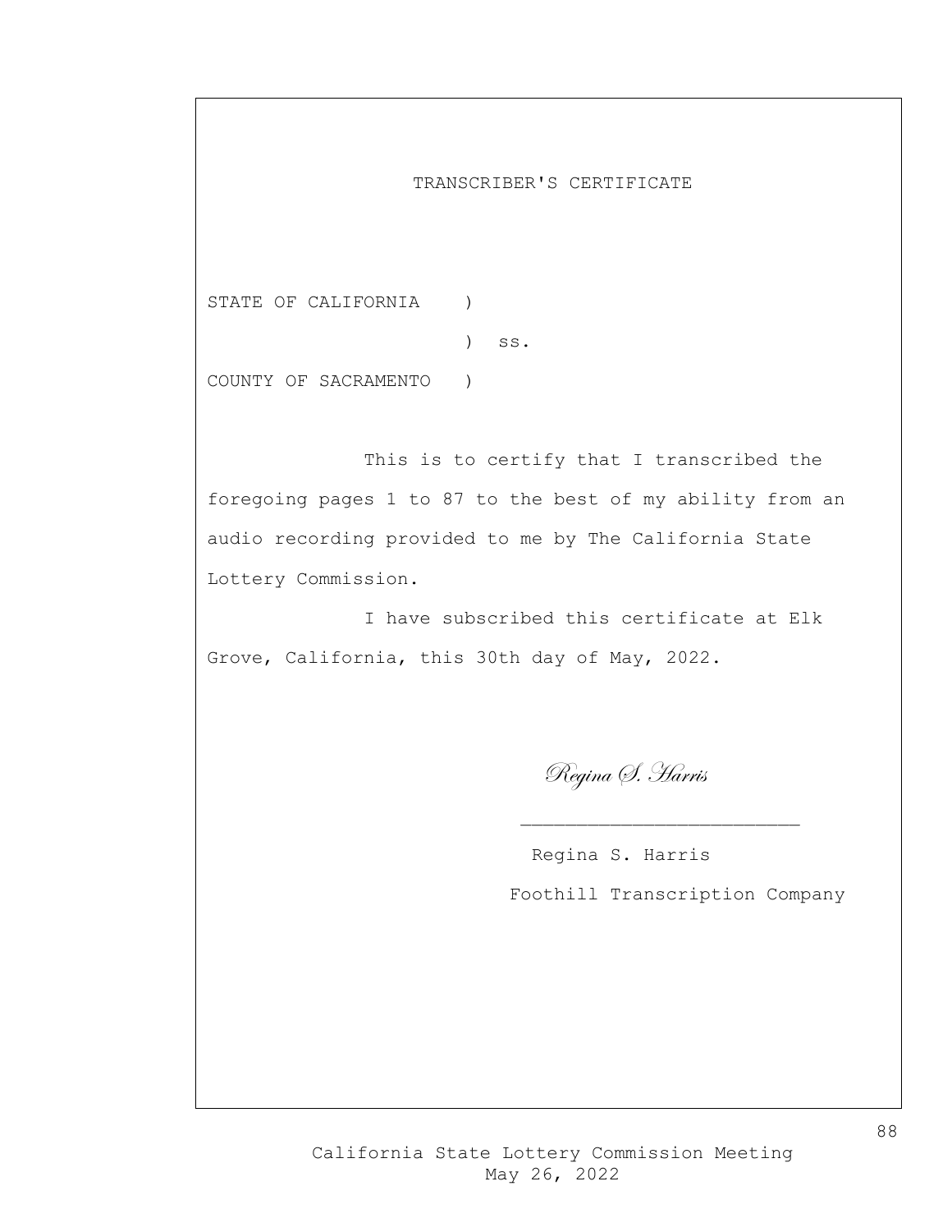# TRANSCRIBER'S CERTIFICATE

STATE OF CALIFORNIA )
) ss.
COUNTY OF SACRAMENTO )

This is to certify that I transcribed the foregoing pages 1 to 87 to the best of my ability from an audio recording provided to me by The California State Lottery Commission.

I have subscribed this certificate at Elk Grove, California, this 30th day of May, 2022.

*Regina S. Harris*

\_\_\_\_\_\_\_\_\_\_\_\_\_\_\_\_\_\_\_\_\_\_\_\_\_

Regina S. Harris

Foothill Transcription Company